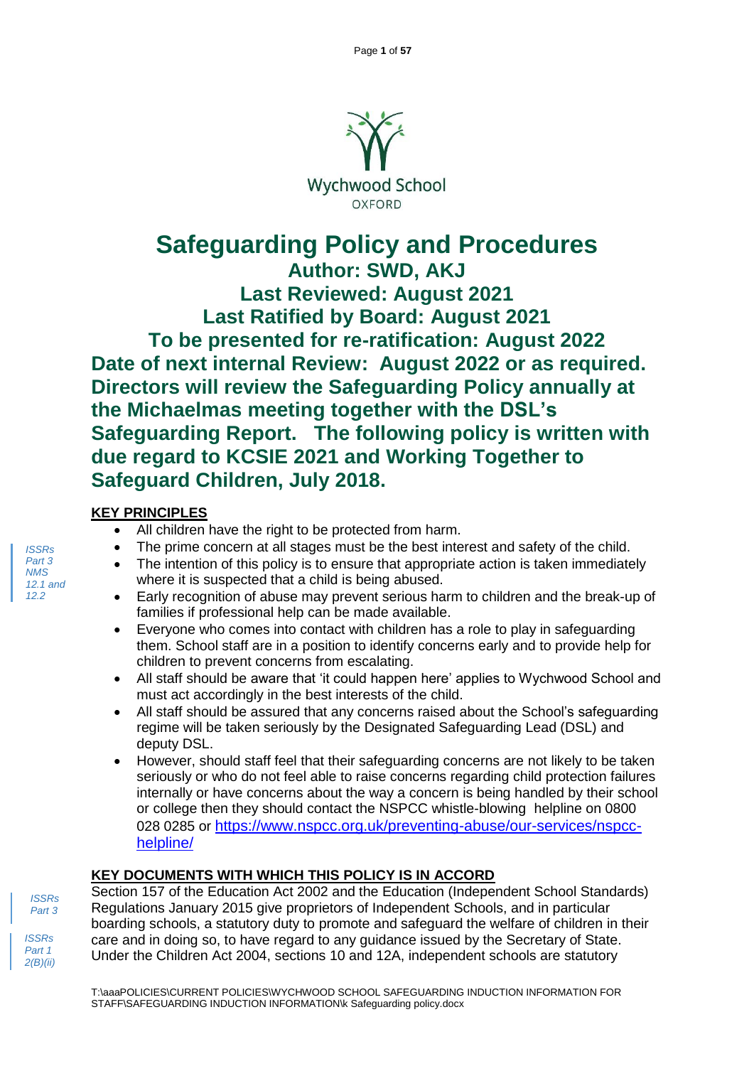Wychwood School
OXFORD

# Safeguarding Policy and Procedures

**Author: SWD, AKJ**
**Last Reviewed: August 2021**
**Last Ratified by Board: August 2021**
**To be presented for re-ratification: August 2022**
**Date of next internal Review: August 2022 or as required.**
**Directors will review the Safeguarding Policy annually at the Michaelmas meeting together with the DSL's Safeguarding Report. The following policy is written with due regard to KCSIE 2021 and Working Together to Safeguard Children, July 2018.**

## KEY PRINCIPLES

*ISSRs Part 3 NMS 12.1 and 12.2*

- All children have the right to be protected from harm.
- The prime concern at all stages must be the best interest and safety of the child.
- The intention of this policy is to ensure that appropriate action is taken immediately where it is suspected that a child is being abused.
- Early recognition of abuse may prevent serious harm to children and the break-up of families if professional help can be made available.
- Everyone who comes into contact with children has a role to play in safeguarding them. School staff are in a position to identify concerns early and to provide help for children to prevent concerns from escalating.
- All staff should be aware that 'it could happen here' applies to Wychwood School and must act accordingly in the best interests of the child.
- All staff should be assured that any concerns raised about the School's safeguarding regime will be taken seriously by the Designated Safeguarding Lead (DSL) and deputy DSL.
- However, should staff feel that their safeguarding concerns are not likely to be taken seriously or who do not feel able to raise concerns regarding child protection failures internally or have concerns about the way a concern is being handled by their school or college then they should contact the NSPCC whistle-blowing helpline on 0800 028 0285 or https://www.nspcc.org.uk/preventing-abuse/our-services/nspcc-helpline/

## KEY DOCUMENTS WITH WHICH THIS POLICY IS IN ACCORD

*ISSRs Part 3*

*ISSRs Part 1 2(B)(ii)*

Section 157 of the Education Act 2002 and the Education (Independent School Standards) Regulations January 2015 give proprietors of Independent Schools, and in particular boarding schools, a statutory duty to promote and safeguard the welfare of children in their care and in doing so, to have regard to any guidance issued by the Secretary of State. Under the Children Act 2004, sections 10 and 12A, independent schools are statutory

T:\aaaPOLICIES\CURRENT POLICIES\WYCHWOOD SCHOOL SAFEGUARDING INDUCTION INFORMATION FOR STAFF\SAFEGUARDING INDUCTION INFORMATION\k Safeguarding policy.docx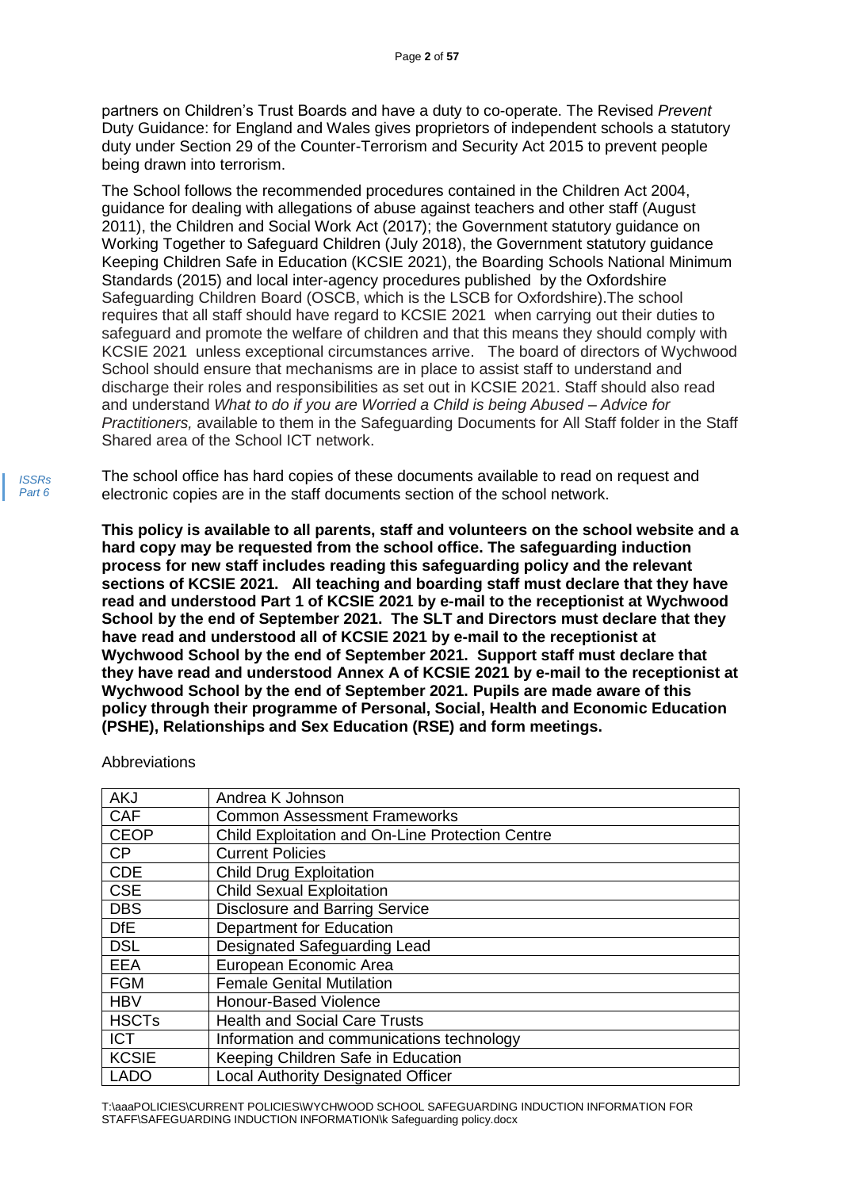partners on Children's Trust Boards and have a duty to co-operate. The Revised *Prevent* Duty Guidance: for England and Wales gives proprietors of independent schools a statutory duty under Section 29 of the Counter-Terrorism and Security Act 2015 to prevent people being drawn into terrorism.

The School follows the recommended procedures contained in the Children Act 2004, guidance for dealing with allegations of abuse against teachers and other staff (August 2011), the Children and Social Work Act (2017); the Government statutory guidance on Working Together to Safeguard Children (July 2018), the Government statutory guidance Keeping Children Safe in Education (KCSIE 2021), the Boarding Schools National Minimum Standards (2015) and local inter-agency procedures published by the Oxfordshire Safeguarding Children Board (OSCB, which is the LSCB for Oxfordshire).The school requires that all staff should have regard to KCSIE 2021 when carrying out their duties to safeguard and promote the welfare of children and that this means they should comply with KCSIE 2021 unless exceptional circumstances arrive. The board of directors of Wychwood School should ensure that mechanisms are in place to assist staff to understand and discharge their roles and responsibilities as set out in KCSIE 2021. Staff should also read and understand *What to do if you are Worried a Child is being Abused – Advice for Practitioners,* available to them in the Safeguarding Documents for All Staff folder in the Staff Shared area of the School ICT network.

*ISSRs Part 6*

The school office has hard copies of these documents available to read on request and electronic copies are in the staff documents section of the school network.

**This policy is available to all parents, staff and volunteers on the school website and a hard copy may be requested from the school office. The safeguarding induction process for new staff includes reading this safeguarding policy and the relevant sections of KCSIE 2021. All teaching and boarding staff must declare that they have read and understood Part 1 of KCSIE 2021 by e-mail to the receptionist at Wychwood School by the end of September 2021. The SLT and Directors must declare that they have read and understood all of KCSIE 2021 by e-mail to the receptionist at Wychwood School by the end of September 2021. Support staff must declare that they have read and understood Annex A of KCSIE 2021 by e-mail to the receptionist at Wychwood School by the end of September 2021. Pupils are made aware of this policy through their programme of Personal, Social, Health and Economic Education (PSHE), Relationships and Sex Education (RSE) and form meetings.**

Abbreviations

| AKJ | Andrea K Johnson |
|---|---|
| CAF | Common Assessment Frameworks |
| CEOP | Child Exploitation and On-Line Protection Centre |
| CP | Current Policies |
| CDE | Child Drug Exploitation |
| CSE | Child Sexual Exploitation |
| DBS | Disclosure and Barring Service |
| DfE | Department for Education |
| DSL | Designated Safeguarding Lead |
| EEA | European Economic Area |
| FGM | Female Genital Mutilation |
| HBV | Honour-Based Violence |
| HSCTs | Health and Social Care Trusts |
| ICT | Information and communications technology |
| KCSIE | Keeping Children Safe in Education |
| LADO | Local Authority Designated Officer |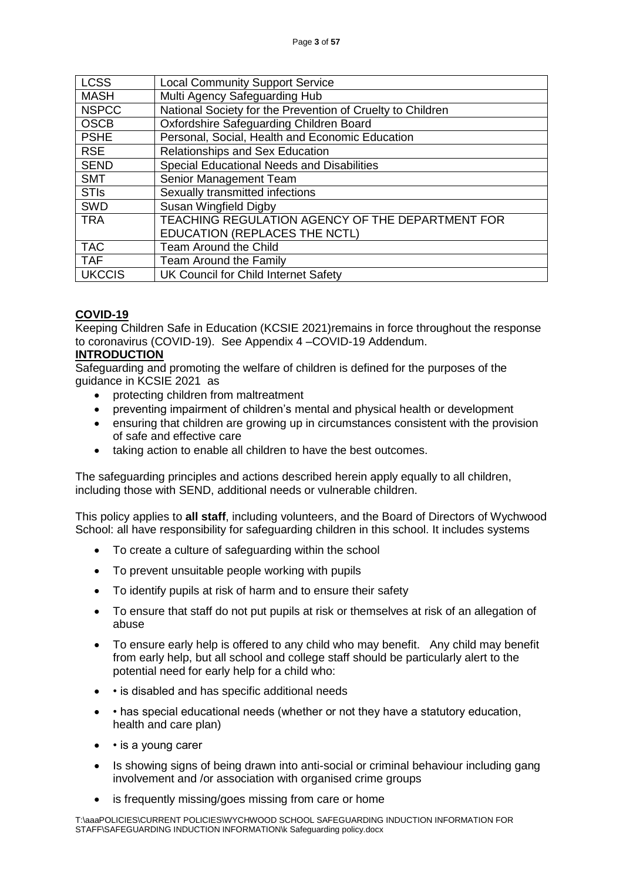| LCSS | Local Community Support Service |
|---|---|
| MASH | Multi Agency Safeguarding Hub |
| NSPCC | National Society for the Prevention of Cruelty to Children |
| OSCB | Oxfordshire Safeguarding Children Board |
| PSHE | Personal, Social, Health and Economic Education |
| RSE | Relationships and Sex Education |
| SEND | Special Educational Needs and Disabilities |
| SMT | Senior Management Team |
| STIs | Sexually transmitted infections |
| SWD | Susan Wingfield Digby |
| TRA | TEACHING REGULATION AGENCY OF THE DEPARTMENT FOR EDUCATION (REPLACES THE NCTL) |
| TAC | Team Around the Child |
| TAF | Team Around the Family |
| UKCCIS | UK Council for Child Internet Safety |

**COVID-19**

Keeping Children Safe in Education (KCSIE 2021)remains in force throughout the response to coronavirus (COVID-19). See Appendix 4 –COVID-19 Addendum.

**INTRODUCTION**

Safeguarding and promoting the welfare of children is defined for the purposes of the guidance in KCSIE 2021 as

- protecting children from maltreatment
- preventing impairment of children's mental and physical health or development
- ensuring that children are growing up in circumstances consistent with the provision of safe and effective care
- taking action to enable all children to have the best outcomes.

The safeguarding principles and actions described herein apply equally to all children, including those with SEND, additional needs or vulnerable children.

This policy applies to **all staff**, including volunteers, and the Board of Directors of Wychwood School: all have responsibility for safeguarding children in this school. It includes systems

- To create a culture of safeguarding within the school
- To prevent unsuitable people working with pupils
- To identify pupils at risk of harm and to ensure their safety
- To ensure that staff do not put pupils at risk or themselves at risk of an allegation of abuse
- To ensure early help is offered to any child who may benefit. Any child may benefit from early help, but all school and college staff should be particularly alert to the potential need for early help for a child who:
- • is disabled and has specific additional needs
- • has special educational needs (whether or not they have a statutory education, health and care plan)
- • is a young carer
- Is showing signs of being drawn into anti-social or criminal behaviour including gang involvement and /or association with organised crime groups
- is frequently missing/goes missing from care or home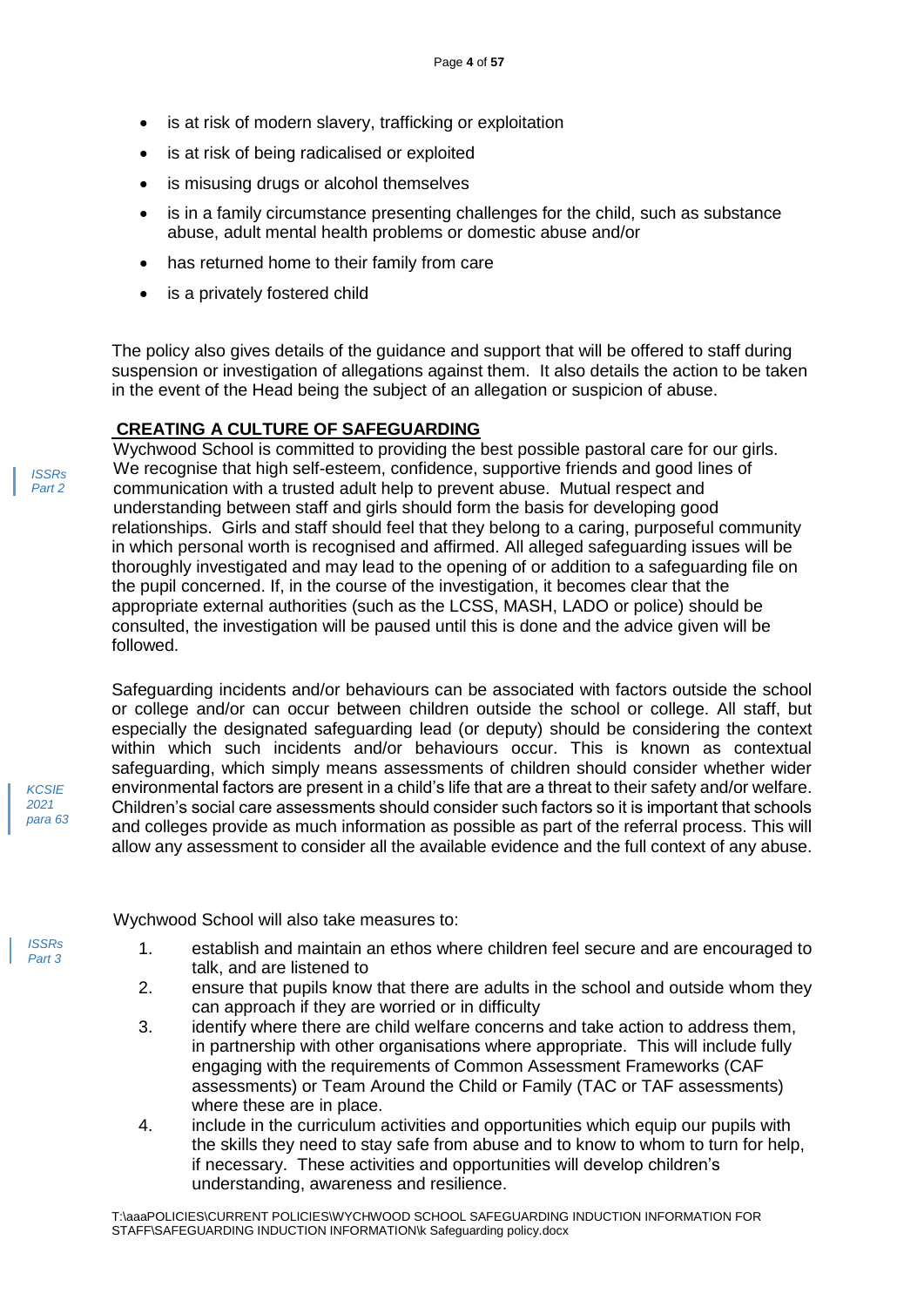- is at risk of modern slavery, trafficking or exploitation
- is at risk of being radicalised or exploited
- is misusing drugs or alcohol themselves
- is in a family circumstance presenting challenges for the child, such as substance abuse, adult mental health problems or domestic abuse and/or
- has returned home to their family from care
- is a privately fostered child

The policy also gives details of the guidance and support that will be offered to staff during suspension or investigation of allegations against them. It also details the action to be taken in the event of the Head being the subject of an allegation or suspicion of abuse.

## CREATING A CULTURE OF SAFEGUARDING

*ISSRs Part 2*

Wychwood School is committed to providing the best possible pastoral care for our girls. We recognise that high self-esteem, confidence, supportive friends and good lines of communication with a trusted adult help to prevent abuse. Mutual respect and understanding between staff and girls should form the basis for developing good relationships. Girls and staff should feel that they belong to a caring, purposeful community in which personal worth is recognised and affirmed. All alleged safeguarding issues will be thoroughly investigated and may lead to the opening of or addition to a safeguarding file on the pupil concerned. If, in the course of the investigation, it becomes clear that the appropriate external authorities (such as the LCSS, MASH, LADO or police) should be consulted, the investigation will be paused until this is done and the advice given will be followed.

*KCSIE 2021 para 63*

Safeguarding incidents and/or behaviours can be associated with factors outside the school or college and/or can occur between children outside the school or college. All staff, but especially the designated safeguarding lead (or deputy) should be considering the context within which such incidents and/or behaviours occur. This is known as contextual safeguarding, which simply means assessments of children should consider whether wider environmental factors are present in a child's life that are a threat to their safety and/or welfare. Children's social care assessments should consider such factors so it is important that schools and colleges provide as much information as possible as part of the referral process. This will allow any assessment to consider all the available evidence and the full context of any abuse.

*ISSRs Part 3*

Wychwood School will also take measures to:

1. establish and maintain an ethos where children feel secure and are encouraged to talk, and are listened to
2. ensure that pupils know that there are adults in the school and outside whom they can approach if they are worried or in difficulty
3. identify where there are child welfare concerns and take action to address them, in partnership with other organisations where appropriate. This will include fully engaging with the requirements of Common Assessment Frameworks (CAF assessments) or Team Around the Child or Family (TAC or TAF assessments) where these are in place.
4. include in the curriculum activities and opportunities which equip our pupils with the skills they need to stay safe from abuse and to know to whom to turn for help, if necessary. These activities and opportunities will develop children's understanding, awareness and resilience.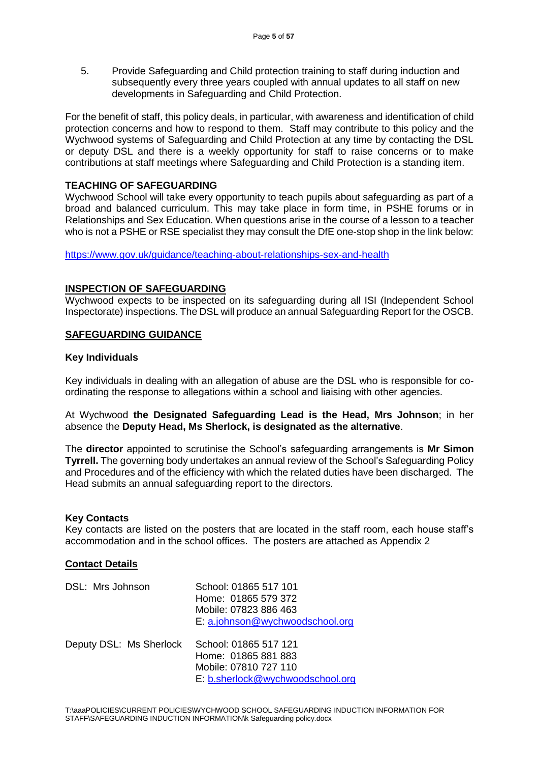5. Provide Safeguarding and Child protection training to staff during induction and subsequently every three years coupled with annual updates to all staff on new developments in Safeguarding and Child Protection.

For the benefit of staff, this policy deals, in particular, with awareness and identification of child protection concerns and how to respond to them. Staff may contribute to this policy and the Wychwood systems of Safeguarding and Child Protection at any time by contacting the DSL or deputy DSL and there is a weekly opportunity for staff to raise concerns or to make contributions at staff meetings where Safeguarding and Child Protection is a standing item.

**TEACHING OF SAFEGUARDING**

Wychwood School will take every opportunity to teach pupils about safeguarding as part of a broad and balanced curriculum. This may take place in form time, in PSHE forums or in Relationships and Sex Education. When questions arise in the course of a lesson to a teacher who is not a PSHE or RSE specialist they may consult the DfE one-stop shop in the link below:

https://www.gov.uk/guidance/teaching-about-relationships-sex-and-health

**INSPECTION OF SAFEGUARDING**

Wychwood expects to be inspected on its safeguarding during all ISI (Independent School Inspectorate) inspections. The DSL will produce an annual Safeguarding Report for the OSCB.

**SAFEGUARDING GUIDANCE**

**Key Individuals**

Key individuals in dealing with an allegation of abuse are the DSL who is responsible for co-ordinating the response to allegations within a school and liaising with other agencies.

At Wychwood **the Designated Safeguarding Lead is the Head, Mrs Johnson**; in her absence the **Deputy Head, Ms Sherlock, is designated as the alternative**.

The **director** appointed to scrutinise the School's safeguarding arrangements is **Mr Simon Tyrrell.** The governing body undertakes an annual review of the School's Safeguarding Policy and Procedures and of the efficiency with which the related duties have been discharged. The Head submits an annual safeguarding report to the directors.

**Key Contacts**

Key contacts are listed on the posters that are located in the staff room, each house staff's accommodation and in the school offices. The posters are attached as Appendix 2

**Contact Details**

| | |
|---|---|
| DSL: Mrs Johnson | School: 01865 517 101<br>Home: 01865 579 372<br>Mobile: 07823 886 463<br>E: a.johnson@wychwoodschool.org |
| Deputy DSL: Ms Sherlock | School: 01865 517 121<br>Home: 01865 881 883<br>Mobile: 07810 727 110<br>E: b.sherlock@wychwoodschool.org |

T:\aaaPOLICIES\CURRENT POLICIES\WYCHWOOD SCHOOL SAFEGUARDING INDUCTION INFORMATION FOR STAFF\SAFEGUARDING INDUCTION INFORMATION\k Safeguarding policy.docx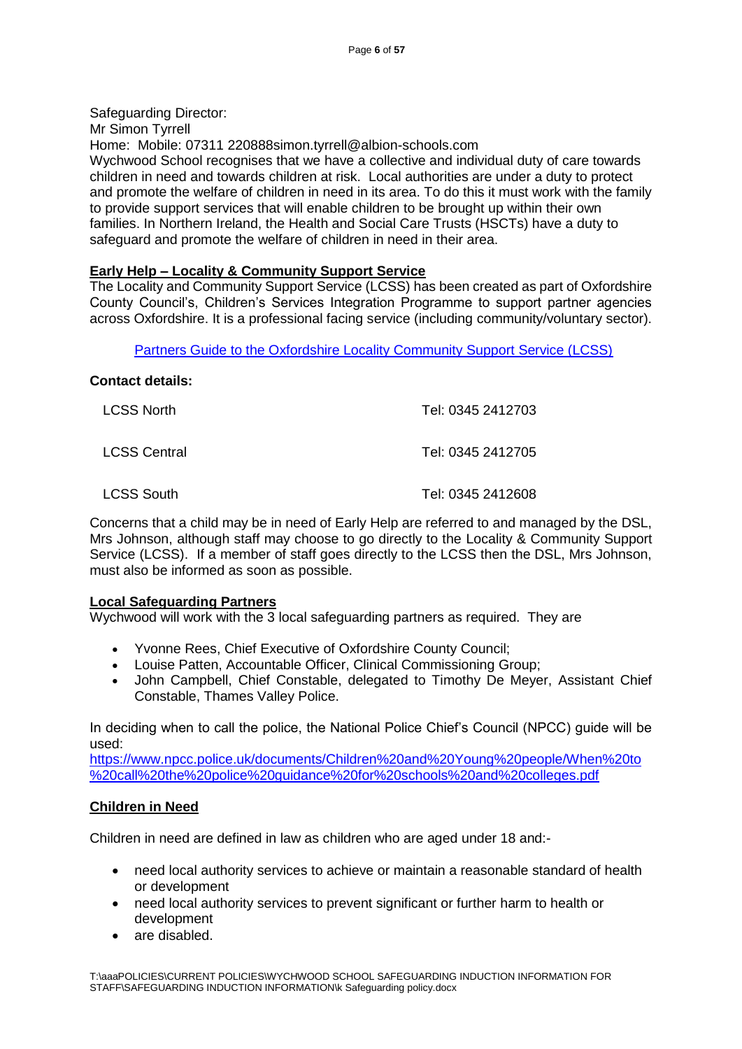Safeguarding Director:
Mr Simon Tyrrell
Home: Mobile: 07311 220888simon.tyrrell@albion-schools.com
Wychwood School recognises that we have a collective and individual duty of care towards children in need and towards children at risk. Local authorities are under a duty to protect and promote the welfare of children in need in its area. To do this it must work with the family to provide support services that will enable children to be brought up within their own families. In Northern Ireland, the Health and Social Care Trusts (HSCTs) have a duty to safeguard and promote the welfare of children in need in their area.

**Early Help – Locality & Community Support Service**

The Locality and Community Support Service (LCSS) has been created as part of Oxfordshire County Council's, Children's Services Integration Programme to support partner agencies across Oxfordshire. It is a professional facing service (including community/voluntary sector).

Partners Guide to the Oxfordshire Locality Community Support Service (LCSS)

**Contact details:**

| | |
|---|---|
| LCSS North | Tel: 0345 2412703 |
| LCSS Central | Tel: 0345 2412705 |
| LCSS South | Tel: 0345 2412608 |

Concerns that a child may be in need of Early Help are referred to and managed by the DSL, Mrs Johnson, although staff may choose to go directly to the Locality & Community Support Service (LCSS). If a member of staff goes directly to the LCSS then the DSL, Mrs Johnson, must also be informed as soon as possible.

**Local Safeguarding Partners**

Wychwood will work with the 3 local safeguarding partners as required. They are

- Yvonne Rees, Chief Executive of Oxfordshire County Council;
- Louise Patten, Accountable Officer, Clinical Commissioning Group;
- John Campbell, Chief Constable, delegated to Timothy De Meyer, Assistant Chief Constable, Thames Valley Police.

In deciding when to call the police, the National Police Chief's Council (NPCC) guide will be used:
https://www.npcc.police.uk/documents/Children%20and%20Young%20people/When%20to%20call%20the%20police%20guidance%20for%20schools%20and%20colleges.pdf

**Children in Need**

Children in need are defined in law as children who are aged under 18 and:-

- need local authority services to achieve or maintain a reasonable standard of health or development
- need local authority services to prevent significant or further harm to health or development
- are disabled.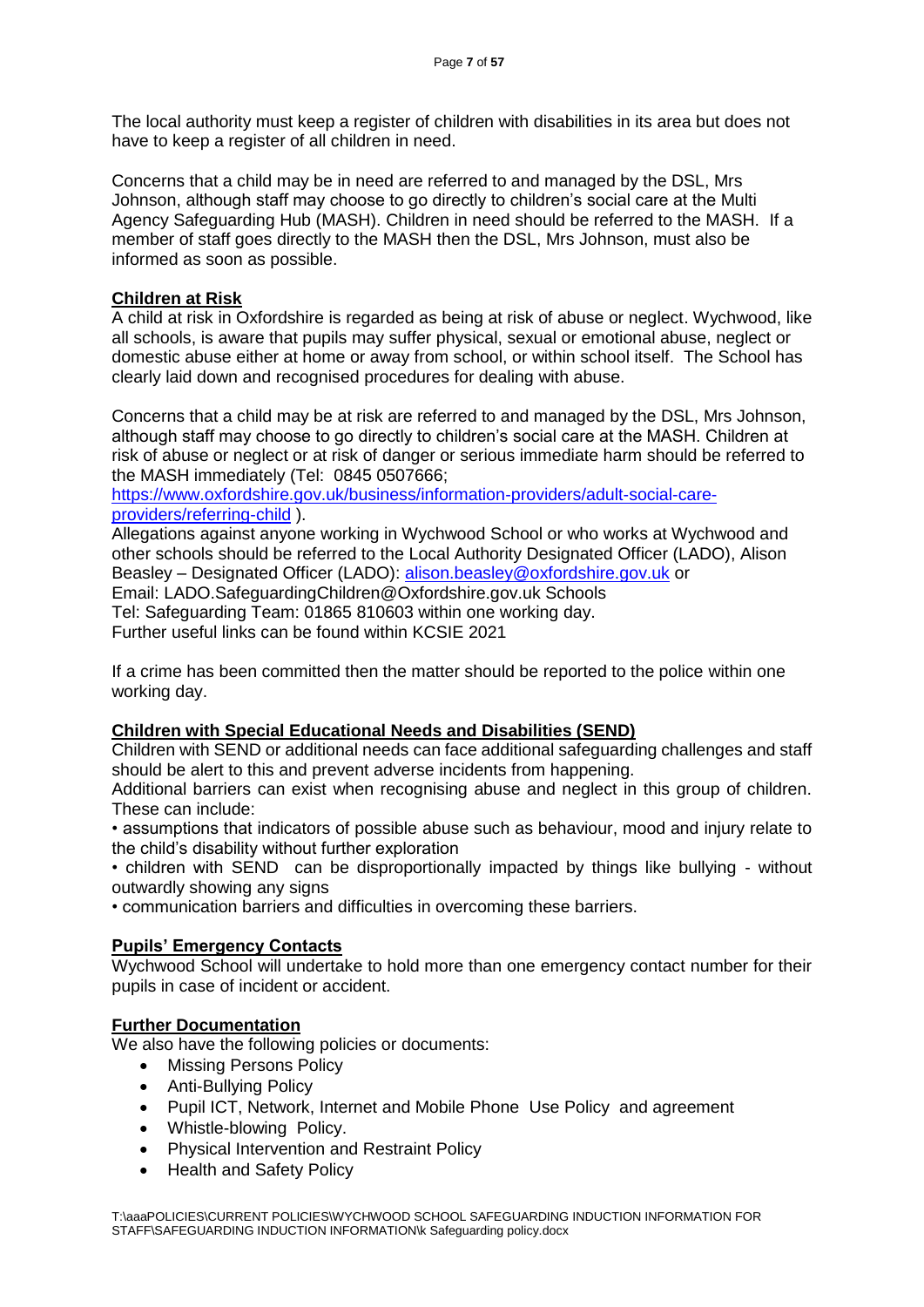The local authority must keep a register of children with disabilities in its area but does not have to keep a register of all children in need.

Concerns that a child may be in need are referred to and managed by the DSL, Mrs Johnson, although staff may choose to go directly to children's social care at the Multi Agency Safeguarding Hub (MASH). Children in need should be referred to the MASH. If a member of staff goes directly to the MASH then the DSL, Mrs Johnson, must also be informed as soon as possible.

## Children at Risk

A child at risk in Oxfordshire is regarded as being at risk of abuse or neglect. Wychwood, like all schools, is aware that pupils may suffer physical, sexual or emotional abuse, neglect or domestic abuse either at home or away from school, or within school itself. The School has clearly laid down and recognised procedures for dealing with abuse.

Concerns that a child may be at risk are referred to and managed by the DSL, Mrs Johnson, although staff may choose to go directly to children's social care at the MASH. Children at risk of abuse or neglect or at risk of danger or serious immediate harm should be referred to the MASH immediately (Tel: 0845 0507666; [https://www.oxfordshire.gov.uk/business/information-providers/adult-social-care-providers/referring-child](https://www.oxfordshire.gov.uk/business/information-providers/adult-social-care-providers/referring-child) ).

Allegations against anyone working in Wychwood School or who works at Wychwood and other schools should be referred to the Local Authority Designated Officer (LADO), Alison Beasley – Designated Officer (LADO): [alison.beasley@oxfordshire.gov.uk](mailto:alison.beasley@oxfordshire.gov.uk) or
Email: LADO.SafeguardingChildren@Oxfordshire.gov.uk Schools
Tel: Safeguarding Team: 01865 810603 within one working day.
Further useful links can be found within KCSIE 2021

If a crime has been committed then the matter should be reported to the police within one working day.

## Children with Special Educational Needs and Disabilities (SEND)

Children with SEND or additional needs can face additional safeguarding challenges and staff should be alert to this and prevent adverse incidents from happening.

Additional barriers can exist when recognising abuse and neglect in this group of children. These can include:

- assumptions that indicators of possible abuse such as behaviour, mood and injury relate to the child's disability without further exploration
- children with SEND can be disproportionally impacted by things like bullying - without outwardly showing any signs
- communication barriers and difficulties in overcoming these barriers.

## Pupils' Emergency Contacts

Wychwood School will undertake to hold more than one emergency contact number for their pupils in case of incident or accident.

## Further Documentation

We also have the following policies or documents:

- Missing Persons Policy
- Anti-Bullying Policy
- Pupil ICT, Network, Internet and Mobile Phone Use Policy and agreement
- Whistle-blowing Policy.
- Physical Intervention and Restraint Policy
- Health and Safety Policy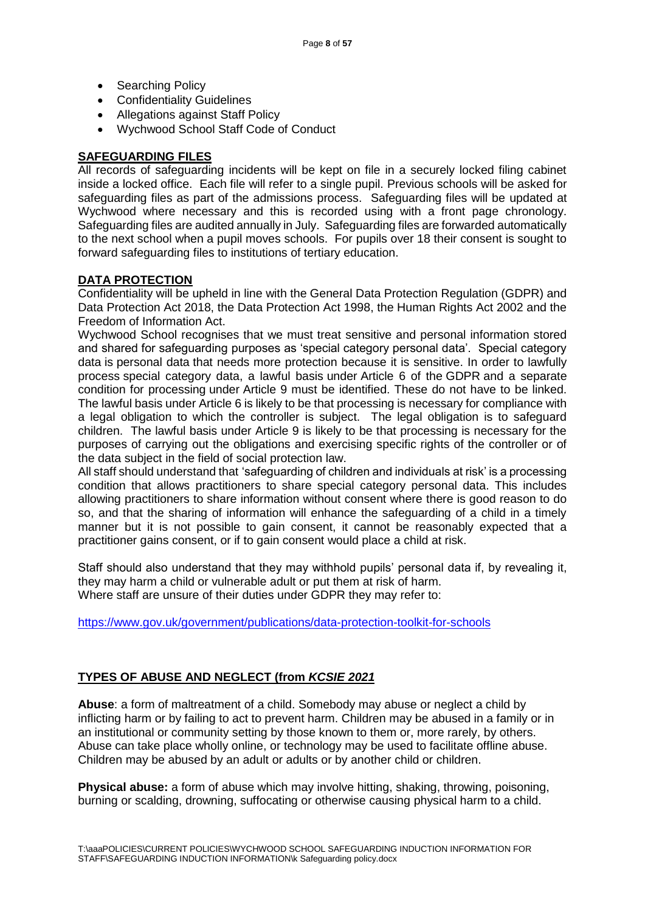- Searching Policy
- Confidentiality Guidelines
- Allegations against Staff Policy
- Wychwood School Staff Code of Conduct

## SAFEGUARDING FILES

All records of safeguarding incidents will be kept on file in a securely locked filing cabinet inside a locked office. Each file will refer to a single pupil. Previous schools will be asked for safeguarding files as part of the admissions process. Safeguarding files will be updated at Wychwood where necessary and this is recorded using with a front page chronology. Safeguarding files are audited annually in July. Safeguarding files are forwarded automatically to the next school when a pupil moves schools. For pupils over 18 their consent is sought to forward safeguarding files to institutions of tertiary education.

## DATA PROTECTION

Confidentiality will be upheld in line with the General Data Protection Regulation (GDPR) and Data Protection Act 2018, the Data Protection Act 1998, the Human Rights Act 2002 and the Freedom of Information Act.

Wychwood School recognises that we must treat sensitive and personal information stored and shared for safeguarding purposes as 'special category personal data'. Special category data is personal data that needs more protection because it is sensitive. In order to lawfully process special category data, a lawful basis under Article 6 of the GDPR and a separate condition for processing under Article 9 must be identified. These do not have to be linked. The lawful basis under Article 6 is likely to be that processing is necessary for compliance with a legal obligation to which the controller is subject. The legal obligation is to safeguard children. The lawful basis under Article 9 is likely to be that processing is necessary for the purposes of carrying out the obligations and exercising specific rights of the controller or of the data subject in the field of social protection law.

All staff should understand that 'safeguarding of children and individuals at risk' is a processing condition that allows practitioners to share special category personal data. This includes allowing practitioners to share information without consent where there is good reason to do so, and that the sharing of information will enhance the safeguarding of a child in a timely manner but it is not possible to gain consent, it cannot be reasonably expected that a practitioner gains consent, or if to gain consent would place a child at risk.

Staff should also understand that they may withhold pupils' personal data if, by revealing it, they may harm a child or vulnerable adult or put them at risk of harm.
Where staff are unsure of their duties under GDPR they may refer to:

https://www.gov.uk/government/publications/data-protection-toolkit-for-schools

## TYPES OF ABUSE AND NEGLECT (from *KCSIE 2021*

**Abuse**: a form of maltreatment of a child. Somebody may abuse or neglect a child by inflicting harm or by failing to act to prevent harm. Children may be abused in a family or in an institutional or community setting by those known to them or, more rarely, by others. Abuse can take place wholly online, or technology may be used to facilitate offline abuse. Children may be abused by an adult or adults or by another child or children.

**Physical abuse:** a form of abuse which may involve hitting, shaking, throwing, poisoning, burning or scalding, drowning, suffocating or otherwise causing physical harm to a child.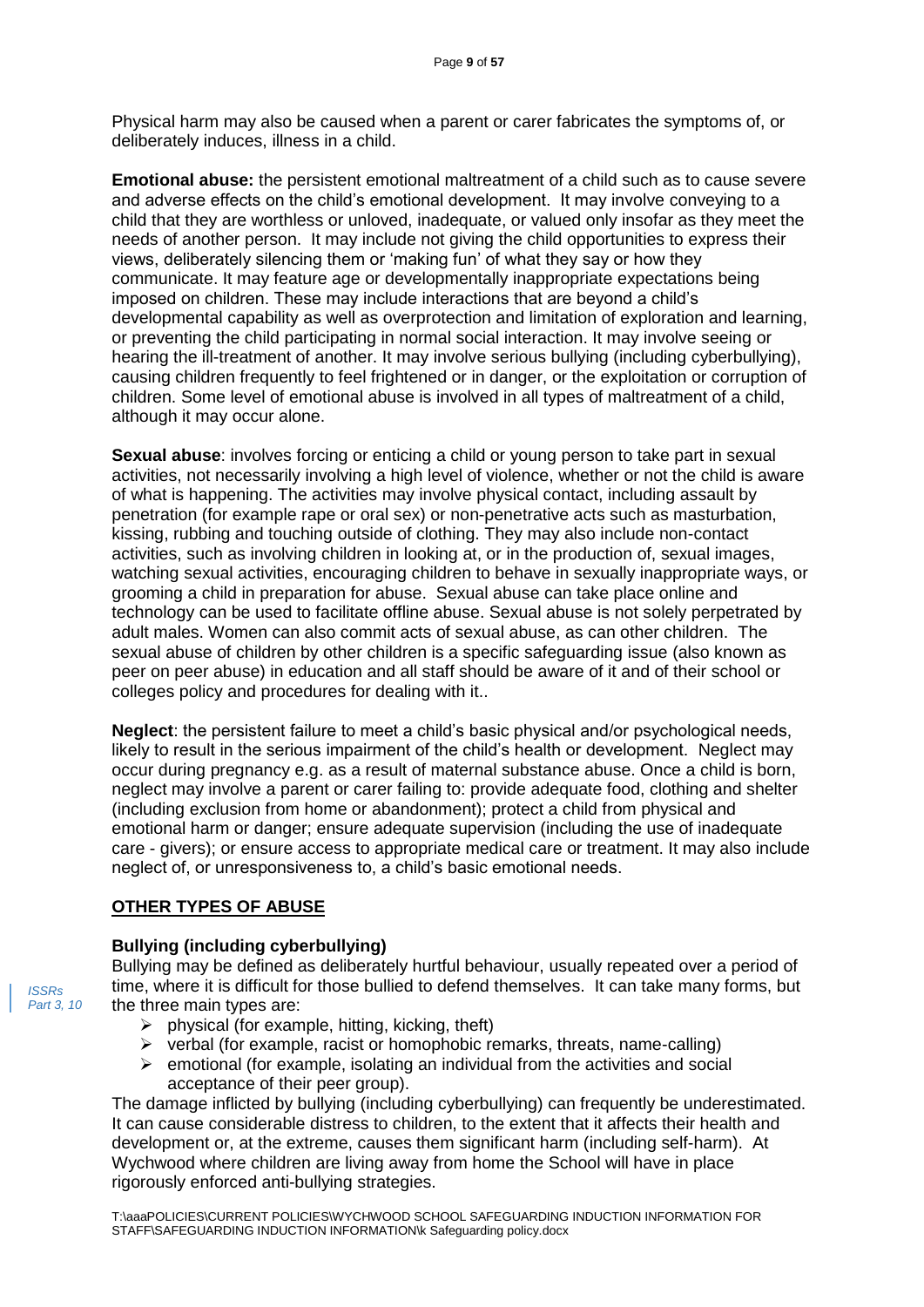Physical harm may also be caused when a parent or carer fabricates the symptoms of, or deliberately induces, illness in a child.

**Emotional abuse:** the persistent emotional maltreatment of a child such as to cause severe and adverse effects on the child's emotional development. It may involve conveying to a child that they are worthless or unloved, inadequate, or valued only insofar as they meet the needs of another person. It may include not giving the child opportunities to express their views, deliberately silencing them or 'making fun' of what they say or how they communicate. It may feature age or developmentally inappropriate expectations being imposed on children. These may include interactions that are beyond a child's developmental capability as well as overprotection and limitation of exploration and learning, or preventing the child participating in normal social interaction. It may involve seeing or hearing the ill-treatment of another. It may involve serious bullying (including cyberbullying), causing children frequently to feel frightened or in danger, or the exploitation or corruption of children. Some level of emotional abuse is involved in all types of maltreatment of a child, although it may occur alone.

**Sexual abuse**: involves forcing or enticing a child or young person to take part in sexual activities, not necessarily involving a high level of violence, whether or not the child is aware of what is happening. The activities may involve physical contact, including assault by penetration (for example rape or oral sex) or non-penetrative acts such as masturbation, kissing, rubbing and touching outside of clothing. They may also include non-contact activities, such as involving children in looking at, or in the production of, sexual images, watching sexual activities, encouraging children to behave in sexually inappropriate ways, or grooming a child in preparation for abuse. Sexual abuse can take place online and technology can be used to facilitate offline abuse. Sexual abuse is not solely perpetrated by adult males. Women can also commit acts of sexual abuse, as can other children. The sexual abuse of children by other children is a specific safeguarding issue (also known as peer on peer abuse) in education and all staff should be aware of it and of their school or colleges policy and procedures for dealing with it..

**Neglect**: the persistent failure to meet a child's basic physical and/or psychological needs, likely to result in the serious impairment of the child's health or development. Neglect may occur during pregnancy e.g. as a result of maternal substance abuse. Once a child is born, neglect may involve a parent or carer failing to: provide adequate food, clothing and shelter (including exclusion from home or abandonment); protect a child from physical and emotional harm or danger; ensure adequate supervision (including the use of inadequate care - givers); or ensure access to appropriate medical care or treatment. It may also include neglect of, or unresponsiveness to, a child's basic emotional needs.

## OTHER TYPES OF ABUSE

### Bullying (including cyberbullying)

*ISSRs Part 3, 10*

Bullying may be defined as deliberately hurtful behaviour, usually repeated over a period of time, where it is difficult for those bullied to defend themselves. It can take many forms, but the three main types are:

- physical (for example, hitting, kicking, theft)
- verbal (for example, racist or homophobic remarks, threats, name-calling)
- emotional (for example, isolating an individual from the activities and social acceptance of their peer group).

The damage inflicted by bullying (including cyberbullying) can frequently be underestimated. It can cause considerable distress to children, to the extent that it affects their health and development or, at the extreme, causes them significant harm (including self-harm). At Wychwood where children are living away from home the School will have in place rigorously enforced anti-bullying strategies.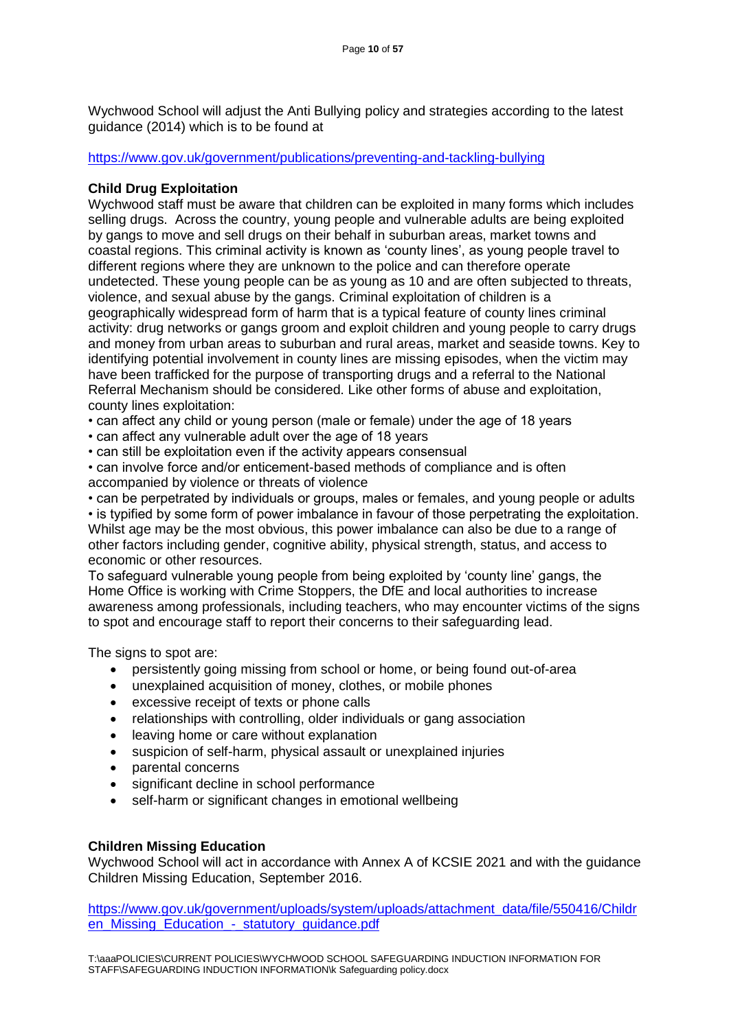Wychwood School will adjust the Anti Bullying policy and strategies according to the latest guidance (2014) which is to be found at

https://www.gov.uk/government/publications/preventing-and-tackling-bullying

**Child Drug Exploitation**

Wychwood staff must be aware that children can be exploited in many forms which includes selling drugs. Across the country, young people and vulnerable adults are being exploited by gangs to move and sell drugs on their behalf in suburban areas, market towns and coastal regions. This criminal activity is known as 'county lines', as young people travel to different regions where they are unknown to the police and can therefore operate undetected. These young people can be as young as 10 and are often subjected to threats, violence, and sexual abuse by the gangs. Criminal exploitation of children is a geographically widespread form of harm that is a typical feature of county lines criminal activity: drug networks or gangs groom and exploit children and young people to carry drugs and money from urban areas to suburban and rural areas, market and seaside towns. Key to identifying potential involvement in county lines are missing episodes, when the victim may have been trafficked for the purpose of transporting drugs and a referral to the National Referral Mechanism should be considered. Like other forms of abuse and exploitation, county lines exploitation:

- can affect any child or young person (male or female) under the age of 18 years
- can affect any vulnerable adult over the age of 18 years
- can still be exploitation even if the activity appears consensual
- can involve force and/or enticement-based methods of compliance and is often accompanied by violence or threats of violence
- can be perpetrated by individuals or groups, males or females, and young people or adults
- is typified by some form of power imbalance in favour of those perpetrating the exploitation.

Whilst age may be the most obvious, this power imbalance can also be due to a range of other factors including gender, cognitive ability, physical strength, status, and access to economic or other resources.

To safeguard vulnerable young people from being exploited by 'county line' gangs, the Home Office is working with Crime Stoppers, the DfE and local authorities to increase awareness among professionals, including teachers, who may encounter victims of the signs to spot and encourage staff to report their concerns to their safeguarding lead.

The signs to spot are:

- persistently going missing from school or home, or being found out-of-area
- unexplained acquisition of money, clothes, or mobile phones
- excessive receipt of texts or phone calls
- relationships with controlling, older individuals or gang association
- leaving home or care without explanation
- suspicion of self-harm, physical assault or unexplained injuries
- parental concerns
- significant decline in school performance
- self-harm or significant changes in emotional wellbeing

**Children Missing Education**

Wychwood School will act in accordance with Annex A of KCSIE 2021 and with the guidance Children Missing Education, September 2016.

https://www.gov.uk/government/uploads/system/uploads/attachment_data/file/550416/Children_Missing_Education_-_statutory_guidance.pdf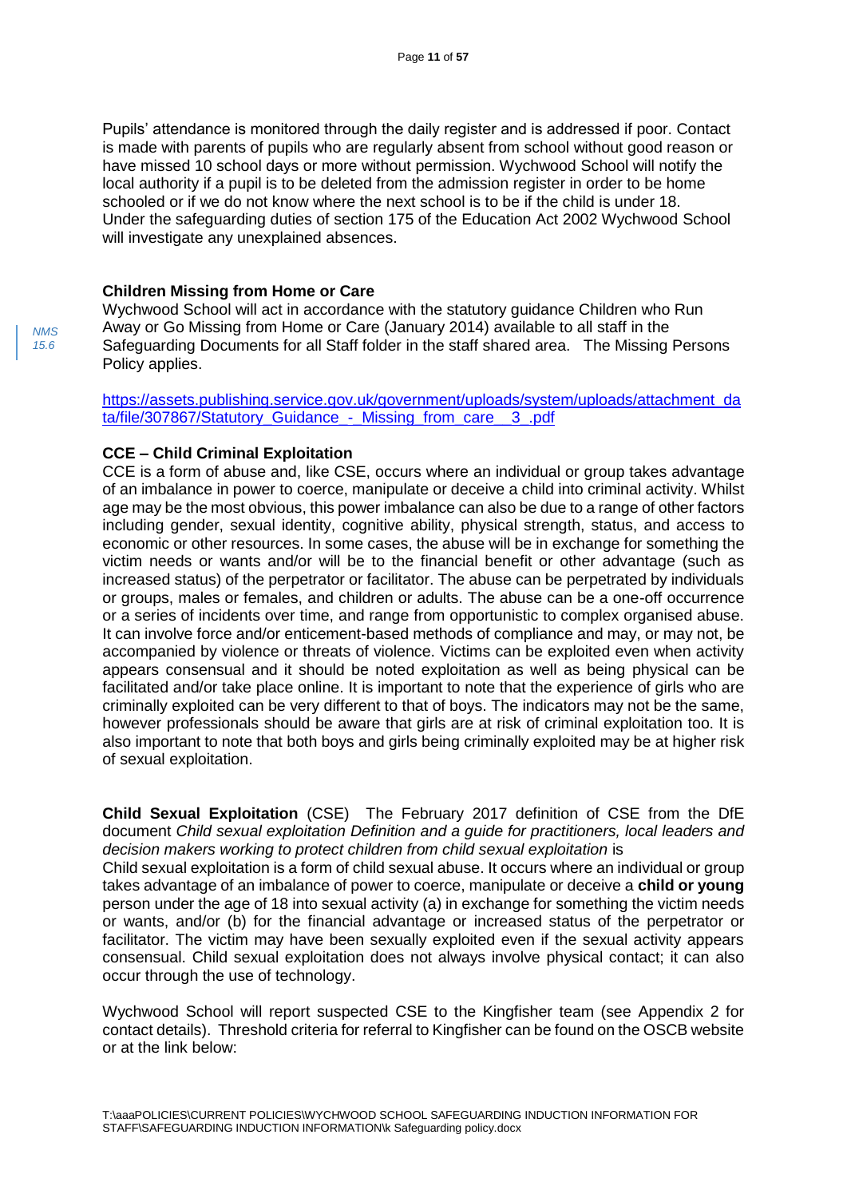Pupils' attendance is monitored through the daily register and is addressed if poor. Contact is made with parents of pupils who are regularly absent from school without good reason or have missed 10 school days or more without permission. Wychwood School will notify the local authority if a pupil is to be deleted from the admission register in order to be home schooled or if we do not know where the next school is to be if the child is under 18. Under the safeguarding duties of section 175 of the Education Act 2002 Wychwood School will investigate any unexplained absences.

**Children Missing from Home or Care**

*NMS 15.6*

Wychwood School will act in accordance with the statutory guidance Children who Run Away or Go Missing from Home or Care (January 2014) available to all staff in the Safeguarding Documents for all Staff folder in the staff shared area. The Missing Persons Policy applies.

https://assets.publishing.service.gov.uk/government/uploads/system/uploads/attachment_data/file/307867/Statutory_Guidance_-_Missing_from_care__3_.pdf

**CCE – Child Criminal Exploitation**

CCE is a form of abuse and, like CSE, occurs where an individual or group takes advantage of an imbalance in power to coerce, manipulate or deceive a child into criminal activity. Whilst age may be the most obvious, this power imbalance can also be due to a range of other factors including gender, sexual identity, cognitive ability, physical strength, status, and access to economic or other resources. In some cases, the abuse will be in exchange for something the victim needs or wants and/or will be to the financial benefit or other advantage (such as increased status) of the perpetrator or facilitator. The abuse can be perpetrated by individuals or groups, males or females, and children or adults. The abuse can be a one-off occurrence or a series of incidents over time, and range from opportunistic to complex organised abuse. It can involve force and/or enticement-based methods of compliance and may, or may not, be accompanied by violence or threats of violence. Victims can be exploited even when activity appears consensual and it should be noted exploitation as well as being physical can be facilitated and/or take place online. It is important to note that the experience of girls who are criminally exploited can be very different to that of boys. The indicators may not be the same, however professionals should be aware that girls are at risk of criminal exploitation too. It is also important to note that both boys and girls being criminally exploited may be at higher risk of sexual exploitation.

**Child Sexual Exploitation** (CSE) The February 2017 definition of CSE from the DfE document *Child sexual exploitation Definition and a guide for practitioners, local leaders and decision makers working to protect children from child sexual exploitation* is

Child sexual exploitation is a form of child sexual abuse. It occurs where an individual or group takes advantage of an imbalance of power to coerce, manipulate or deceive a **child or young** person under the age of 18 into sexual activity (a) in exchange for something the victim needs or wants, and/or (b) for the financial advantage or increased status of the perpetrator or facilitator. The victim may have been sexually exploited even if the sexual activity appears consensual. Child sexual exploitation does not always involve physical contact; it can also occur through the use of technology.

Wychwood School will report suspected CSE to the Kingfisher team (see Appendix 2 for contact details). Threshold criteria for referral to Kingfisher can be found on the OSCB website or at the link below: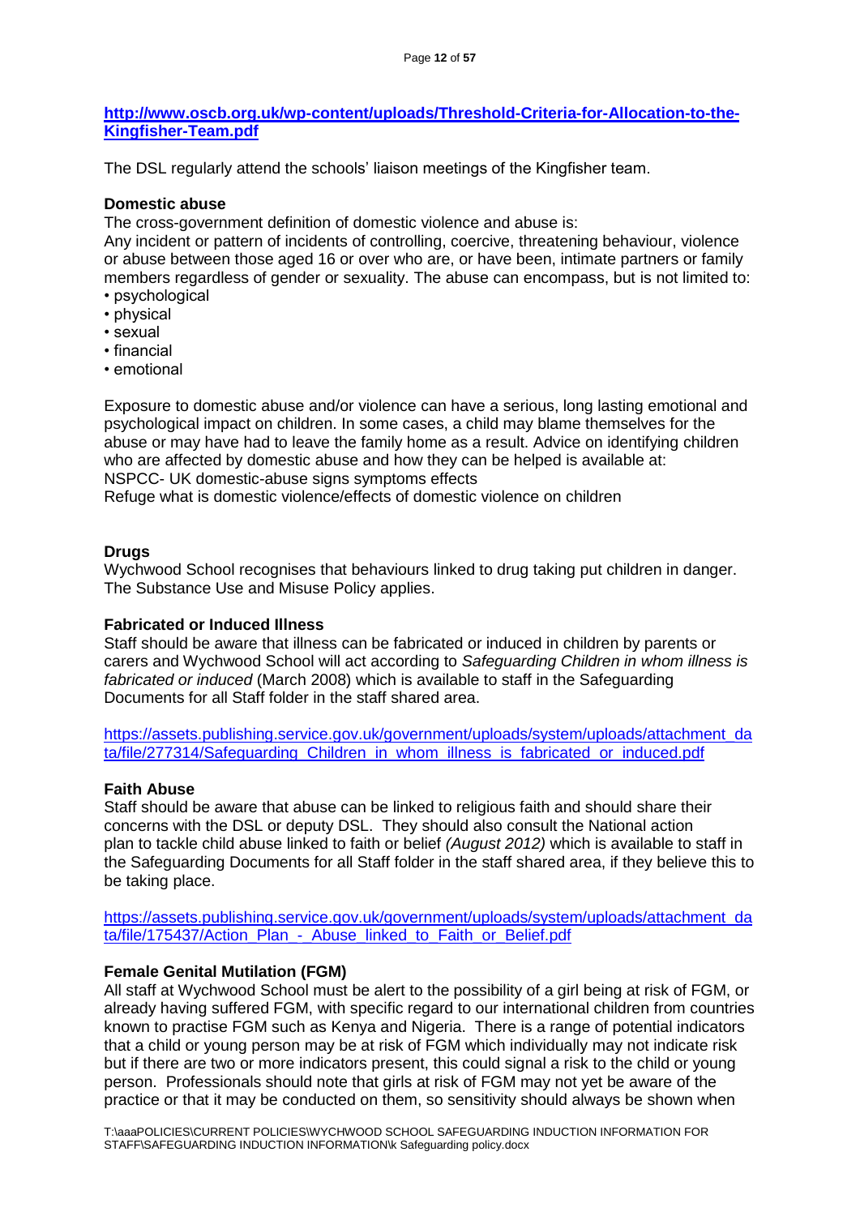**http://www.oscb.org.uk/wp-content/uploads/Threshold-Criteria-for-Allocation-to-the-Kingfisher-Team.pdf**

The DSL regularly attend the schools' liaison meetings of the Kingfisher team.

**Domestic abuse**

The cross-government definition of domestic violence and abuse is:
Any incident or pattern of incidents of controlling, coercive, threatening behaviour, violence or abuse between those aged 16 or over who are, or have been, intimate partners or family members regardless of gender or sexuality. The abuse can encompass, but is not limited to:

- psychological
- physical
- sexual
- financial
- emotional

Exposure to domestic abuse and/or violence can have a serious, long lasting emotional and psychological impact on children. In some cases, a child may blame themselves for the abuse or may have had to leave the family home as a result. Advice on identifying children who are affected by domestic abuse and how they can be helped is available at:
NSPCC- UK domestic-abuse signs symptoms effects
Refuge what is domestic violence/effects of domestic violence on children

**Drugs**

Wychwood School recognises that behaviours linked to drug taking put children in danger. The Substance Use and Misuse Policy applies.

**Fabricated or Induced Illness**

Staff should be aware that illness can be fabricated or induced in children by parents or carers and Wychwood School will act according to *Safeguarding Children in whom illness is fabricated or induced* (March 2008) which is available to staff in the Safeguarding Documents for all Staff folder in the staff shared area.

https://assets.publishing.service.gov.uk/government/uploads/system/uploads/attachment_data/file/277314/Safeguarding_Children_in_whom_illness_is_fabricated_or_induced.pdf

**Faith Abuse**

Staff should be aware that abuse can be linked to religious faith and should share their concerns with the DSL or deputy DSL. They should also consult the National action plan to tackle child abuse linked to faith or belief *(August 2012)* which is available to staff in the Safeguarding Documents for all Staff folder in the staff shared area, if they believe this to be taking place.

https://assets.publishing.service.gov.uk/government/uploads/system/uploads/attachment_data/file/175437/Action_Plan_-_Abuse_linked_to_Faith_or_Belief.pdf

**Female Genital Mutilation (FGM)**

All staff at Wychwood School must be alert to the possibility of a girl being at risk of FGM, or already having suffered FGM, with specific regard to our international children from countries known to practise FGM such as Kenya and Nigeria. There is a range of potential indicators that a child or young person may be at risk of FGM which individually may not indicate risk but if there are two or more indicators present, this could signal a risk to the child or young person. Professionals should note that girls at risk of FGM may not yet be aware of the practice or that it may be conducted on them, so sensitivity should always be shown when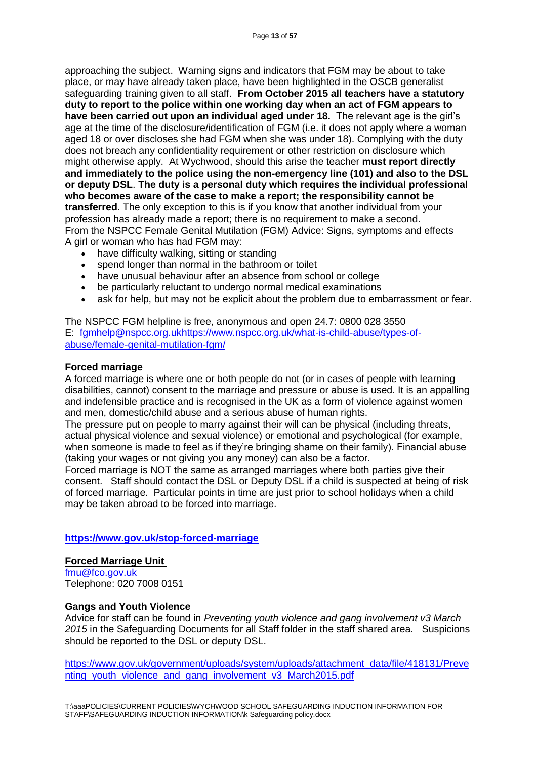approaching the subject. Warning signs and indicators that FGM may be about to take place, or may have already taken place, have been highlighted in the OSCB generalist safeguarding training given to all staff. **From October 2015 all teachers have a statutory duty to report to the police within one working day when an act of FGM appears to have been carried out upon an individual aged under 18.** The relevant age is the girl's age at the time of the disclosure/identification of FGM (i.e. it does not apply where a woman aged 18 or over discloses she had FGM when she was under 18). Complying with the duty does not breach any confidentiality requirement or other restriction on disclosure which might otherwise apply. At Wychwood, should this arise the teacher **must report directly and immediately to the police using the non-emergency line (101) and also to the DSL or deputy DSL**. **The duty is a personal duty which requires the individual professional who becomes aware of the case to make a report; the responsibility cannot be transferred**. The only exception to this is if you know that another individual from your profession has already made a report; there is no requirement to make a second.
From the NSPCC Female Genital Mutilation (FGM) Advice: Signs, symptoms and effects
A girl or woman who has had FGM may:

- have difficulty walking, sitting or standing
- spend longer than normal in the bathroom or toilet
- have unusual behaviour after an absence from school or college
- be particularly reluctant to undergo normal medical examinations
- ask for help, but may not be explicit about the problem due to embarrassment or fear.

The NSPCC FGM helpline is free, anonymous and open 24.7: 0800 028 3550
E: fgmhelp@nspcc.org.ukhttps://www.nspcc.org.uk/what-is-child-abuse/types-of-abuse/female-genital-mutilation-fgm/

**Forced marriage**

A forced marriage is where one or both people do not (or in cases of people with learning disabilities, cannot) consent to the marriage and pressure or abuse is used. It is an appalling and indefensible practice and is recognised in the UK as a form of violence against women and men, domestic/child abuse and a serious abuse of human rights.
The pressure put on people to marry against their will can be physical (including threats, actual physical violence and sexual violence) or emotional and psychological (for example, when someone is made to feel as if they're bringing shame on their family). Financial abuse (taking your wages or not giving you any money) can also be a factor.
Forced marriage is NOT the same as arranged marriages where both parties give their consent. Staff should contact the DSL or Deputy DSL if a child is suspected at being of risk of forced marriage. Particular points in time are just prior to school holidays when a child may be taken abroad to be forced into marriage.

**https://www.gov.uk/stop-forced-marriage**

**Forced Marriage Unit**
fmu@fco.gov.uk
Telephone: 020 7008 0151

**Gangs and Youth Violence**

Advice for staff can be found in *Preventing youth violence and gang involvement v3 March 2015* in the Safeguarding Documents for all Staff folder in the staff shared area. Suspicions should be reported to the DSL or deputy DSL.

https://www.gov.uk/government/uploads/system/uploads/attachment_data/file/418131/Preventing_youth_violence_and_gang_involvement_v3_March2015.pdf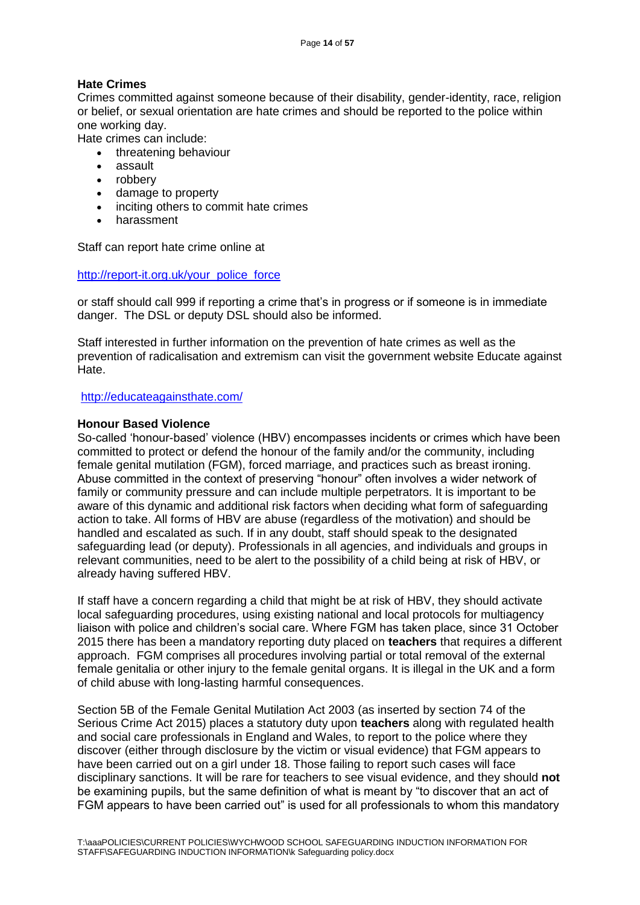**Hate Crimes**

Crimes committed against someone because of their disability, gender-identity, race, religion or belief, or sexual orientation are hate crimes and should be reported to the police within one working day.

Hate crimes can include:

- threatening behaviour
- assault
- robbery
- damage to property
- inciting others to commit hate crimes
- harassment

Staff can report hate crime online at

http://report-it.org.uk/your_police_force

or staff should call 999 if reporting a crime that's in progress or if someone is in immediate danger. The DSL or deputy DSL should also be informed.

Staff interested in further information on the prevention of hate crimes as well as the prevention of radicalisation and extremism can visit the government website Educate against Hate.

http://educateagainsthate.com/

**Honour Based Violence**

So-called 'honour-based' violence (HBV) encompasses incidents or crimes which have been committed to protect or defend the honour of the family and/or the community, including female genital mutilation (FGM), forced marriage, and practices such as breast ironing. Abuse committed in the context of preserving "honour" often involves a wider network of family or community pressure and can include multiple perpetrators. It is important to be aware of this dynamic and additional risk factors when deciding what form of safeguarding action to take. All forms of HBV are abuse (regardless of the motivation) and should be handled and escalated as such. If in any doubt, staff should speak to the designated safeguarding lead (or deputy). Professionals in all agencies, and individuals and groups in relevant communities, need to be alert to the possibility of a child being at risk of HBV, or already having suffered HBV.

If staff have a concern regarding a child that might be at risk of HBV, they should activate local safeguarding procedures, using existing national and local protocols for multiagency liaison with police and children's social care. Where FGM has taken place, since 31 October 2015 there has been a mandatory reporting duty placed on **teachers** that requires a different approach. FGM comprises all procedures involving partial or total removal of the external female genitalia or other injury to the female genital organs. It is illegal in the UK and a form of child abuse with long-lasting harmful consequences.

Section 5B of the Female Genital Mutilation Act 2003 (as inserted by section 74 of the Serious Crime Act 2015) places a statutory duty upon **teachers** along with regulated health and social care professionals in England and Wales, to report to the police where they discover (either through disclosure by the victim or visual evidence) that FGM appears to have been carried out on a girl under 18. Those failing to report such cases will face disciplinary sanctions. It will be rare for teachers to see visual evidence, and they should **not** be examining pupils, but the same definition of what is meant by "to discover that an act of FGM appears to have been carried out" is used for all professionals to whom this mandatory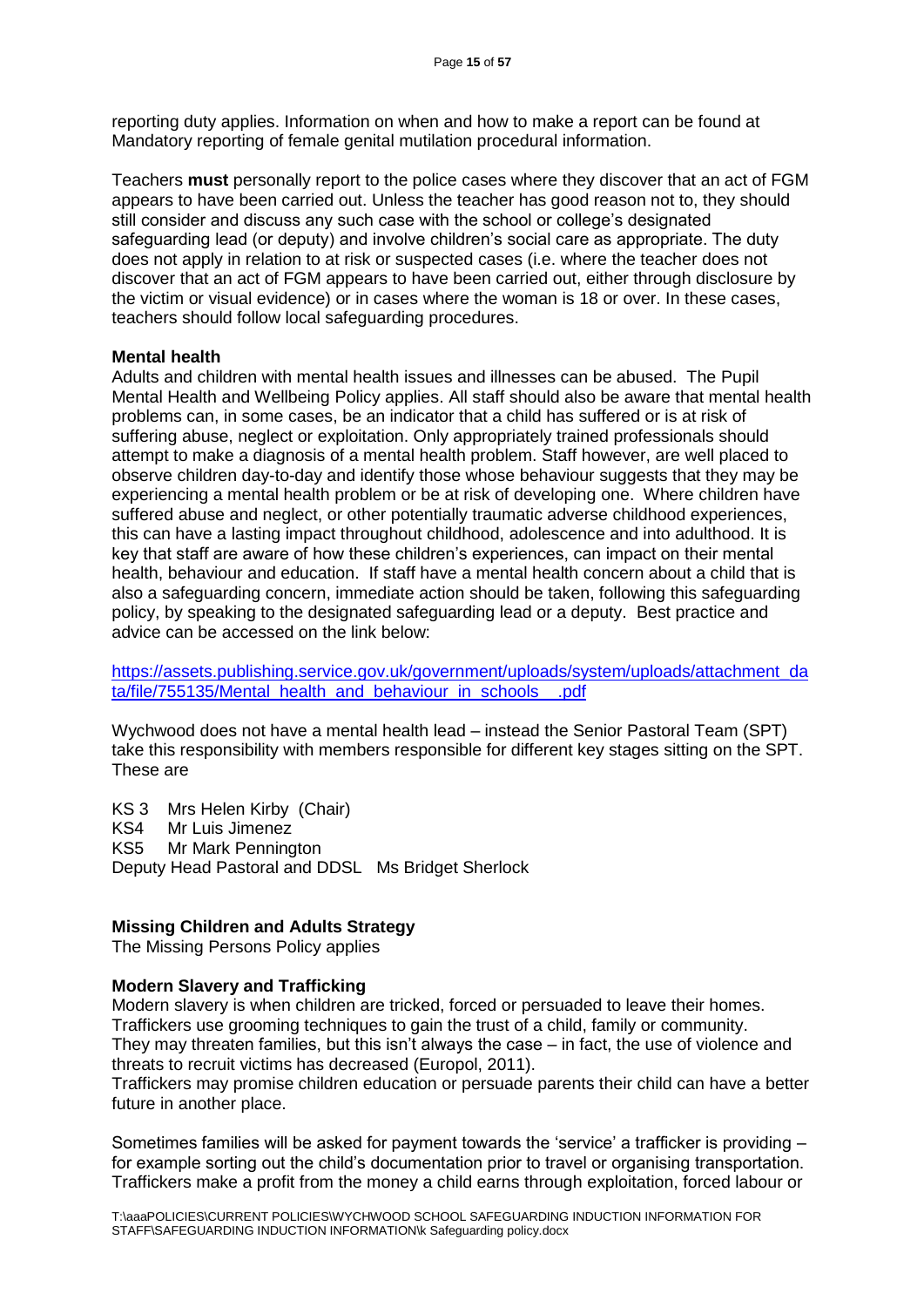reporting duty applies. Information on when and how to make a report can be found at Mandatory reporting of female genital mutilation procedural information.

Teachers **must** personally report to the police cases where they discover that an act of FGM appears to have been carried out. Unless the teacher has good reason not to, they should still consider and discuss any such case with the school or college's designated safeguarding lead (or deputy) and involve children's social care as appropriate. The duty does not apply in relation to at risk or suspected cases (i.e. where the teacher does not discover that an act of FGM appears to have been carried out, either through disclosure by the victim or visual evidence) or in cases where the woman is 18 or over. In these cases, teachers should follow local safeguarding procedures.

**Mental health**

Adults and children with mental health issues and illnesses can be abused. The Pupil Mental Health and Wellbeing Policy applies. All staff should also be aware that mental health problems can, in some cases, be an indicator that a child has suffered or is at risk of suffering abuse, neglect or exploitation. Only appropriately trained professionals should attempt to make a diagnosis of a mental health problem. Staff however, are well placed to observe children day-to-day and identify those whose behaviour suggests that they may be experiencing a mental health problem or be at risk of developing one. Where children have suffered abuse and neglect, or other potentially traumatic adverse childhood experiences, this can have a lasting impact throughout childhood, adolescence and into adulthood. It is key that staff are aware of how these children's experiences, can impact on their mental health, behaviour and education. If staff have a mental health concern about a child that is also a safeguarding concern, immediate action should be taken, following this safeguarding policy, by speaking to the designated safeguarding lead or a deputy. Best practice and advice can be accessed on the link below:

https://assets.publishing.service.gov.uk/government/uploads/system/uploads/attachment_data/file/755135/Mental_health_and_behaviour_in_schools__.pdf

Wychwood does not have a mental health lead – instead the Senior Pastoral Team (SPT) take this responsibility with members responsible for different key stages sitting on the SPT. These are

KS 3 Mrs Helen Kirby (Chair)
KS4 Mr Luis Jimenez
KS5 Mr Mark Pennington
Deputy Head Pastoral and DDSL Ms Bridget Sherlock

**Missing Children and Adults Strategy**

The Missing Persons Policy applies

**Modern Slavery and Trafficking**

Modern slavery is when children are tricked, forced or persuaded to leave their homes. Traffickers use grooming techniques to gain the trust of a child, family or community. They may threaten families, but this isn't always the case – in fact, the use of violence and threats to recruit victims has decreased (Europol, 2011).
Traffickers may promise children education or persuade parents their child can have a better future in another place.

Sometimes families will be asked for payment towards the 'service' a trafficker is providing – for example sorting out the child's documentation prior to travel or organising transportation. Traffickers make a profit from the money a child earns through exploitation, forced labour or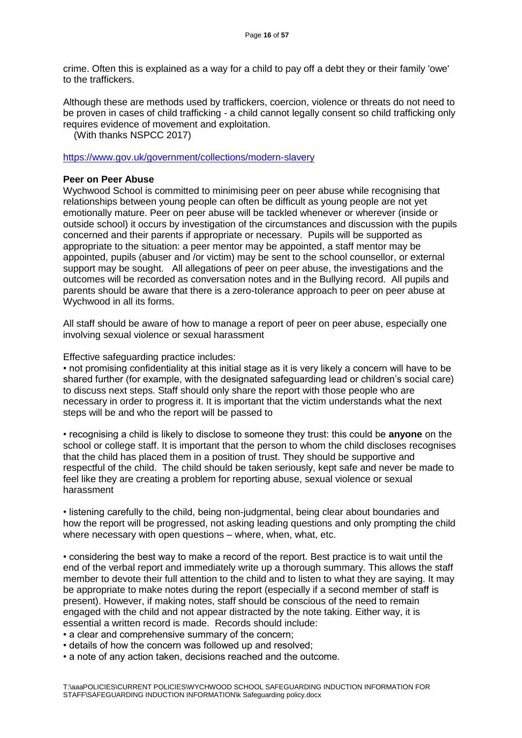crime. Often this is explained as a way for a child to pay off a debt they or their family 'owe' to the traffickers.

Although these are methods used by traffickers, coercion, violence or threats do not need to be proven in cases of child trafficking - a child cannot legally consent so child trafficking only requires evidence of movement and exploitation.
(With thanks NSPCC 2017)

https://www.gov.uk/government/collections/modern-slavery

**Peer on Peer Abuse**

Wychwood School is committed to minimising peer on peer abuse while recognising that relationships between young people can often be difficult as young people are not yet emotionally mature. Peer on peer abuse will be tackled whenever or wherever (inside or outside school) it occurs by investigation of the circumstances and discussion with the pupils concerned and their parents if appropriate or necessary. Pupils will be supported as appropriate to the situation: a peer mentor may be appointed, a staff mentor may be appointed, pupils (abuser and /or victim) may be sent to the school counsellor, or external support may be sought. All allegations of peer on peer abuse, the investigations and the outcomes will be recorded as conversation notes and in the Bullying record. All pupils and parents should be aware that there is a zero-tolerance approach to peer on peer abuse at Wychwood in all its forms.

All staff should be aware of how to manage a report of peer on peer abuse, especially one involving sexual violence or sexual harassment

Effective safeguarding practice includes:

• not promising confidentiality at this initial stage as it is very likely a concern will have to be shared further (for example, with the designated safeguarding lead or children's social care) to discuss next steps. Staff should only share the report with those people who are necessary in order to progress it. It is important that the victim understands what the next steps will be and who the report will be passed to

• recognising a child is likely to disclose to someone they trust: this could be **anyone** on the school or college staff. It is important that the person to whom the child discloses recognises that the child has placed them in a position of trust. They should be supportive and respectful of the child. The child should be taken seriously, kept safe and never be made to feel like they are creating a problem for reporting abuse, sexual violence or sexual harassment

• listening carefully to the child, being non-judgmental, being clear about boundaries and how the report will be progressed, not asking leading questions and only prompting the child where necessary with open questions – where, when, what, etc.

• considering the best way to make a record of the report. Best practice is to wait until the end of the verbal report and immediately write up a thorough summary. This allows the staff member to devote their full attention to the child and to listen to what they are saying. It may be appropriate to make notes during the report (especially if a second member of staff is present). However, if making notes, staff should be conscious of the need to remain engaged with the child and not appear distracted by the note taking. Either way, it is essential a written record is made. Records should include:

• a clear and comprehensive summary of the concern;
• details of how the concern was followed up and resolved;
• a note of any action taken, decisions reached and the outcome.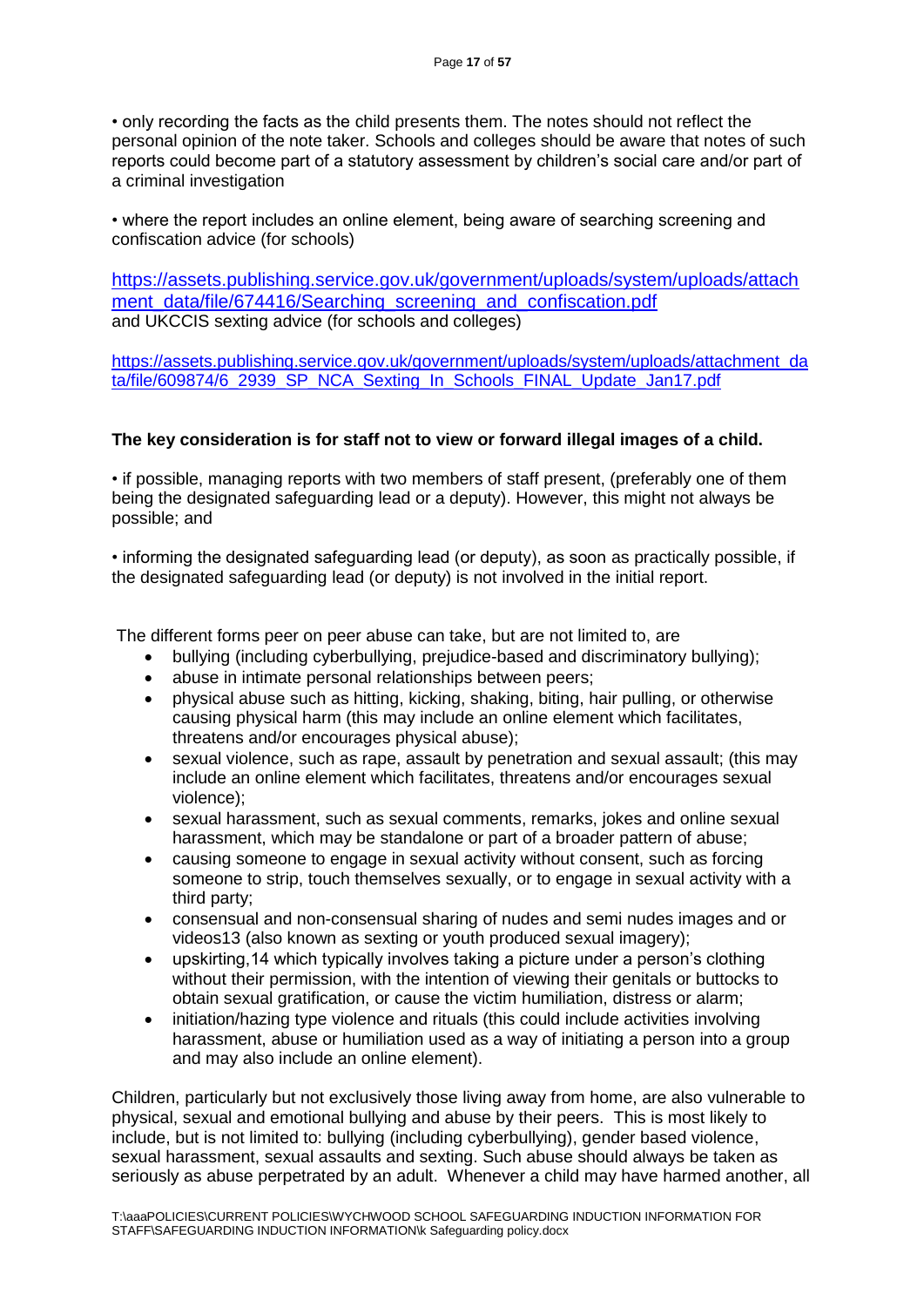• only recording the facts as the child presents them. The notes should not reflect the personal opinion of the note taker. Schools and colleges should be aware that notes of such reports could become part of a statutory assessment by children's social care and/or part of a criminal investigation

• where the report includes an online element, being aware of searching screening and confiscation advice (for schools)

https://assets.publishing.service.gov.uk/government/uploads/system/uploads/attachment_data/file/674416/Searching_screening_and_confiscation.pdf
and UKCCIS sexting advice (for schools and colleges)

https://assets.publishing.service.gov.uk/government/uploads/system/uploads/attachment_data/file/609874/6_2939_SP_NCA_Sexting_In_Schools_FINAL_Update_Jan17.pdf

**The key consideration is for staff not to view or forward illegal images of a child.**

• if possible, managing reports with two members of staff present, (preferably one of them being the designated safeguarding lead or a deputy). However, this might not always be possible; and

• informing the designated safeguarding lead (or deputy), as soon as practically possible, if the designated safeguarding lead (or deputy) is not involved in the initial report.

The different forms peer on peer abuse can take, but are not limited to, are

- bullying (including cyberbullying, prejudice-based and discriminatory bullying);
- abuse in intimate personal relationships between peers;
- physical abuse such as hitting, kicking, shaking, biting, hair pulling, or otherwise causing physical harm (this may include an online element which facilitates, threatens and/or encourages physical abuse);
- sexual violence, such as rape, assault by penetration and sexual assault; (this may include an online element which facilitates, threatens and/or encourages sexual violence);
- sexual harassment, such as sexual comments, remarks, jokes and online sexual harassment, which may be standalone or part of a broader pattern of abuse;
- causing someone to engage in sexual activity without consent, such as forcing someone to strip, touch themselves sexually, or to engage in sexual activity with a third party;
- consensual and non-consensual sharing of nudes and semi nudes images and or videos13 (also known as sexting or youth produced sexual imagery);
- upskirting,14 which typically involves taking a picture under a person's clothing without their permission, with the intention of viewing their genitals or buttocks to obtain sexual gratification, or cause the victim humiliation, distress or alarm;
- initiation/hazing type violence and rituals (this could include activities involving harassment, abuse or humiliation used as a way of initiating a person into a group and may also include an online element).

Children, particularly but not exclusively those living away from home, are also vulnerable to physical, sexual and emotional bullying and abuse by their peers. This is most likely to include, but is not limited to: bullying (including cyberbullying), gender based violence, sexual harassment, sexual assaults and sexting. Such abuse should always be taken as seriously as abuse perpetrated by an adult. Whenever a child may have harmed another, all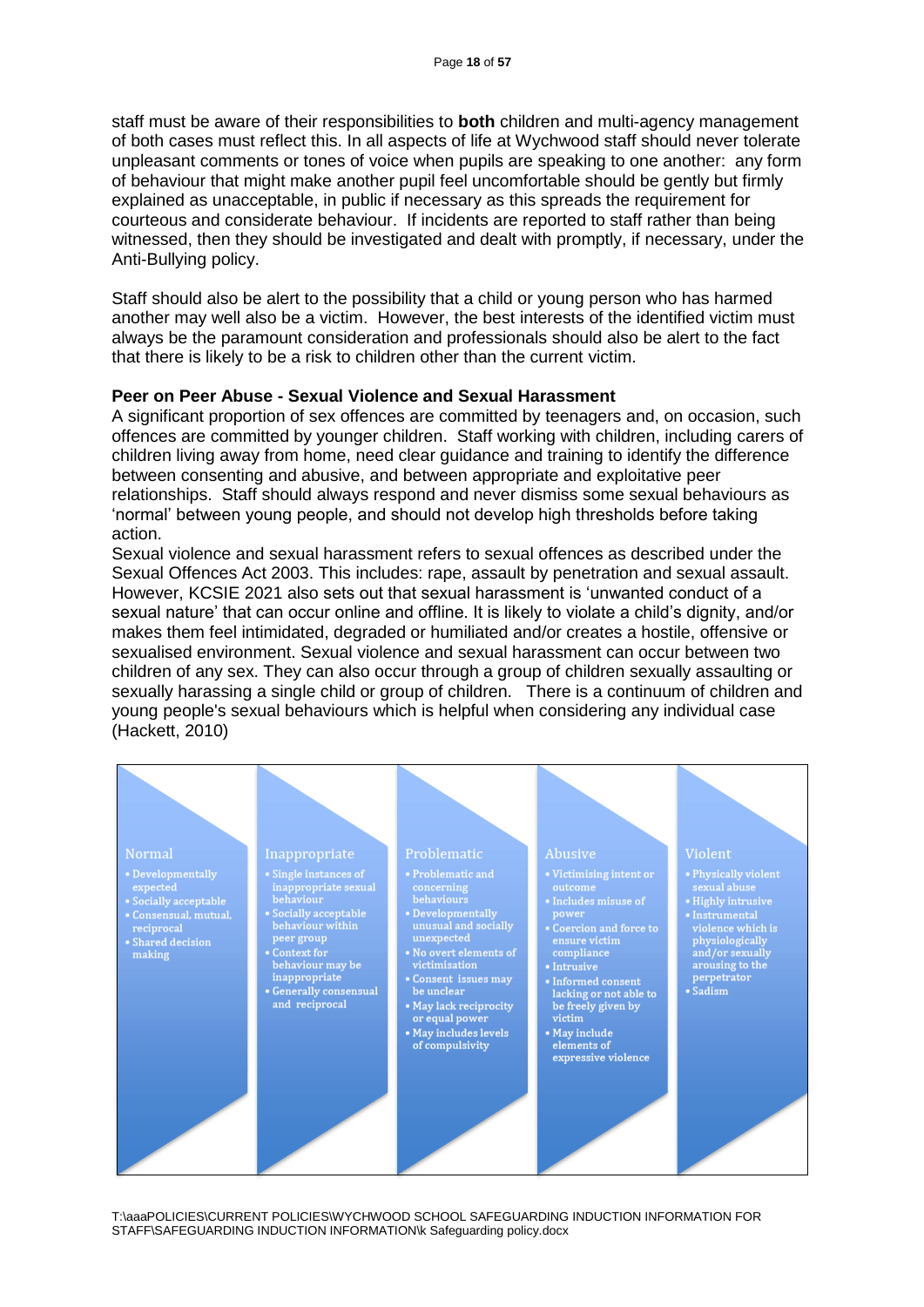staff must be aware of their responsibilities to **both** children and multi-agency management of both cases must reflect this. In all aspects of life at Wychwood staff should never tolerate unpleasant comments or tones of voice when pupils are speaking to one another: any form of behaviour that might make another pupil feel uncomfortable should be gently but firmly explained as unacceptable, in public if necessary as this spreads the requirement for courteous and considerate behaviour. If incidents are reported to staff rather than being witnessed, then they should be investigated and dealt with promptly, if necessary, under the Anti-Bullying policy.

Staff should also be alert to the possibility that a child or young person who has harmed another may well also be a victim. However, the best interests of the identified victim must always be the paramount consideration and professionals should also be alert to the fact that there is likely to be a risk to children other than the current victim.

**Peer on Peer Abuse - Sexual Violence and Sexual Harassment**

A significant proportion of sex offences are committed by teenagers and, on occasion, such offences are committed by younger children. Staff working with children, including carers of children living away from home, need clear guidance and training to identify the difference between consenting and abusive, and between appropriate and exploitative peer relationships. Staff should always respond and never dismiss some sexual behaviours as 'normal' between young people, and should not develop high thresholds before taking action.

Sexual violence and sexual harassment refers to sexual offences as described under the Sexual Offences Act 2003. This includes: rape, assault by penetration and sexual assault. However, KCSIE 2021 also sets out that sexual harassment is 'unwanted conduct of a sexual nature' that can occur online and offline. It is likely to violate a child's dignity, and/or makes them feel intimidated, degraded or humiliated and/or creates a hostile, offensive or sexualised environment. Sexual violence and sexual harassment can occur between two children of any sex. They can also occur through a group of children sexually assaulting or sexually harassing a single child or group of children. There is a continuum of children and young people's sexual behaviours which is helpful when considering any individual case (Hackett, 2010)

| Normal | Inappropriate | Problematic | Abusive | Violent |
|---|---|---|---|---|
| • Developmentally expected<br>• Socially acceptable<br>• Consensual, mutual, reciprocal<br>• Shared decision making | • Single instances of inappropriate sexual behaviour<br>• Socially acceptable behaviour within peer group<br>• Context for behaviour may be inappropriate<br>• Generally consensual and reciprocal | • Problematic and concerning behaviours<br>• Developmentally unusual and socially unexpected<br>• No overt elements of victimisation<br>• Consent issues may be unclear<br>• May lack reciprocity or equal power<br>• May includes levels of compulsivity | • Victimising intent or outcome<br>• Includes misuse of power<br>• Coercion and force to ensure victim compliance<br>• Intrusive<br>• Informed consent lacking or not able to be freely given by victim<br>• May include elements of expressive violence | • Physically violent sexual abuse<br>• Highly intrusive<br>• Instrumental violence which is physiologically and/or sexually arousing to the perpetrator<br>• Sadism |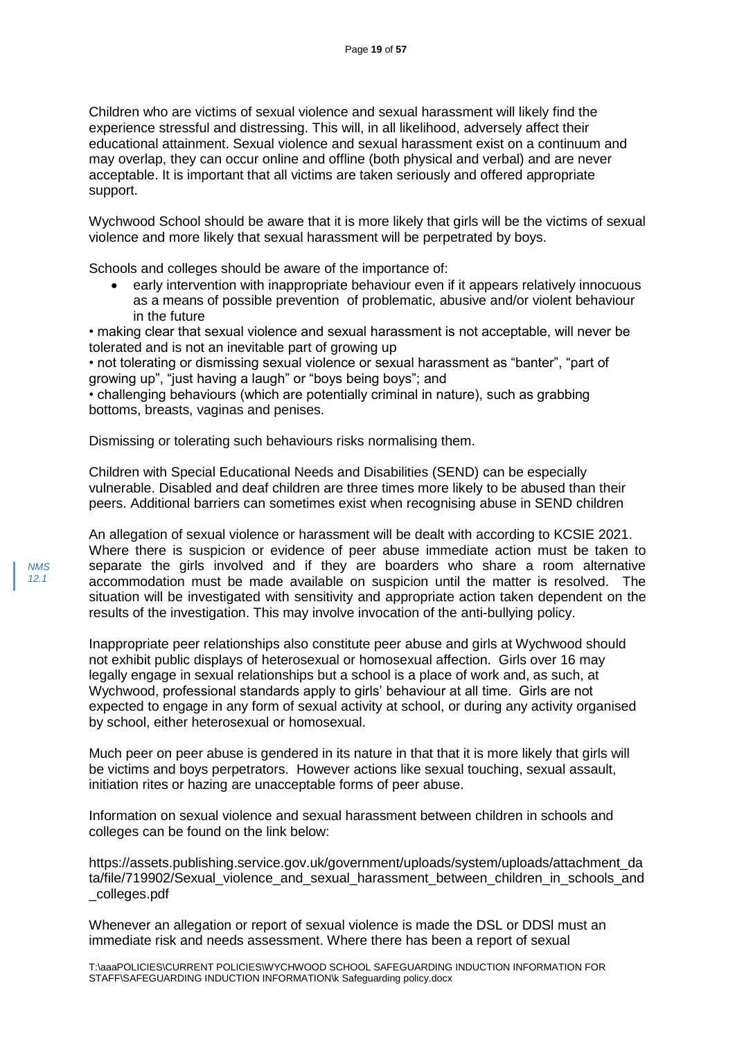Children who are victims of sexual violence and sexual harassment will likely find the experience stressful and distressing. This will, in all likelihood, adversely affect their educational attainment. Sexual violence and sexual harassment exist on a continuum and may overlap, they can occur online and offline (both physical and verbal) and are never acceptable. It is important that all victims are taken seriously and offered appropriate support.

Wychwood School should be aware that it is more likely that girls will be the victims of sexual violence and more likely that sexual harassment will be perpetrated by boys.

Schools and colleges should be aware of the importance of:

- early intervention with inappropriate behaviour even if it appears relatively innocuous as a means of possible prevention of problematic, abusive and/or violent behaviour in the future

• making clear that sexual violence and sexual harassment is not acceptable, will never be tolerated and is not an inevitable part of growing up
• not tolerating or dismissing sexual violence or sexual harassment as "banter", "part of growing up", "just having a laugh" or "boys being boys"; and
• challenging behaviours (which are potentially criminal in nature), such as grabbing bottoms, breasts, vaginas and penises.

Dismissing or tolerating such behaviours risks normalising them.

Children with Special Educational Needs and Disabilities (SEND) can be especially vulnerable. Disabled and deaf children are three times more likely to be abused than their peers. Additional barriers can sometimes exist when recognising abuse in SEND children

*NMS 12.1*

An allegation of sexual violence or harassment will be dealt with according to KCSIE 2021. Where there is suspicion or evidence of peer abuse immediate action must be taken to separate the girls involved and if they are boarders who share a room alternative accommodation must be made available on suspicion until the matter is resolved. The situation will be investigated with sensitivity and appropriate action taken dependent on the results of the investigation. This may involve invocation of the anti-bullying policy.

Inappropriate peer relationships also constitute peer abuse and girls at Wychwood should not exhibit public displays of heterosexual or homosexual affection. Girls over 16 may legally engage in sexual relationships but a school is a place of work and, as such, at Wychwood, professional standards apply to girls' behaviour at all time. Girls are not expected to engage in any form of sexual activity at school, or during any activity organised by school, either heterosexual or homosexual.

Much peer on peer abuse is gendered in its nature in that that it is more likely that girls will be victims and boys perpetrators. However actions like sexual touching, sexual assault, initiation rites or hazing are unacceptable forms of peer abuse.

Information on sexual violence and sexual harassment between children in schools and colleges can be found on the link below:

https://assets.publishing.service.gov.uk/government/uploads/system/uploads/attachment_data/file/719902/Sexual_violence_and_sexual_harassment_between_children_in_schools_and_colleges.pdf

Whenever an allegation or report of sexual violence is made the DSL or DDSl must an immediate risk and needs assessment. Where there has been a report of sexual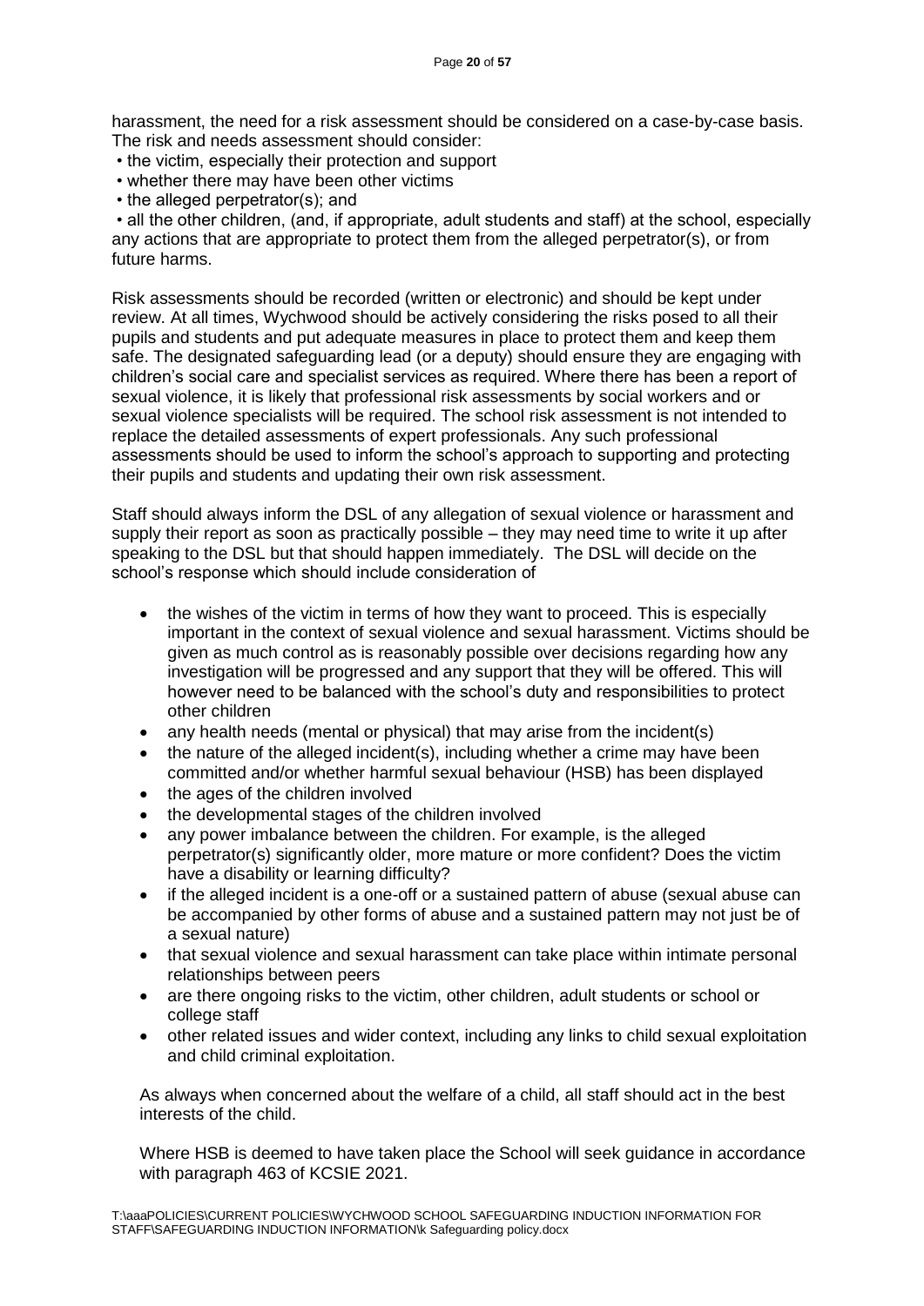harassment, the need for a risk assessment should be considered on a case-by-case basis. The risk and needs assessment should consider:

- the victim, especially their protection and support
- whether there may have been other victims
- the alleged perpetrator(s); and
- all the other children, (and, if appropriate, adult students and staff) at the school, especially any actions that are appropriate to protect them from the alleged perpetrator(s), or from future harms.

Risk assessments should be recorded (written or electronic) and should be kept under review. At all times, Wychwood should be actively considering the risks posed to all their pupils and students and put adequate measures in place to protect them and keep them safe. The designated safeguarding lead (or a deputy) should ensure they are engaging with children's social care and specialist services as required. Where there has been a report of sexual violence, it is likely that professional risk assessments by social workers and or sexual violence specialists will be required. The school risk assessment is not intended to replace the detailed assessments of expert professionals. Any such professional assessments should be used to inform the school's approach to supporting and protecting their pupils and students and updating their own risk assessment.

Staff should always inform the DSL of any allegation of sexual violence or harassment and supply their report as soon as practically possible – they may need time to write it up after speaking to the DSL but that should happen immediately. The DSL will decide on the school's response which should include consideration of

- the wishes of the victim in terms of how they want to proceed. This is especially important in the context of sexual violence and sexual harassment. Victims should be given as much control as is reasonably possible over decisions regarding how any investigation will be progressed and any support that they will be offered. This will however need to be balanced with the school's duty and responsibilities to protect other children
- any health needs (mental or physical) that may arise from the incident(s)
- the nature of the alleged incident(s), including whether a crime may have been committed and/or whether harmful sexual behaviour (HSB) has been displayed
- the ages of the children involved
- the developmental stages of the children involved
- any power imbalance between the children. For example, is the alleged perpetrator(s) significantly older, more mature or more confident? Does the victim have a disability or learning difficulty?
- if the alleged incident is a one-off or a sustained pattern of abuse (sexual abuse can be accompanied by other forms of abuse and a sustained pattern may not just be of a sexual nature)
- that sexual violence and sexual harassment can take place within intimate personal relationships between peers
- are there ongoing risks to the victim, other children, adult students or school or college staff
- other related issues and wider context, including any links to child sexual exploitation and child criminal exploitation.

As always when concerned about the welfare of a child, all staff should act in the best interests of the child.

Where HSB is deemed to have taken place the School will seek guidance in accordance with paragraph 463 of KCSIE 2021.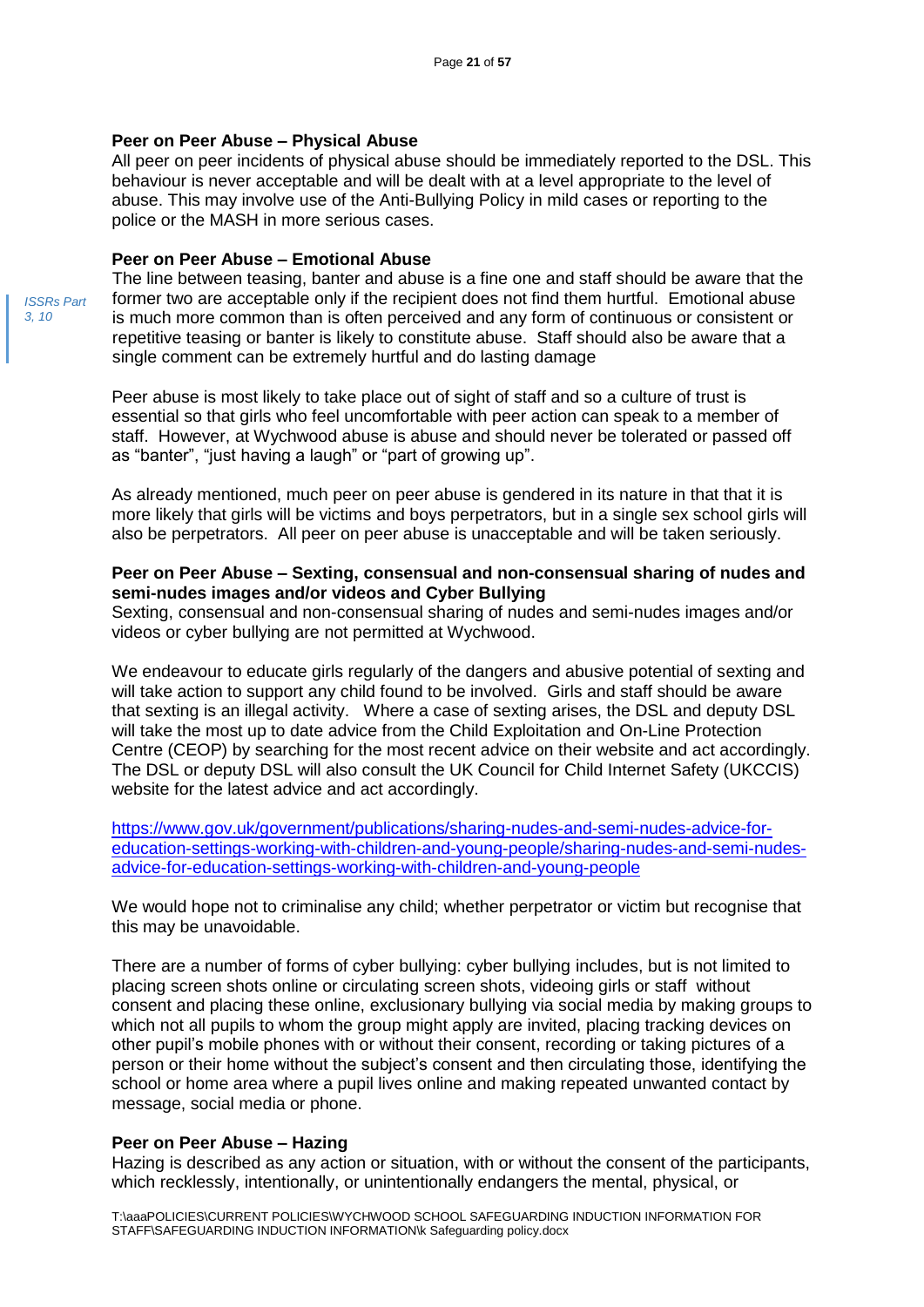**Peer on Peer Abuse – Physical Abuse**

All peer on peer incidents of physical abuse should be immediately reported to the DSL. This behaviour is never acceptable and will be dealt with at a level appropriate to the level of abuse. This may involve use of the Anti-Bullying Policy in mild cases or reporting to the police or the MASH in more serious cases.

**Peer on Peer Abuse – Emotional Abuse**

*ISSRs Part 3, 10*

The line between teasing, banter and abuse is a fine one and staff should be aware that the former two are acceptable only if the recipient does not find them hurtful. Emotional abuse is much more common than is often perceived and any form of continuous or consistent or repetitive teasing or banter is likely to constitute abuse. Staff should also be aware that a single comment can be extremely hurtful and do lasting damage

Peer abuse is most likely to take place out of sight of staff and so a culture of trust is essential so that girls who feel uncomfortable with peer action can speak to a member of staff. However, at Wychwood abuse is abuse and should never be tolerated or passed off as "banter", "just having a laugh" or "part of growing up".

As already mentioned, much peer on peer abuse is gendered in its nature in that that it is more likely that girls will be victims and boys perpetrators, but in a single sex school girls will also be perpetrators. All peer on peer abuse is unacceptable and will be taken seriously.

**Peer on Peer Abuse – Sexting, consensual and non-consensual sharing of nudes and semi-nudes images and/or videos and Cyber Bullying**

Sexting, consensual and non-consensual sharing of nudes and semi-nudes images and/or videos or cyber bullying are not permitted at Wychwood.

We endeavour to educate girls regularly of the dangers and abusive potential of sexting and will take action to support any child found to be involved. Girls and staff should be aware that sexting is an illegal activity. Where a case of sexting arises, the DSL and deputy DSL will take the most up to date advice from the Child Exploitation and On-Line Protection Centre (CEOP) by searching for the most recent advice on their website and act accordingly. The DSL or deputy DSL will also consult the UK Council for Child Internet Safety (UKCCIS) website for the latest advice and act accordingly.

https://www.gov.uk/government/publications/sharing-nudes-and-semi-nudes-advice-for-education-settings-working-with-children-and-young-people/sharing-nudes-and-semi-nudes-advice-for-education-settings-working-with-children-and-young-people

We would hope not to criminalise any child; whether perpetrator or victim but recognise that this may be unavoidable.

There are a number of forms of cyber bullying: cyber bullying includes, but is not limited to placing screen shots online or circulating screen shots, videoing girls or staff without consent and placing these online, exclusionary bullying via social media by making groups to which not all pupils to whom the group might apply are invited, placing tracking devices on other pupil's mobile phones with or without their consent, recording or taking pictures of a person or their home without the subject's consent and then circulating those, identifying the school or home area where a pupil lives online and making repeated unwanted contact by message, social media or phone.

**Peer on Peer Abuse – Hazing**

Hazing is described as any action or situation, with or without the consent of the participants, which recklessly, intentionally, or unintentionally endangers the mental, physical, or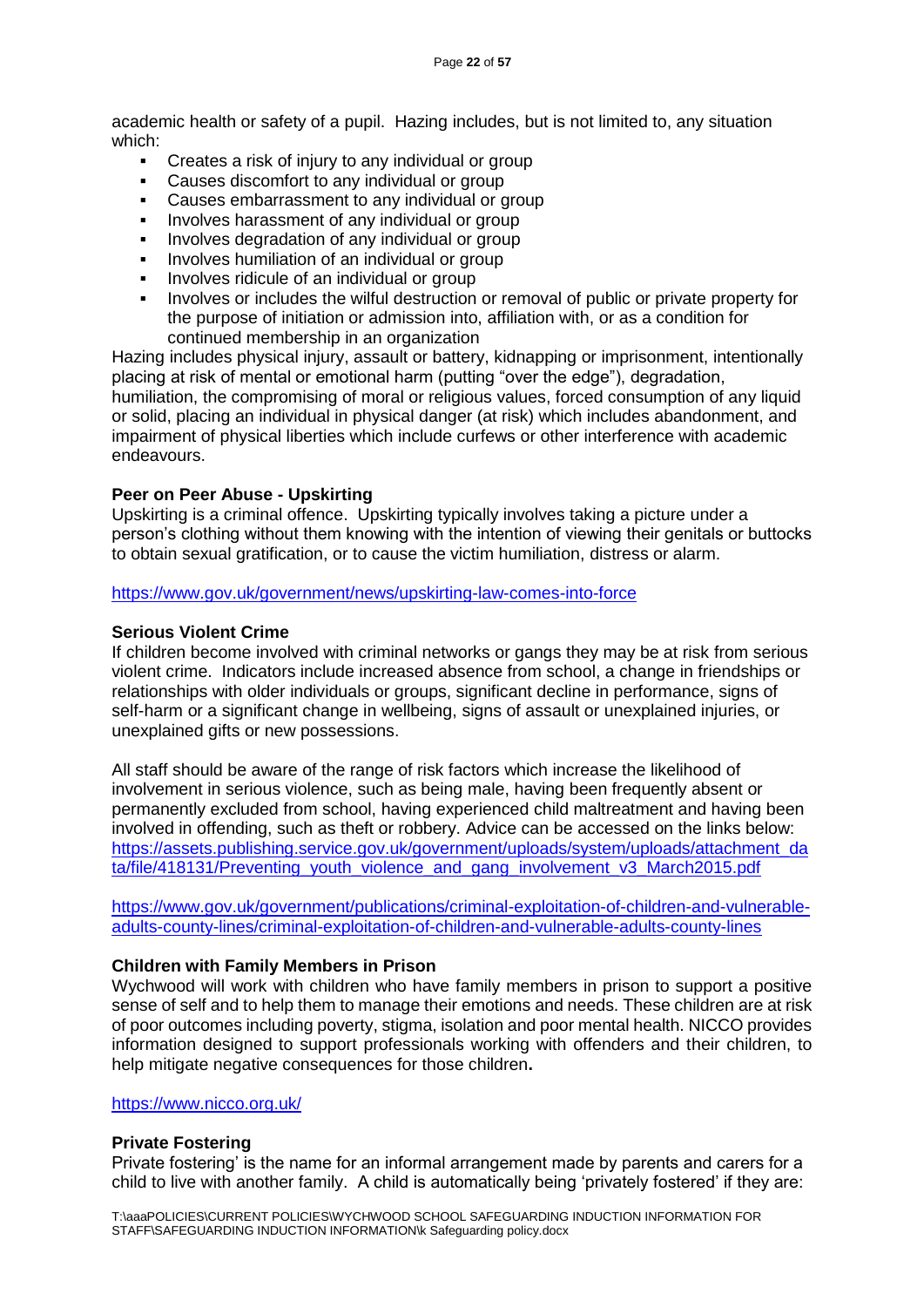academic health or safety of a pupil. Hazing includes, but is not limited to, any situation which:

- Creates a risk of injury to any individual or group
- Causes discomfort to any individual or group
- Causes embarrassment to any individual or group
- Involves harassment of any individual or group
- Involves degradation of any individual or group
- Involves humiliation of an individual or group
- Involves ridicule of an individual or group
- Involves or includes the wilful destruction or removal of public or private property for the purpose of initiation or admission into, affiliation with, or as a condition for continued membership in an organization

Hazing includes physical injury, assault or battery, kidnapping or imprisonment, intentionally placing at risk of mental or emotional harm (putting "over the edge"), degradation, humiliation, the compromising of moral or religious values, forced consumption of any liquid or solid, placing an individual in physical danger (at risk) which includes abandonment, and impairment of physical liberties which include curfews or other interference with academic endeavours.

**Peer on Peer Abuse - Upskirting**

Upskirting is a criminal offence. Upskirting typically involves taking a picture under a person's clothing without them knowing with the intention of viewing their genitals or buttocks to obtain sexual gratification, or to cause the victim humiliation, distress or alarm.

https://www.gov.uk/government/news/upskirting-law-comes-into-force

**Serious Violent Crime**

If children become involved with criminal networks or gangs they may be at risk from serious violent crime. Indicators include increased absence from school, a change in friendships or relationships with older individuals or groups, significant decline in performance, signs of self-harm or a significant change in wellbeing, signs of assault or unexplained injuries, or unexplained gifts or new possessions.

All staff should be aware of the range of risk factors which increase the likelihood of involvement in serious violence, such as being male, having been frequently absent or permanently excluded from school, having experienced child maltreatment and having been involved in offending, such as theft or robbery. Advice can be accessed on the links below: https://assets.publishing.service.gov.uk/government/uploads/system/uploads/attachment_data/file/418131/Preventing_youth_violence_and_gang_involvement_v3_March2015.pdf

https://www.gov.uk/government/publications/criminal-exploitation-of-children-and-vulnerable-adults-county-lines/criminal-exploitation-of-children-and-vulnerable-adults-county-lines

**Children with Family Members in Prison**

Wychwood will work with children who have family members in prison to support a positive sense of self and to help them to manage their emotions and needs. These children are at risk of poor outcomes including poverty, stigma, isolation and poor mental health. NICCO provides information designed to support professionals working with offenders and their children, to help mitigate negative consequences for those children.

https://www.nicco.org.uk/

**Private Fostering**

Private fostering' is the name for an informal arrangement made by parents and carers for a child to live with another family. A child is automatically being 'privately fostered' if they are: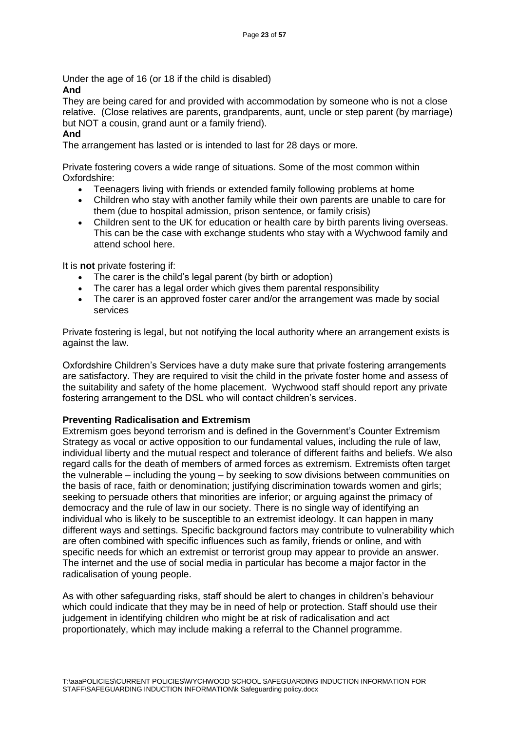Under the age of 16 (or 18 if the child is disabled)

**And**

They are being cared for and provided with accommodation by someone who is not a close relative. (Close relatives are parents, grandparents, aunt, uncle or step parent (by marriage) but NOT a cousin, grand aunt or a family friend).

**And**

The arrangement has lasted or is intended to last for 28 days or more.

Private fostering covers a wide range of situations. Some of the most common within Oxfordshire:

- Teenagers living with friends or extended family following problems at home
- Children who stay with another family while their own parents are unable to care for them (due to hospital admission, prison sentence, or family crisis)
- Children sent to the UK for education or health care by birth parents living overseas. This can be the case with exchange students who stay with a Wychwood family and attend school here.

It is **not** private fostering if:

- The carer is the child's legal parent (by birth or adoption)
- The carer has a legal order which gives them parental responsibility
- The carer is an approved foster carer and/or the arrangement was made by social services

Private fostering is legal, but not notifying the local authority where an arrangement exists is against the law.

Oxfordshire Children's Services have a duty make sure that private fostering arrangements are satisfactory. They are required to visit the child in the private foster home and assess of the suitability and safety of the home placement. Wychwood staff should report any private fostering arrangement to the DSL who will contact children's services.

**Preventing Radicalisation and Extremism**

Extremism goes beyond terrorism and is defined in the Government's Counter Extremism Strategy as vocal or active opposition to our fundamental values, including the rule of law, individual liberty and the mutual respect and tolerance of different faiths and beliefs. We also regard calls for the death of members of armed forces as extremism. Extremists often target the vulnerable – including the young – by seeking to sow divisions between communities on the basis of race, faith or denomination; justifying discrimination towards women and girls; seeking to persuade others that minorities are inferior; or arguing against the primacy of democracy and the rule of law in our society. There is no single way of identifying an individual who is likely to be susceptible to an extremist ideology. It can happen in many different ways and settings. Specific background factors may contribute to vulnerability which are often combined with specific influences such as family, friends or online, and with specific needs for which an extremist or terrorist group may appear to provide an answer. The internet and the use of social media in particular has become a major factor in the radicalisation of young people.

As with other safeguarding risks, staff should be alert to changes in children's behaviour which could indicate that they may be in need of help or protection. Staff should use their judgement in identifying children who might be at risk of radicalisation and act proportionately, which may include making a referral to the Channel programme.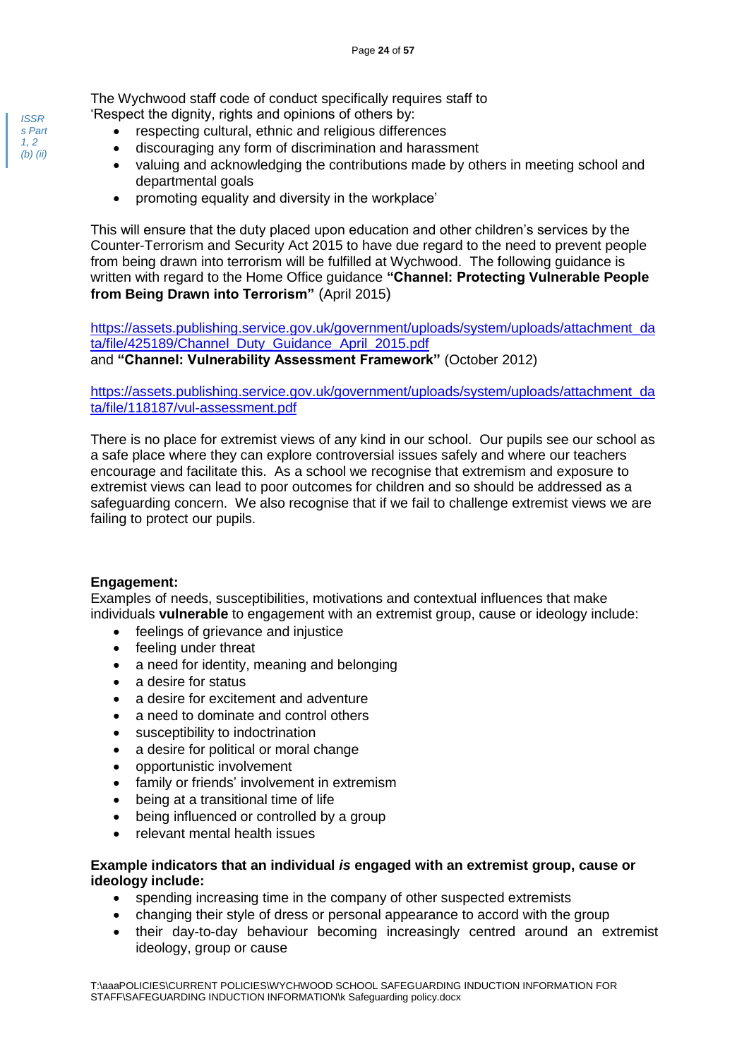*ISSRs Part 1, 2 (b) (ii)*

The Wychwood staff code of conduct specifically requires staff to 'Respect the dignity, rights and opinions of others by:

- respecting cultural, ethnic and religious differences
- discouraging any form of discrimination and harassment
- valuing and acknowledging the contributions made by others in meeting school and departmental goals
- promoting equality and diversity in the workplace'

This will ensure that the duty placed upon education and other children's services by the Counter-Terrorism and Security Act 2015 to have due regard to the need to prevent people from being drawn into terrorism will be fulfilled at Wychwood. The following guidance is written with regard to the Home Office guidance **"Channel: Protecting Vulnerable People from Being Drawn into Terrorism"** (April 2015)

https://assets.publishing.service.gov.uk/government/uploads/system/uploads/attachment_data/file/425189/Channel_Duty_Guidance_April_2015.pdf
and **"Channel: Vulnerability Assessment Framework"** (October 2012)

https://assets.publishing.service.gov.uk/government/uploads/system/uploads/attachment_data/file/118187/vul-assessment.pdf

There is no place for extremist views of any kind in our school. Our pupils see our school as a safe place where they can explore controversial issues safely and where our teachers encourage and facilitate this. As a school we recognise that extremism and exposure to extremist views can lead to poor outcomes for children and so should be addressed as a safeguarding concern. We also recognise that if we fail to challenge extremist views we are failing to protect our pupils.

**Engagement:**
Examples of needs, susceptibilities, motivations and contextual influences that make individuals **vulnerable** to engagement with an extremist group, cause or ideology include:

- feelings of grievance and injustice
- feeling under threat
- a need for identity, meaning and belonging
- a desire for status
- a desire for excitement and adventure
- a need to dominate and control others
- susceptibility to indoctrination
- a desire for political or moral change
- opportunistic involvement
- family or friends' involvement in extremism
- being at a transitional time of life
- being influenced or controlled by a group
- relevant mental health issues

**Example indicators that an individual *is* engaged with an extremist group, cause or ideology include:**

- spending increasing time in the company of other suspected extremists
- changing their style of dress or personal appearance to accord with the group
- their day-to-day behaviour becoming increasingly centred around an extremist ideology, group or cause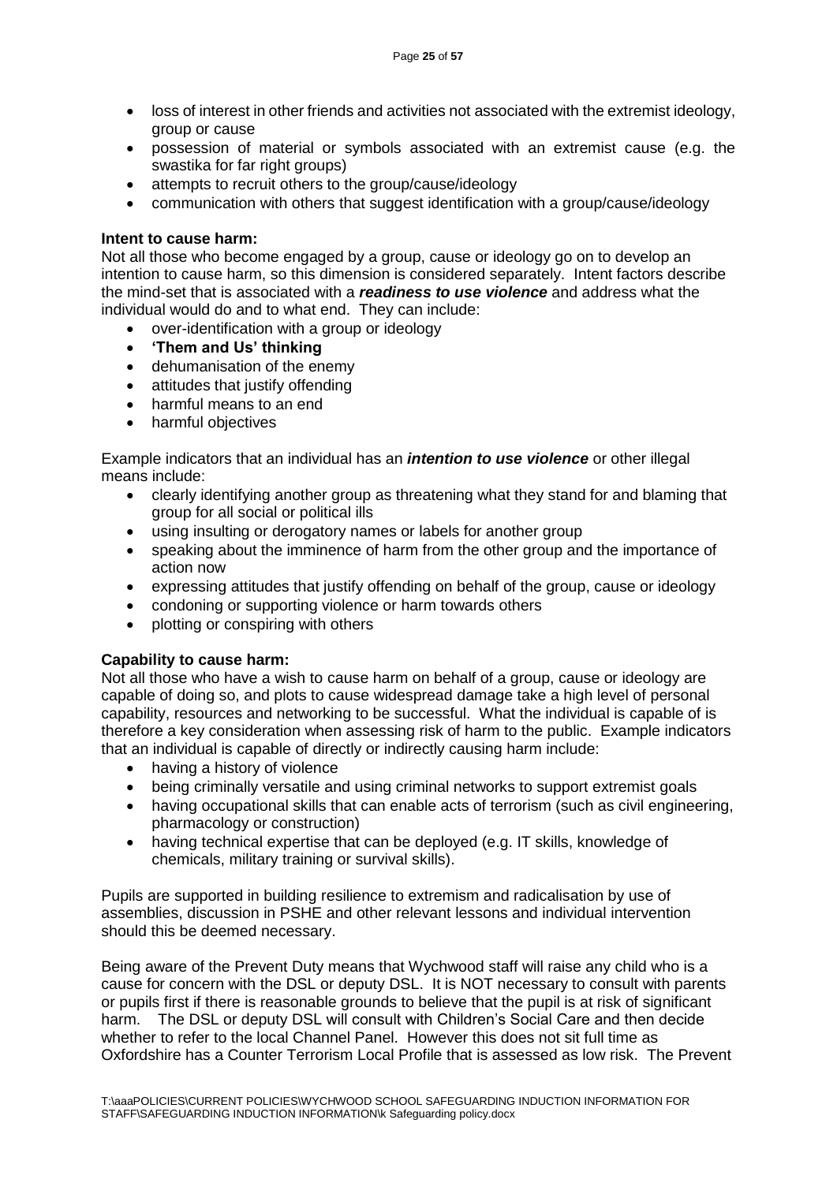- loss of interest in other friends and activities not associated with the extremist ideology, group or cause
- possession of material or symbols associated with an extremist cause (e.g. the swastika for far right groups)
- attempts to recruit others to the group/cause/ideology
- communication with others that suggest identification with a group/cause/ideology

**Intent to cause harm:**
Not all those who become engaged by a group, cause or ideology go on to develop an intention to cause harm, so this dimension is considered separately. Intent factors describe the mind-set that is associated with a ***readiness to use violence*** and address what the individual would do and to what end. They can include:

- over-identification with a group or ideology
- **'Them and Us' thinking**
- dehumanisation of the enemy
- attitudes that justify offending
- harmful means to an end
- harmful objectives

Example indicators that an individual has an ***intention to use violence*** or other illegal means include:

- clearly identifying another group as threatening what they stand for and blaming that group for all social or political ills
- using insulting or derogatory names or labels for another group
- speaking about the imminence of harm from the other group and the importance of action now
- expressing attitudes that justify offending on behalf of the group, cause or ideology
- condoning or supporting violence or harm towards others
- plotting or conspiring with others

**Capability to cause harm:**
Not all those who have a wish to cause harm on behalf of a group, cause or ideology are capable of doing so, and plots to cause widespread damage take a high level of personal capability, resources and networking to be successful. What the individual is capable of is therefore a key consideration when assessing risk of harm to the public. Example indicators that an individual is capable of directly or indirectly causing harm include:

- having a history of violence
- being criminally versatile and using criminal networks to support extremist goals
- having occupational skills that can enable acts of terrorism (such as civil engineering, pharmacology or construction)
- having technical expertise that can be deployed (e.g. IT skills, knowledge of chemicals, military training or survival skills).

Pupils are supported in building resilience to extremism and radicalisation by use of assemblies, discussion in PSHE and other relevant lessons and individual intervention should this be deemed necessary.

Being aware of the Prevent Duty means that Wychwood staff will raise any child who is a cause for concern with the DSL or deputy DSL. It is NOT necessary to consult with parents or pupils first if there is reasonable grounds to believe that the pupil is at risk of significant harm. The DSL or deputy DSL will consult with Children's Social Care and then decide whether to refer to the local Channel Panel. However this does not sit full time as Oxfordshire has a Counter Terrorism Local Profile that is assessed as low risk. The Prevent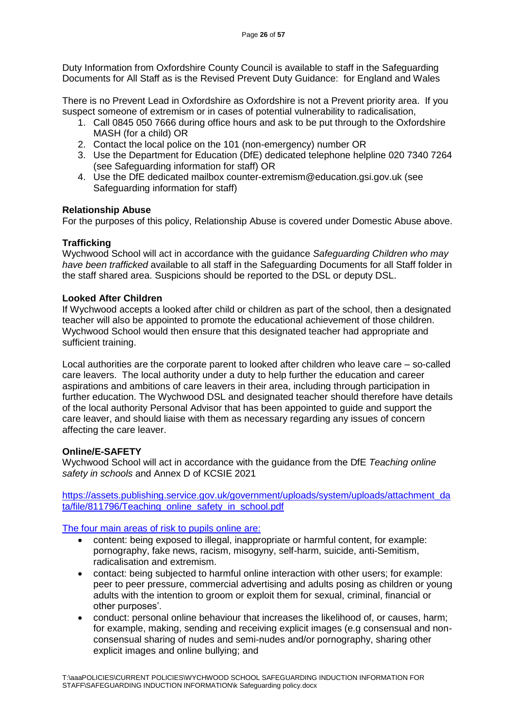Duty Information from Oxfordshire County Council is available to staff in the Safeguarding Documents for All Staff as is the Revised Prevent Duty Guidance: for England and Wales

There is no Prevent Lead in Oxfordshire as Oxfordshire is not a Prevent priority area. If you suspect someone of extremism or in cases of potential vulnerability to radicalisation,

1. Call 0845 050 7666 during office hours and ask to be put through to the Oxfordshire MASH (for a child) OR
2. Contact the local police on the 101 (non-emergency) number OR
3. Use the Department for Education (DfE) dedicated telephone helpline 020 7340 7264 (see Safeguarding information for staff) OR
4. Use the DfE dedicated mailbox counter-extremism@education.gsi.gov.uk (see Safeguarding information for staff)

**Relationship Abuse**
For the purposes of this policy, Relationship Abuse is covered under Domestic Abuse above.

**Trafficking**
Wychwood School will act in accordance with the guidance *Safeguarding Children who may have been trafficked* available to all staff in the Safeguarding Documents for all Staff folder in the staff shared area. Suspicions should be reported to the DSL or deputy DSL.

**Looked After Children**
If Wychwood accepts a looked after child or children as part of the school, then a designated teacher will also be appointed to promote the educational achievement of those children. Wychwood School would then ensure that this designated teacher had appropriate and sufficient training.

Local authorities are the corporate parent to looked after children who leave care – so-called care leavers. The local authority under a duty to help further the education and career aspirations and ambitions of care leavers in their area, including through participation in further education. The Wychwood DSL and designated teacher should therefore have details of the local authority Personal Advisor that has been appointed to guide and support the care leaver, and should liaise with them as necessary regarding any issues of concern affecting the care leaver.

**Online/E-SAFETY**
Wychwood School will act in accordance with the guidance from the DfE *Teaching online safety in schools* and Annex D of KCSIE 2021

https://assets.publishing.service.gov.uk/government/uploads/system/uploads/attachment_data/file/811796/Teaching_online_safety_in_school.pdf

The four main areas of risk to pupils online are:

- content: being exposed to illegal, inappropriate or harmful content, for example: pornography, fake news, racism, misogyny, self-harm, suicide, anti-Semitism, radicalisation and extremism.
- contact: being subjected to harmful online interaction with other users; for example: peer to peer pressure, commercial advertising and adults posing as children or young adults with the intention to groom or exploit them for sexual, criminal, financial or other purposes'.
- conduct: personal online behaviour that increases the likelihood of, or causes, harm; for example, making, sending and receiving explicit images (e.g consensual and non-consensual sharing of nudes and semi-nudes and/or pornography, sharing other explicit images and online bullying; and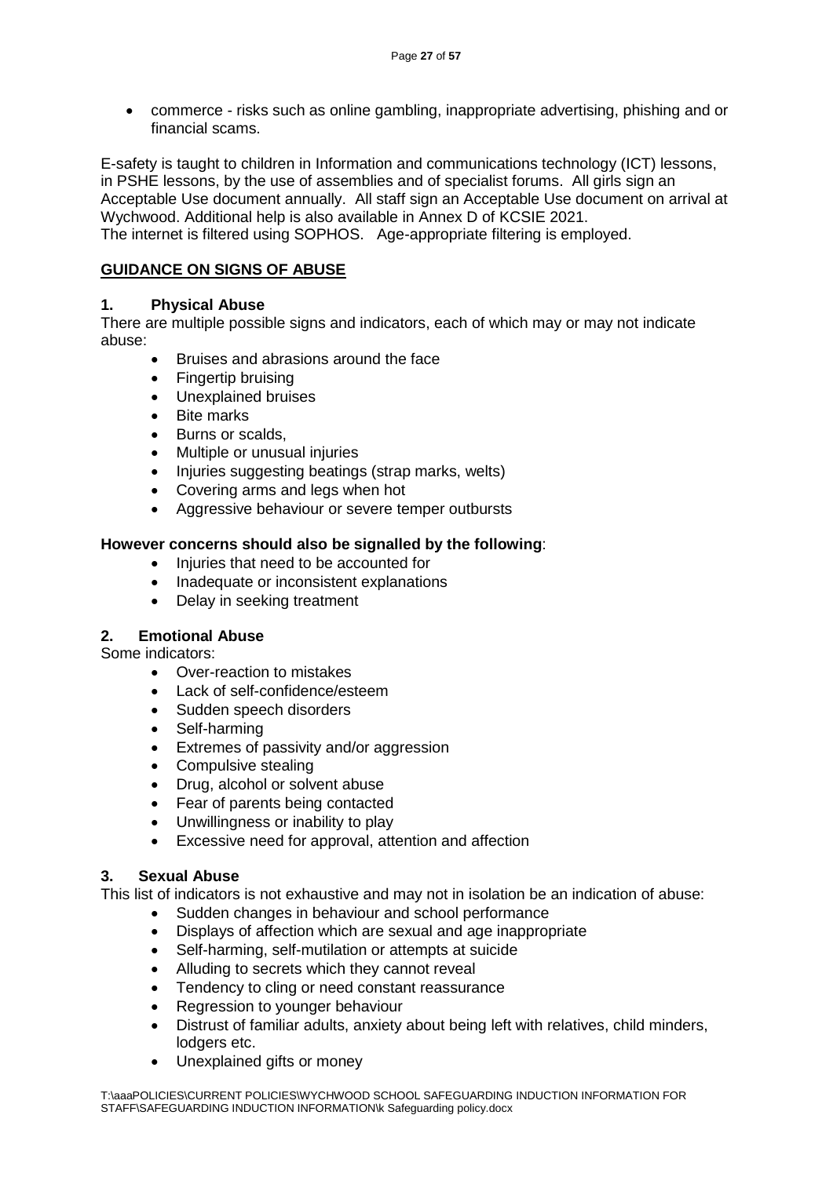- commerce - risks such as online gambling, inappropriate advertising, phishing and or financial scams.

E-safety is taught to children in Information and communications technology (ICT) lessons, in PSHE lessons, by the use of assemblies and of specialist forums. All girls sign an Acceptable Use document annually. All staff sign an Acceptable Use document on arrival at Wychwood. Additional help is also available in Annex D of KCSIE 2021.
The internet is filtered using SOPHOS. Age-appropriate filtering is employed.

## GUIDANCE ON SIGNS OF ABUSE

### 1. Physical Abuse

There are multiple possible signs and indicators, each of which may or may not indicate abuse:

- Bruises and abrasions around the face
- Fingertip bruising
- Unexplained bruises
- Bite marks
- Burns or scalds,
- Multiple or unusual injuries
- Injuries suggesting beatings (strap marks, welts)
- Covering arms and legs when hot
- Aggressive behaviour or severe temper outbursts

**However concerns should also be signalled by the following**:

- Injuries that need to be accounted for
- Inadequate or inconsistent explanations
- Delay in seeking treatment

### 2. Emotional Abuse

Some indicators:

- Over-reaction to mistakes
- Lack of self-confidence/esteem
- Sudden speech disorders
- Self-harming
- Extremes of passivity and/or aggression
- Compulsive stealing
- Drug, alcohol or solvent abuse
- Fear of parents being contacted
- Unwillingness or inability to play
- Excessive need for approval, attention and affection

### 3. Sexual Abuse

This list of indicators is not exhaustive and may not in isolation be an indication of abuse:

- Sudden changes in behaviour and school performance
- Displays of affection which are sexual and age inappropriate
- Self-harming, self-mutilation or attempts at suicide
- Alluding to secrets which they cannot reveal
- Tendency to cling or need constant reassurance
- Regression to younger behaviour
- Distrust of familiar adults, anxiety about being left with relatives, child minders, lodgers etc.
- Unexplained gifts or money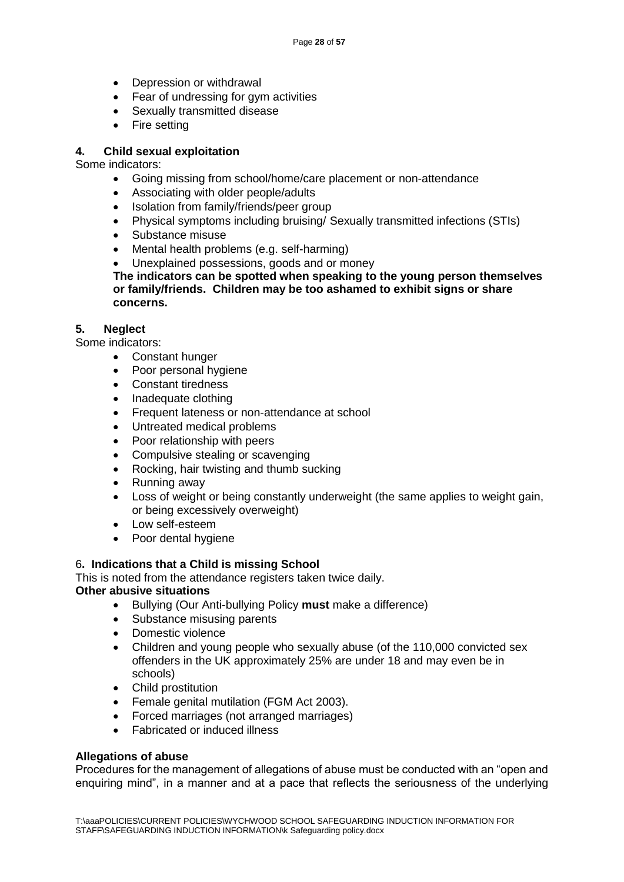- Depression or withdrawal
- Fear of undressing for gym activities
- Sexually transmitted disease
- Fire setting

**4. Child sexual exploitation**

Some indicators:

- Going missing from school/home/care placement or non-attendance
- Associating with older people/adults
- Isolation from family/friends/peer group
- Physical symptoms including bruising/ Sexually transmitted infections (STIs)
- Substance misuse
- Mental health problems (e.g. self-harming)
- Unexplained possessions, goods and or money

**The indicators can be spotted when speaking to the young person themselves or family/friends. Children may be too ashamed to exhibit signs or share concerns.**

**5. Neglect**

Some indicators:

- Constant hunger
- Poor personal hygiene
- Constant tiredness
- Inadequate clothing
- Frequent lateness or non-attendance at school
- Untreated medical problems
- Poor relationship with peers
- Compulsive stealing or scavenging
- Rocking, hair twisting and thumb sucking
- Running away
- Loss of weight or being constantly underweight (the same applies to weight gain, or being excessively overweight)
- Low self-esteem
- Poor dental hygiene

6**. Indications that a Child is missing School**

This is noted from the attendance registers taken twice daily.

**Other abusive situations**

- Bullying (Our Anti-bullying Policy **must** make a difference)
- Substance misusing parents
- Domestic violence
- Children and young people who sexually abuse (of the 110,000 convicted sex offenders in the UK approximately 25% are under 18 and may even be in schools)
- Child prostitution
- Female genital mutilation (FGM Act 2003).
- Forced marriages (not arranged marriages)
- Fabricated or induced illness

**Allegations of abuse**

Procedures for the management of allegations of abuse must be conducted with an "open and enquiring mind", in a manner and at a pace that reflects the seriousness of the underlying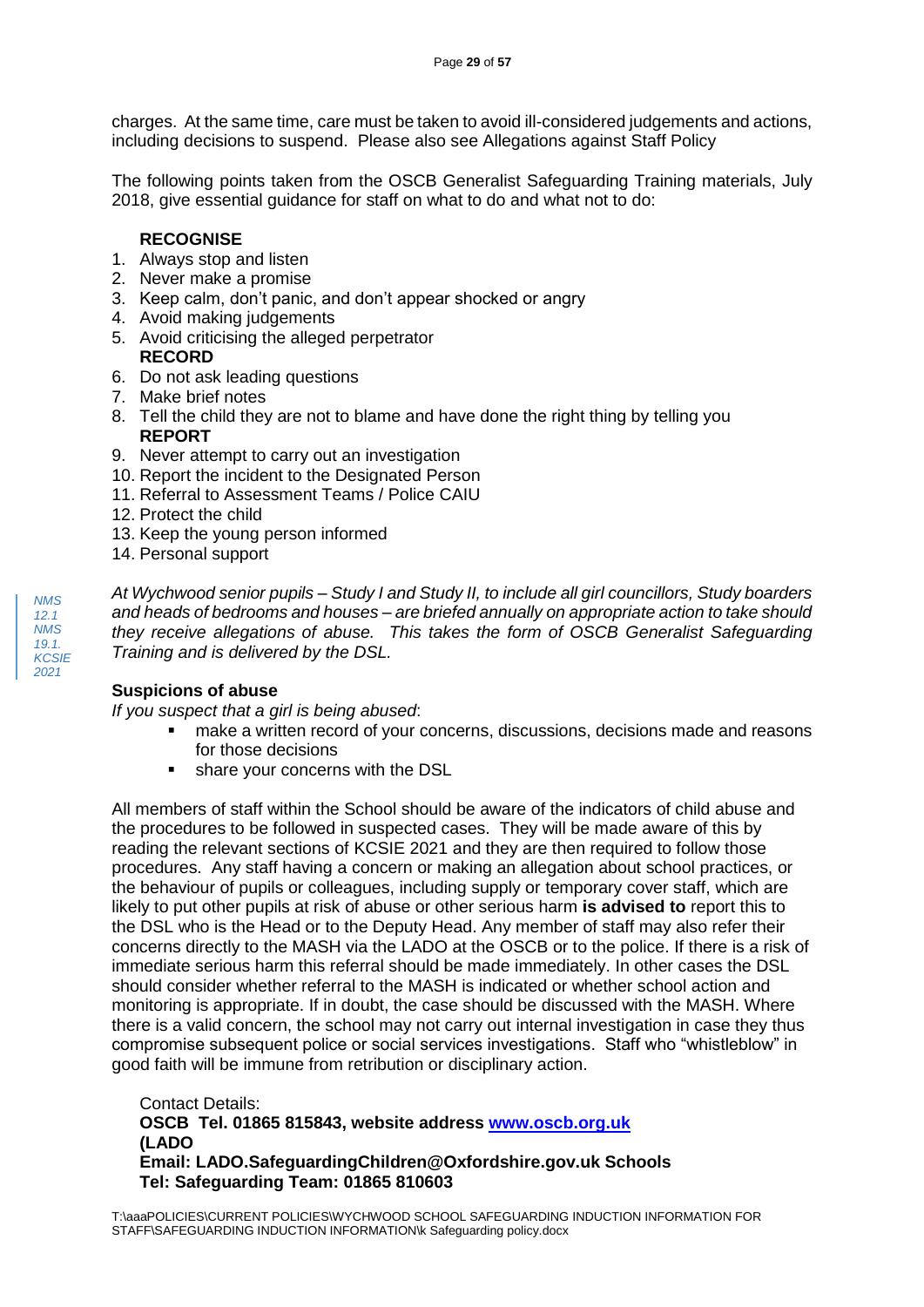charges. At the same time, care must be taken to avoid ill-considered judgements and actions, including decisions to suspend. Please also see Allegations against Staff Policy

The following points taken from the OSCB Generalist Safeguarding Training materials, July 2018, give essential guidance for staff on what to do and what not to do:

**RECOGNISE**

1. Always stop and listen
2. Never make a promise
3. Keep calm, don't panic, and don't appear shocked or angry
4. Avoid making judgements
5. Avoid criticising the alleged perpetrator

**RECORD**

6. Do not ask leading questions
7. Make brief notes
8. Tell the child they are not to blame and have done the right thing by telling you

**REPORT**

9. Never attempt to carry out an investigation
10. Report the incident to the Designated Person
11. Referral to Assessment Teams / Police CAIU
12. Protect the child
13. Keep the young person informed
14. Personal support

*NMS 12.1 NMS 19.1. KCSIE 2021*

*At Wychwood senior pupils – Study I and Study II, to include all girl councillors, Study boarders and heads of bedrooms and houses – are briefed annually on appropriate action to take should they receive allegations of abuse. This takes the form of OSCB Generalist Safeguarding Training and is delivered by the DSL.*

**Suspicions of abuse**

*If you suspect that a girl is being abused*:

- make a written record of your concerns, discussions, decisions made and reasons for those decisions
- share your concerns with the DSL

All members of staff within the School should be aware of the indicators of child abuse and the procedures to be followed in suspected cases. They will be made aware of this by reading the relevant sections of KCSIE 2021 and they are then required to follow those procedures. Any staff having a concern or making an allegation about school practices, or the behaviour of pupils or colleagues, including supply or temporary cover staff, which are likely to put other pupils at risk of abuse or other serious harm **is advised to** report this to the DSL who is the Head or to the Deputy Head. Any member of staff may also refer their concerns directly to the MASH via the LADO at the OSCB or to the police. If there is a risk of immediate serious harm this referral should be made immediately. In other cases the DSL should consider whether referral to the MASH is indicated or whether school action and monitoring is appropriate. If in doubt, the case should be discussed with the MASH. Where there is a valid concern, the school may not carry out internal investigation in case they thus compromise subsequent police or social services investigations. Staff who "whistleblow" in good faith will be immune from retribution or disciplinary action.

Contact Details:
**OSCB Tel. 01865 815843, website address [www.oscb.org.uk](http://www.oscb.org.uk)**
**(LADO**
**Email: LADO.SafeguardingChildren@Oxfordshire.gov.uk Schools**
**Tel: Safeguarding Team: 01865 810603**

T:\aaaPOLICIES\CURRENT POLICIES\WYCHWOOD SCHOOL SAFEGUARDING INDUCTION INFORMATION FOR STAFF\SAFEGUARDING INDUCTION INFORMATION\k Safeguarding policy.docx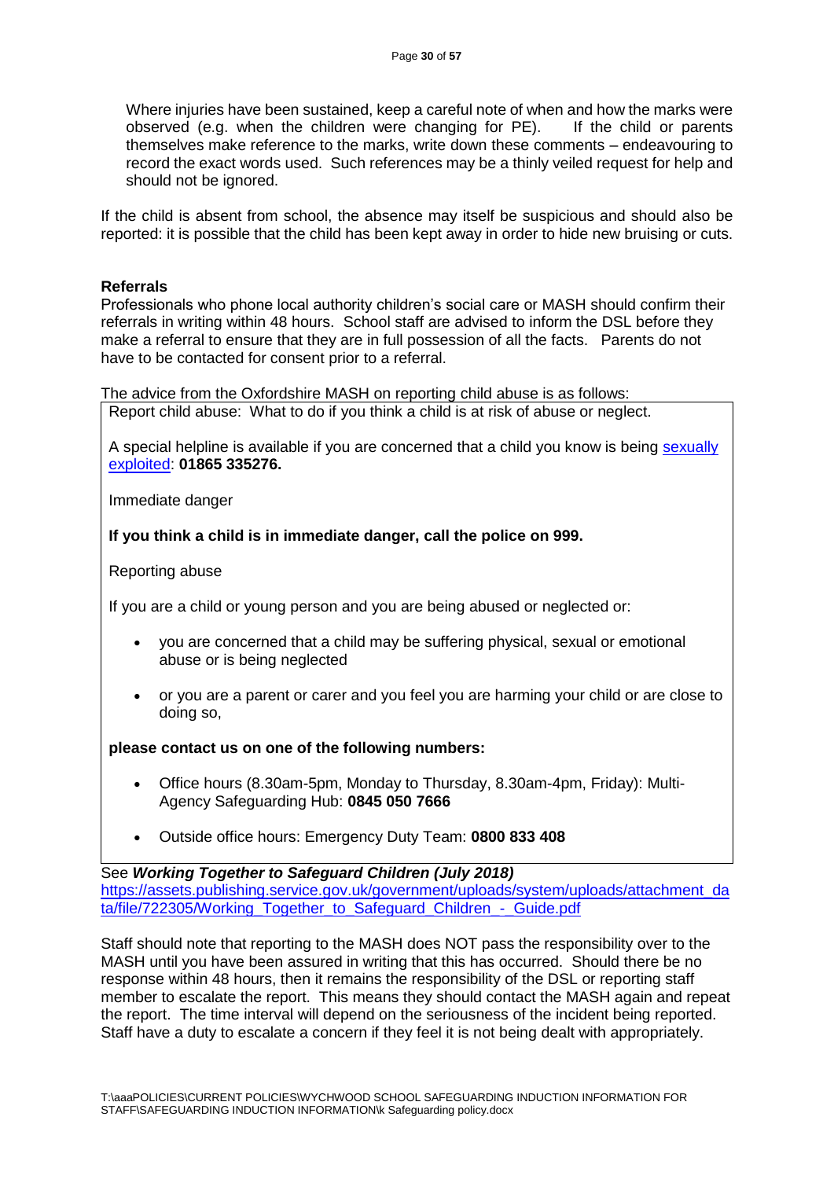Where injuries have been sustained, keep a careful note of when and how the marks were observed (e.g. when the children were changing for PE). If the child or parents themselves make reference to the marks, write down these comments – endeavouring to record the exact words used. Such references may be a thinly veiled request for help and should not be ignored.

If the child is absent from school, the absence may itself be suspicious and should also be reported: it is possible that the child has been kept away in order to hide new bruising or cuts.

**Referrals**

Professionals who phone local authority children's social care or MASH should confirm their referrals in writing within 48 hours. School staff are advised to inform the DSL before they make a referral to ensure that they are in full possession of all the facts. Parents do not have to be contacted for consent prior to a referral.

The advice from the Oxfordshire MASH on reporting child abuse is as follows:

> Report child abuse: What to do if you think a child is at risk of abuse or neglect.
>
> A special helpline is available if you are concerned that a child you know is being sexually exploited: **01865 335276.**
>
> Immediate danger
>
> **If you think a child is in immediate danger, call the police on 999.**
>
> Reporting abuse
>
> If you are a child or young person and you are being abused or neglected or:
>
> - you are concerned that a child may be suffering physical, sexual or emotional abuse or is being neglected
> - or you are a parent or carer and you feel you are harming your child or are close to doing so,
>
> **please contact us on one of the following numbers:**
>
> - Office hours (8.30am-5pm, Monday to Thursday, 8.30am-4pm, Friday): Multi-Agency Safeguarding Hub: **0845 050 7666**
> - Outside office hours: Emergency Duty Team: **0800 833 408**

See ***Working Together to Safeguard Children (July 2018)***
https://assets.publishing.service.gov.uk/government/uploads/system/uploads/attachment_data/file/722305/Working_Together_to_Safeguard_Children_-_Guide.pdf

Staff should note that reporting to the MASH does NOT pass the responsibility over to the MASH until you have been assured in writing that this has occurred. Should there be no response within 48 hours, then it remains the responsibility of the DSL or reporting staff member to escalate the report. This means they should contact the MASH again and repeat the report. The time interval will depend on the seriousness of the incident being reported. Staff have a duty to escalate a concern if they feel it is not being dealt with appropriately.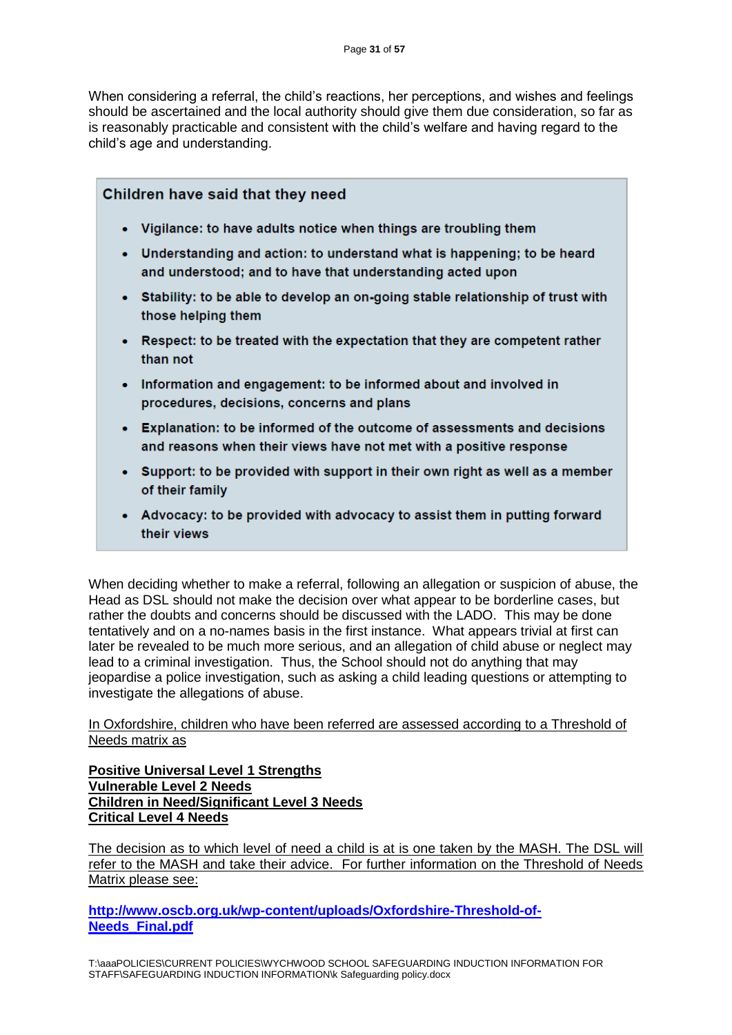When considering a referral, the child's reactions, her perceptions, and wishes and feelings should be ascertained and the local authority should give them due consideration, so far as is reasonably practicable and consistent with the child's welfare and having regard to the child's age and understanding.

> **Children have said that they need**
>
> - **Vigilance: to have adults notice when things are troubling them**
> - **Understanding and action: to understand what is happening; to be heard and understood; and to have that understanding acted upon**
> - **Stability: to be able to develop an on-going stable relationship of trust with those helping them**
> - **Respect: to be treated with the expectation that they are competent rather than not**
> - **Information and engagement: to be informed about and involved in procedures, decisions, concerns and plans**
> - **Explanation: to be informed of the outcome of assessments and decisions and reasons when their views have not met with a positive response**
> - **Support: to be provided with support in their own right as well as a member of their family**
> - **Advocacy: to be provided with advocacy to assist them in putting forward their views**

When deciding whether to make a referral, following an allegation or suspicion of abuse, the Head as DSL should not make the decision over what appear to be borderline cases, but rather the doubts and concerns should be discussed with the LADO. This may be done tentatively and on a no-names basis in the first instance. What appears trivial at first can later be revealed to be much more serious, and an allegation of child abuse or neglect may lead to a criminal investigation. Thus, the School should not do anything that may jeopardise a police investigation, such as asking a child leading questions or attempting to investigate the allegations of abuse.

In Oxfordshire, children who have been referred are assessed according to a Threshold of Needs matrix as

**Positive Universal Level 1 Strengths**
**Vulnerable Level 2 Needs**
**Children in Need/Significant Level 3 Needs**
**Critical Level 4 Needs**

The decision as to which level of need a child is at is one taken by the MASH. The DSL will refer to the MASH and take their advice. For further information on the Threshold of Needs Matrix please see:

**http://www.oscb.org.uk/wp-content/uploads/Oxfordshire-Threshold-of-Needs_Final.pdf**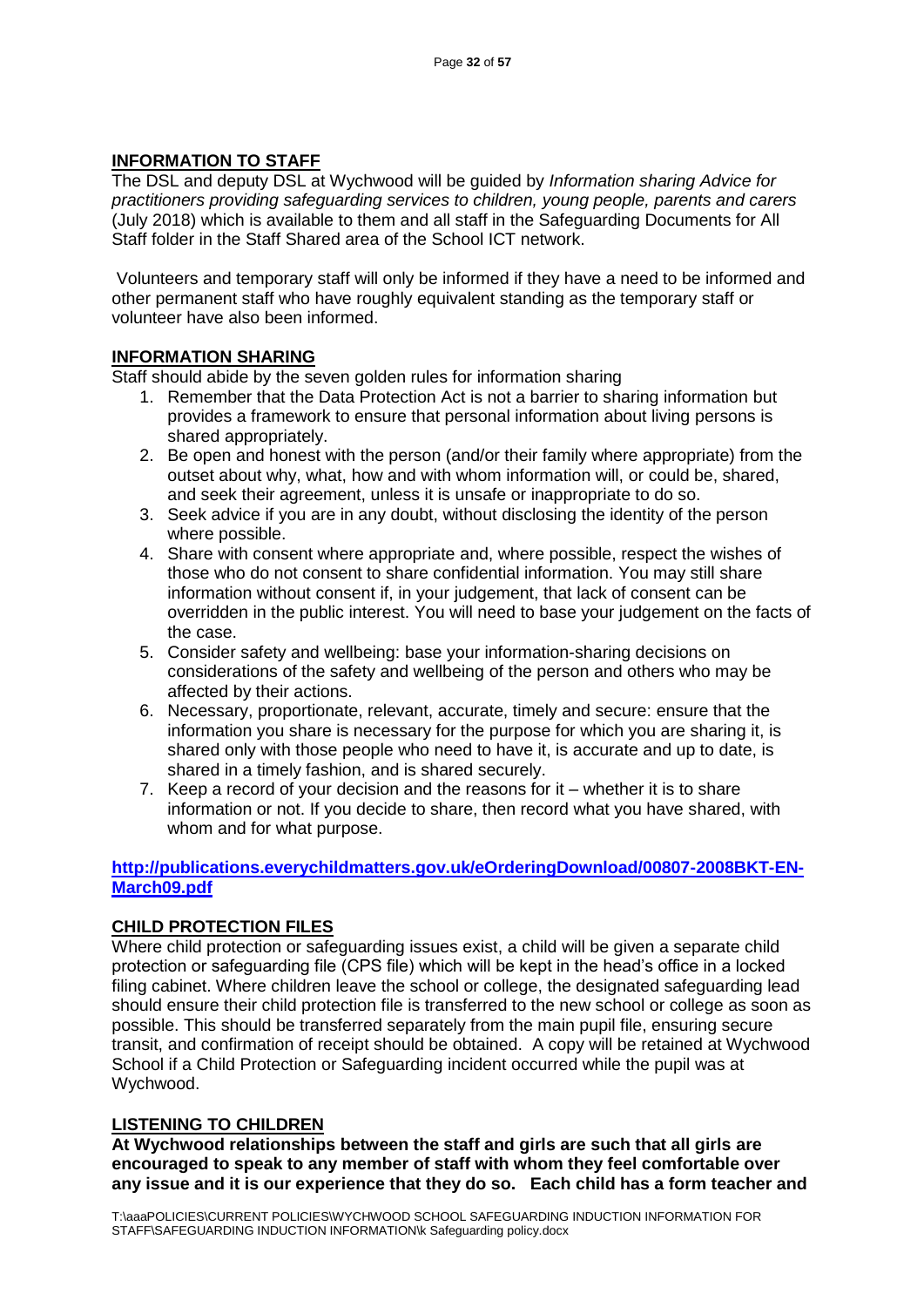## INFORMATION TO STAFF

The DSL and deputy DSL at Wychwood will be guided by *Information sharing Advice for practitioners providing safeguarding services to children, young people, parents and carers* (July 2018) which is available to them and all staff in the Safeguarding Documents for All Staff folder in the Staff Shared area of the School ICT network.

Volunteers and temporary staff will only be informed if they have a need to be informed and other permanent staff who have roughly equivalent standing as the temporary staff or volunteer have also been informed.

## INFORMATION SHARING

Staff should abide by the seven golden rules for information sharing

1. Remember that the Data Protection Act is not a barrier to sharing information but provides a framework to ensure that personal information about living persons is shared appropriately.
2. Be open and honest with the person (and/or their family where appropriate) from the outset about why, what, how and with whom information will, or could be, shared, and seek their agreement, unless it is unsafe or inappropriate to do so.
3. Seek advice if you are in any doubt, without disclosing the identity of the person where possible.
4. Share with consent where appropriate and, where possible, respect the wishes of those who do not consent to share confidential information. You may still share information without consent if, in your judgement, that lack of consent can be overridden in the public interest. You will need to base your judgement on the facts of the case.
5. Consider safety and wellbeing: base your information-sharing decisions on considerations of the safety and wellbeing of the person and others who may be affected by their actions.
6. Necessary, proportionate, relevant, accurate, timely and secure: ensure that the information you share is necessary for the purpose for which you are sharing it, is shared only with those people who need to have it, is accurate and up to date, is shared in a timely fashion, and is shared securely.
7. Keep a record of your decision and the reasons for it – whether it is to share information or not. If you decide to share, then record what you have shared, with whom and for what purpose.

**http://publications.everychildmatters.gov.uk/eOrderingDownload/00807-2008BKT-EN-March09.pdf**

## CHILD PROTECTION FILES

Where child protection or safeguarding issues exist, a child will be given a separate child protection or safeguarding file (CPS file) which will be kept in the head's office in a locked filing cabinet. Where children leave the school or college, the designated safeguarding lead should ensure their child protection file is transferred to the new school or college as soon as possible. This should be transferred separately from the main pupil file, ensuring secure transit, and confirmation of receipt should be obtained. A copy will be retained at Wychwood School if a Child Protection or Safeguarding incident occurred while the pupil was at Wychwood.

## LISTENING TO CHILDREN

**At Wychwood relationships between the staff and girls are such that all girls are encouraged to speak to any member of staff with whom they feel comfortable over any issue and it is our experience that they do so. Each child has a form teacher and**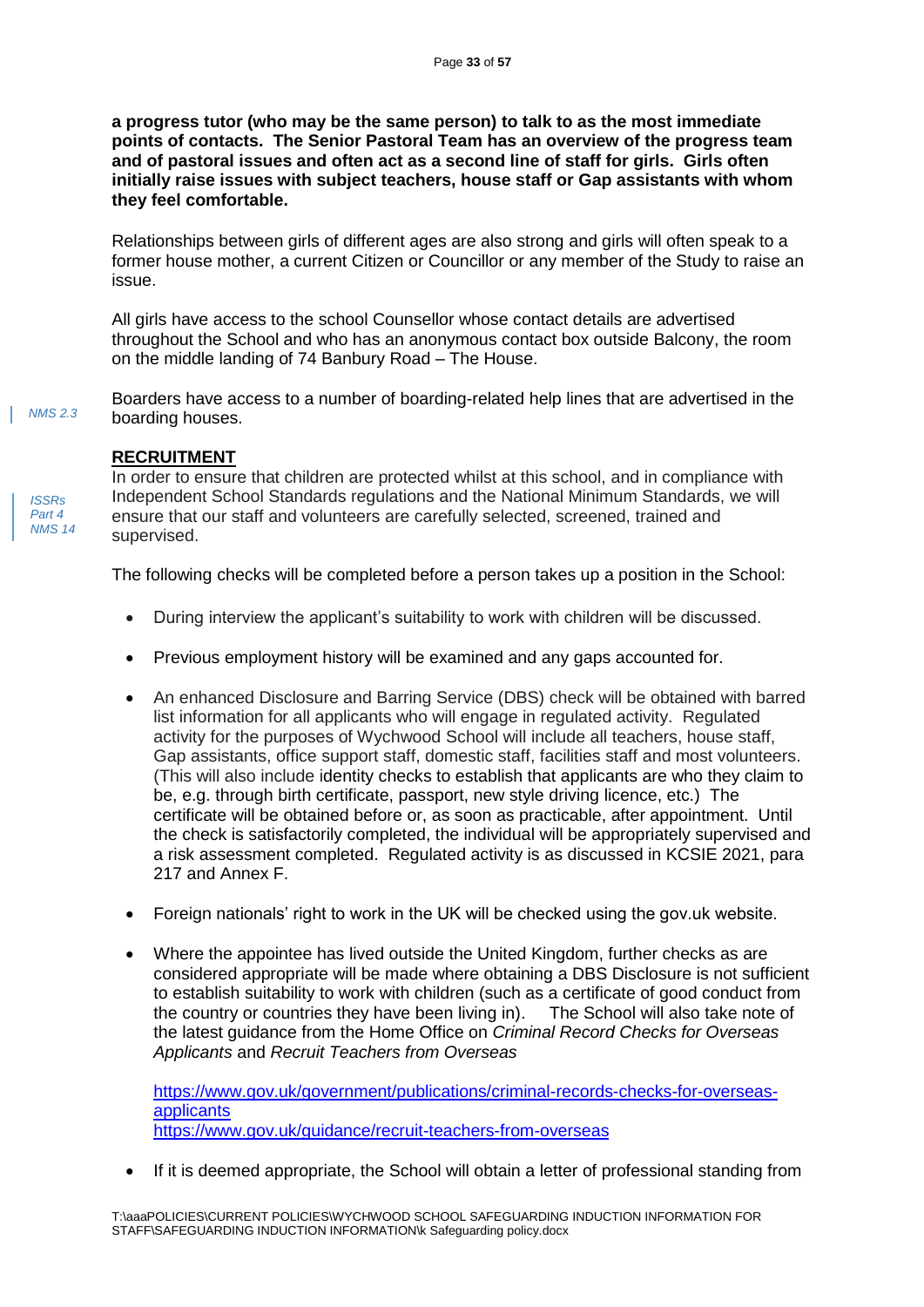**a progress tutor (who may be the same person) to talk to as the most immediate points of contacts. The Senior Pastoral Team has an overview of the progress team and of pastoral issues and often act as a second line of staff for girls. Girls often initially raise issues with subject teachers, house staff or Gap assistants with whom they feel comfortable.**

Relationships between girls of different ages are also strong and girls will often speak to a former house mother, a current Citizen or Councillor or any member of the Study to raise an issue.

All girls have access to the school Counsellor whose contact details are advertised throughout the School and who has an anonymous contact box outside Balcony, the room on the middle landing of 74 Banbury Road – The House.

*NMS 2.3*

Boarders have access to a number of boarding-related help lines that are advertised in the boarding houses.

## RECRUITMENT

*ISSRs Part 4 NMS 14*

In order to ensure that children are protected whilst at this school, and in compliance with Independent School Standards regulations and the National Minimum Standards, we will ensure that our staff and volunteers are carefully selected, screened, trained and supervised.

The following checks will be completed before a person takes up a position in the School:

- During interview the applicant's suitability to work with children will be discussed.
- Previous employment history will be examined and any gaps accounted for.
- An enhanced Disclosure and Barring Service (DBS) check will be obtained with barred list information for all applicants who will engage in regulated activity. Regulated activity for the purposes of Wychwood School will include all teachers, house staff, Gap assistants, office support staff, domestic staff, facilities staff and most volunteers. (This will also include identity checks to establish that applicants are who they claim to be, e.g. through birth certificate, passport, new style driving licence, etc.) The certificate will be obtained before or, as soon as practicable, after appointment. Until the check is satisfactorily completed, the individual will be appropriately supervised and a risk assessment completed. Regulated activity is as discussed in KCSIE 2021, para 217 and Annex F.
- Foreign nationals' right to work in the UK will be checked using the gov.uk website.
- Where the appointee has lived outside the United Kingdom, further checks as are considered appropriate will be made where obtaining a DBS Disclosure is not sufficient to establish suitability to work with children (such as a certificate of good conduct from the country or countries they have been living in). The School will also take note of the latest guidance from the Home Office on *Criminal Record Checks for Overseas Applicants* and *Recruit Teachers from Overseas*

  https://www.gov.uk/government/publications/criminal-records-checks-for-overseas-applicants
  https://www.gov.uk/guidance/recruit-teachers-from-overseas

- If it is deemed appropriate, the School will obtain a letter of professional standing from

T:\aaaPOLICIES\CURRENT POLICIES\WYCHWOOD SCHOOL SAFEGUARDING INDUCTION INFORMATION FOR STAFF\SAFEGUARDING INDUCTION INFORMATION\k Safeguarding policy.docx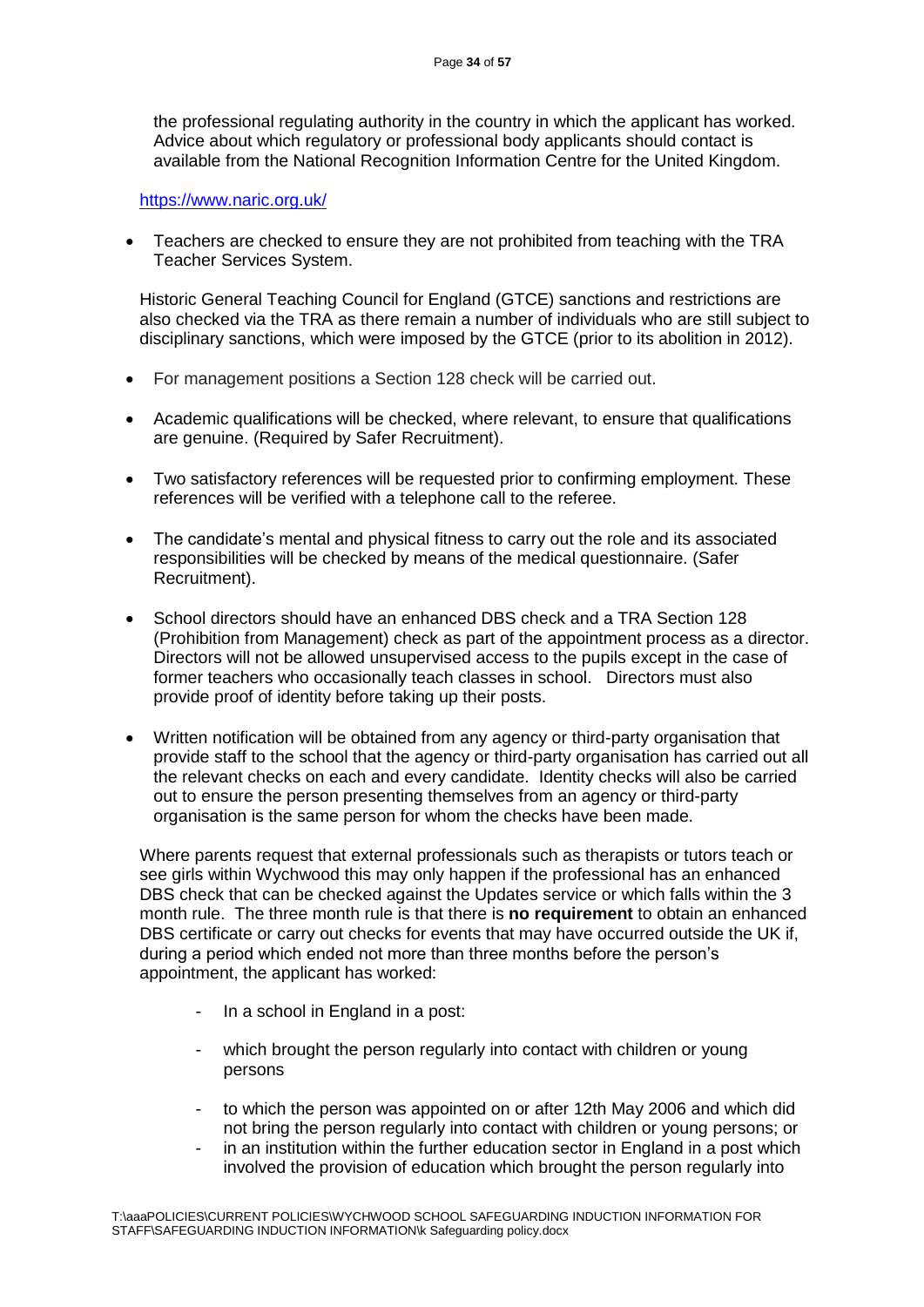the professional regulating authority in the country in which the applicant has worked. Advice about which regulatory or professional body applicants should contact is available from the National Recognition Information Centre for the United Kingdom.

https://www.naric.org.uk/

- Teachers are checked to ensure they are not prohibited from teaching with the TRA Teacher Services System.

  Historic General Teaching Council for England (GTCE) sanctions and restrictions are also checked via the TRA as there remain a number of individuals who are still subject to disciplinary sanctions, which were imposed by the GTCE (prior to its abolition in 2012).

- For management positions a Section 128 check will be carried out.

- Academic qualifications will be checked, where relevant, to ensure that qualifications are genuine. (Required by Safer Recruitment).

- Two satisfactory references will be requested prior to confirming employment. These references will be verified with a telephone call to the referee.

- The candidate's mental and physical fitness to carry out the role and its associated responsibilities will be checked by means of the medical questionnaire. (Safer Recruitment).

- School directors should have an enhanced DBS check and a TRA Section 128 (Prohibition from Management) check as part of the appointment process as a director. Directors will not be allowed unsupervised access to the pupils except in the case of former teachers who occasionally teach classes in school. Directors must also provide proof of identity before taking up their posts.

- Written notification will be obtained from any agency or third-party organisation that provide staff to the school that the agency or third-party organisation has carried out all the relevant checks on each and every candidate. Identity checks will also be carried out to ensure the person presenting themselves from an agency or third-party organisation is the same person for whom the checks have been made.

  Where parents request that external professionals such as therapists or tutors teach or see girls within Wychwood this may only happen if the professional has an enhanced DBS check that can be checked against the Updates service or which falls within the 3 month rule. The three month rule is that there is **no requirement** to obtain an enhanced DBS certificate or carry out checks for events that may have occurred outside the UK if, during a period which ended not more than three months before the person's appointment, the applicant has worked:

  - In a school in England in a post:
  - which brought the person regularly into contact with children or young persons
  - to which the person was appointed on or after 12th May 2006 and which did not bring the person regularly into contact with children or young persons; or
  - in an institution within the further education sector in England in a post which involved the provision of education which brought the person regularly into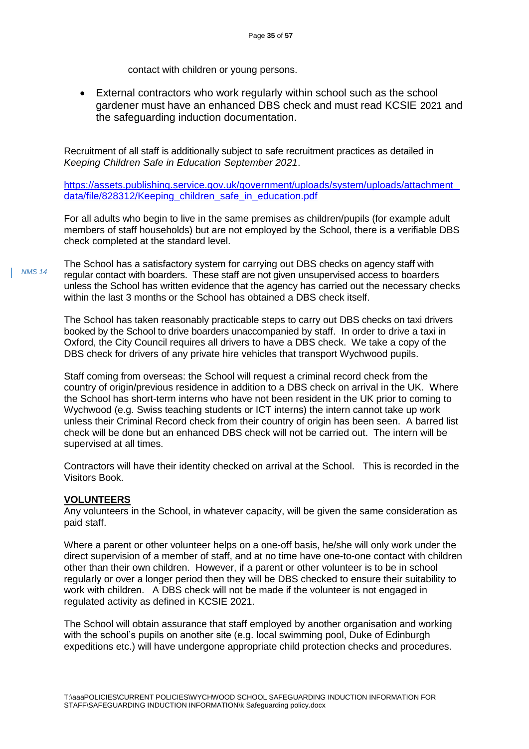contact with children or young persons.

- External contractors who work regularly within school such as the school gardener must have an enhanced DBS check and must read KCSIE 2021 and the safeguarding induction documentation.

Recruitment of all staff is additionally subject to safe recruitment practices as detailed in *Keeping Children Safe in Education September 2021*.

[https://assets.publishing.service.gov.uk/government/uploads/system/uploads/attachment_data/file/828312/Keeping_children_safe_in_education.pdf](https://assets.publishing.service.gov.uk/government/uploads/system/uploads/attachment_data/file/828312/Keeping_children_safe_in_education.pdf)

For all adults who begin to live in the same premises as children/pupils (for example adult members of staff households) but are not employed by the School, there is a verifiable DBS check completed at the standard level.

*NMS 14*

The School has a satisfactory system for carrying out DBS checks on agency staff with regular contact with boarders. These staff are not given unsupervised access to boarders unless the School has written evidence that the agency has carried out the necessary checks within the last 3 months or the School has obtained a DBS check itself.

The School has taken reasonably practicable steps to carry out DBS checks on taxi drivers booked by the School to drive boarders unaccompanied by staff. In order to drive a taxi in Oxford, the City Council requires all drivers to have a DBS check. We take a copy of the DBS check for drivers of any private hire vehicles that transport Wychwood pupils.

Staff coming from overseas: the School will request a criminal record check from the country of origin/previous residence in addition to a DBS check on arrival in the UK. Where the School has short-term interns who have not been resident in the UK prior to coming to Wychwood (e.g. Swiss teaching students or ICT interns) the intern cannot take up work unless their Criminal Record check from their country of origin has been seen. A barred list check will be done but an enhanced DBS check will not be carried out. The intern will be supervised at all times.

Contractors will have their identity checked on arrival at the School. This is recorded in the Visitors Book.

**VOLUNTEERS**

Any volunteers in the School, in whatever capacity, will be given the same consideration as paid staff.

Where a parent or other volunteer helps on a one-off basis, he/she will only work under the direct supervision of a member of staff, and at no time have one-to-one contact with children other than their own children. However, if a parent or other volunteer is to be in school regularly or over a longer period then they will be DBS checked to ensure their suitability to work with children. A DBS check will not be made if the volunteer is not engaged in regulated activity as defined in KCSIE 2021.

The School will obtain assurance that staff employed by another organisation and working with the school's pupils on another site (e.g. local swimming pool, Duke of Edinburgh expeditions etc.) will have undergone appropriate child protection checks and procedures.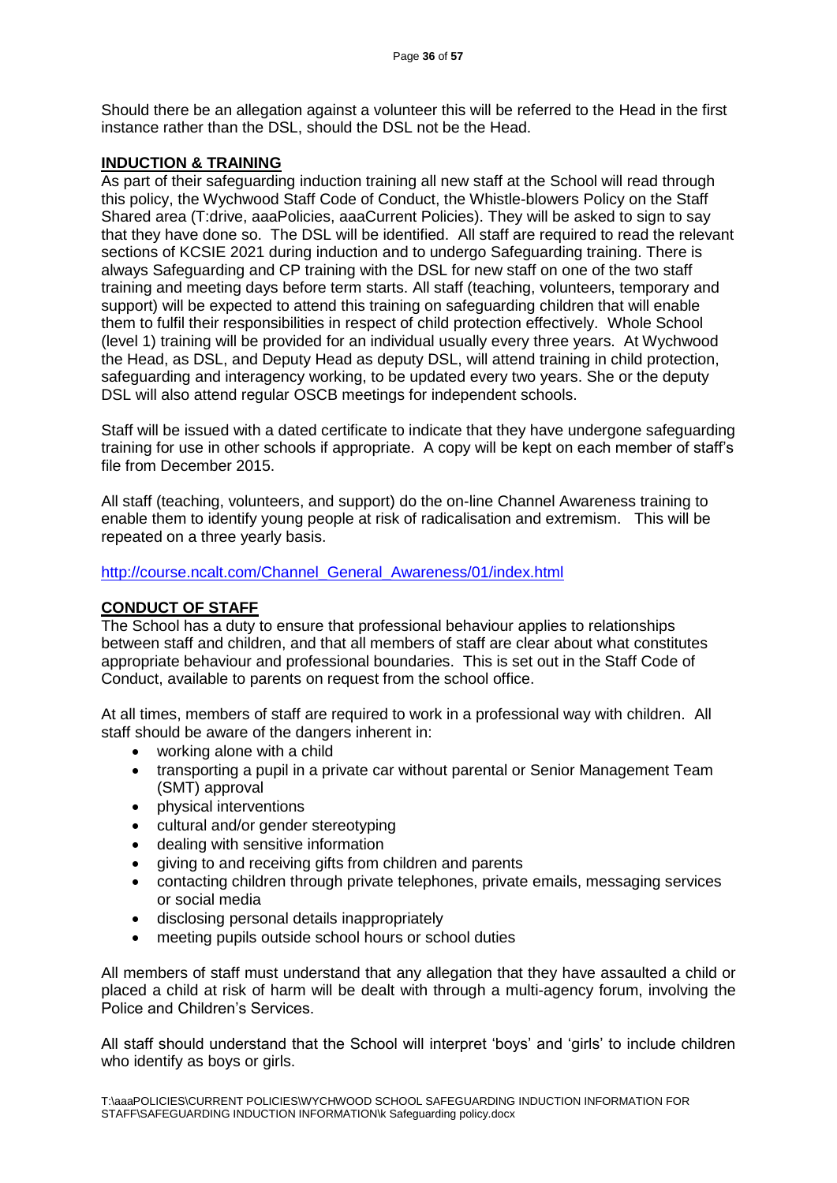Should there be an allegation against a volunteer this will be referred to the Head in the first instance rather than the DSL, should the DSL not be the Head.

## INDUCTION & TRAINING

As part of their safeguarding induction training all new staff at the School will read through this policy, the Wychwood Staff Code of Conduct, the Whistle-blowers Policy on the Staff Shared area (T:drive, aaaPolicies, aaaCurrent Policies). They will be asked to sign to say that they have done so. The DSL will be identified. All staff are required to read the relevant sections of KCSIE 2021 during induction and to undergo Safeguarding training. There is always Safeguarding and CP training with the DSL for new staff on one of the two staff training and meeting days before term starts. All staff (teaching, volunteers, temporary and support) will be expected to attend this training on safeguarding children that will enable them to fulfil their responsibilities in respect of child protection effectively. Whole School (level 1) training will be provided for an individual usually every three years. At Wychwood the Head, as DSL, and Deputy Head as deputy DSL, will attend training in child protection, safeguarding and interagency working, to be updated every two years. She or the deputy DSL will also attend regular OSCB meetings for independent schools.

Staff will be issued with a dated certificate to indicate that they have undergone safeguarding training for use in other schools if appropriate. A copy will be kept on each member of staff's file from December 2015.

All staff (teaching, volunteers, and support) do the on-line Channel Awareness training to enable them to identify young people at risk of radicalisation and extremism. This will be repeated on a three yearly basis.

[http://course.ncalt.com/Channel_General_Awareness/01/index.html](http://course.ncalt.com/Channel_General_Awareness/01/index.html)

## CONDUCT OF STAFF

The School has a duty to ensure that professional behaviour applies to relationships between staff and children, and that all members of staff are clear about what constitutes appropriate behaviour and professional boundaries. This is set out in the Staff Code of Conduct, available to parents on request from the school office.

At all times, members of staff are required to work in a professional way with children. All staff should be aware of the dangers inherent in:

- working alone with a child
- transporting a pupil in a private car without parental or Senior Management Team (SMT) approval
- physical interventions
- cultural and/or gender stereotyping
- dealing with sensitive information
- giving to and receiving gifts from children and parents
- contacting children through private telephones, private emails, messaging services or social media
- disclosing personal details inappropriately
- meeting pupils outside school hours or school duties

All members of staff must understand that any allegation that they have assaulted a child or placed a child at risk of harm will be dealt with through a multi-agency forum, involving the Police and Children's Services.

All staff should understand that the School will interpret 'boys' and 'girls' to include children who identify as boys or girls.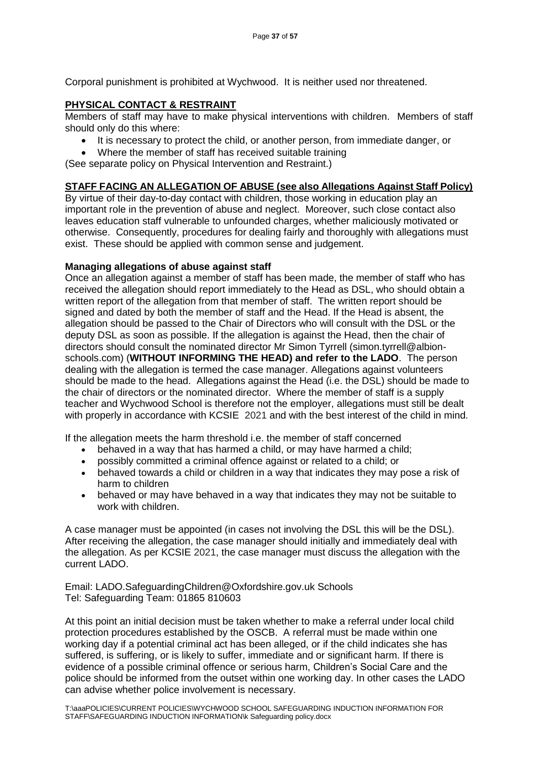Corporal punishment is prohibited at Wychwood. It is neither used nor threatened.

## PHYSICAL CONTACT & RESTRAINT

Members of staff may have to make physical interventions with children. Members of staff should only do this where:

- It is necessary to protect the child, or another person, from immediate danger, or
- Where the member of staff has received suitable training

(See separate policy on Physical Intervention and Restraint.)

## STAFF FACING AN ALLEGATION OF ABUSE (see also Allegations Against Staff Policy)

By virtue of their day-to-day contact with children, those working in education play an important role in the prevention of abuse and neglect. Moreover, such close contact also leaves education staff vulnerable to unfounded charges, whether maliciously motivated or otherwise. Consequently, procedures for dealing fairly and thoroughly with allegations must exist. These should be applied with common sense and judgement.

### Managing allegations of abuse against staff

Once an allegation against a member of staff has been made, the member of staff who has received the allegation should report immediately to the Head as DSL, who should obtain a written report of the allegation from that member of staff. The written report should be signed and dated by both the member of staff and the Head. If the Head is absent, the allegation should be passed to the Chair of Directors who will consult with the DSL or the deputy DSL as soon as possible. If the allegation is against the Head, then the chair of directors should consult the nominated director Mr Simon Tyrrell (simon.tyrrell@albion-schools.com) (**WITHOUT INFORMING THE HEAD) and refer to the LADO**. The person dealing with the allegation is termed the case manager. Allegations against volunteers should be made to the head. Allegations against the Head (i.e. the DSL) should be made to the chair of directors or the nominated director. Where the member of staff is a supply teacher and Wychwood School is therefore not the employer, allegations must still be dealt with properly in accordance with KCSIE 2021 and with the best interest of the child in mind.

If the allegation meets the harm threshold i.e. the member of staff concerned

- behaved in a way that has harmed a child, or may have harmed a child;
- possibly committed a criminal offence against or related to a child; or
- behaved towards a child or children in a way that indicates they may pose a risk of harm to children
- behaved or may have behaved in a way that indicates they may not be suitable to work with children.

A case manager must be appointed (in cases not involving the DSL this will be the DSL). After receiving the allegation, the case manager should initially and immediately deal with the allegation. As per KCSIE 2021, the case manager must discuss the allegation with the current LADO.

Email: LADO.SafeguardingChildren@Oxfordshire.gov.uk Schools
Tel: Safeguarding Team: 01865 810603

At this point an initial decision must be taken whether to make a referral under local child protection procedures established by the OSCB. A referral must be made within one working day if a potential criminal act has been alleged, or if the child indicates she has suffered, is suffering, or is likely to suffer, immediate and or significant harm. If there is evidence of a possible criminal offence or serious harm, Children's Social Care and the police should be informed from the outset within one working day. In other cases the LADO can advise whether police involvement is necessary.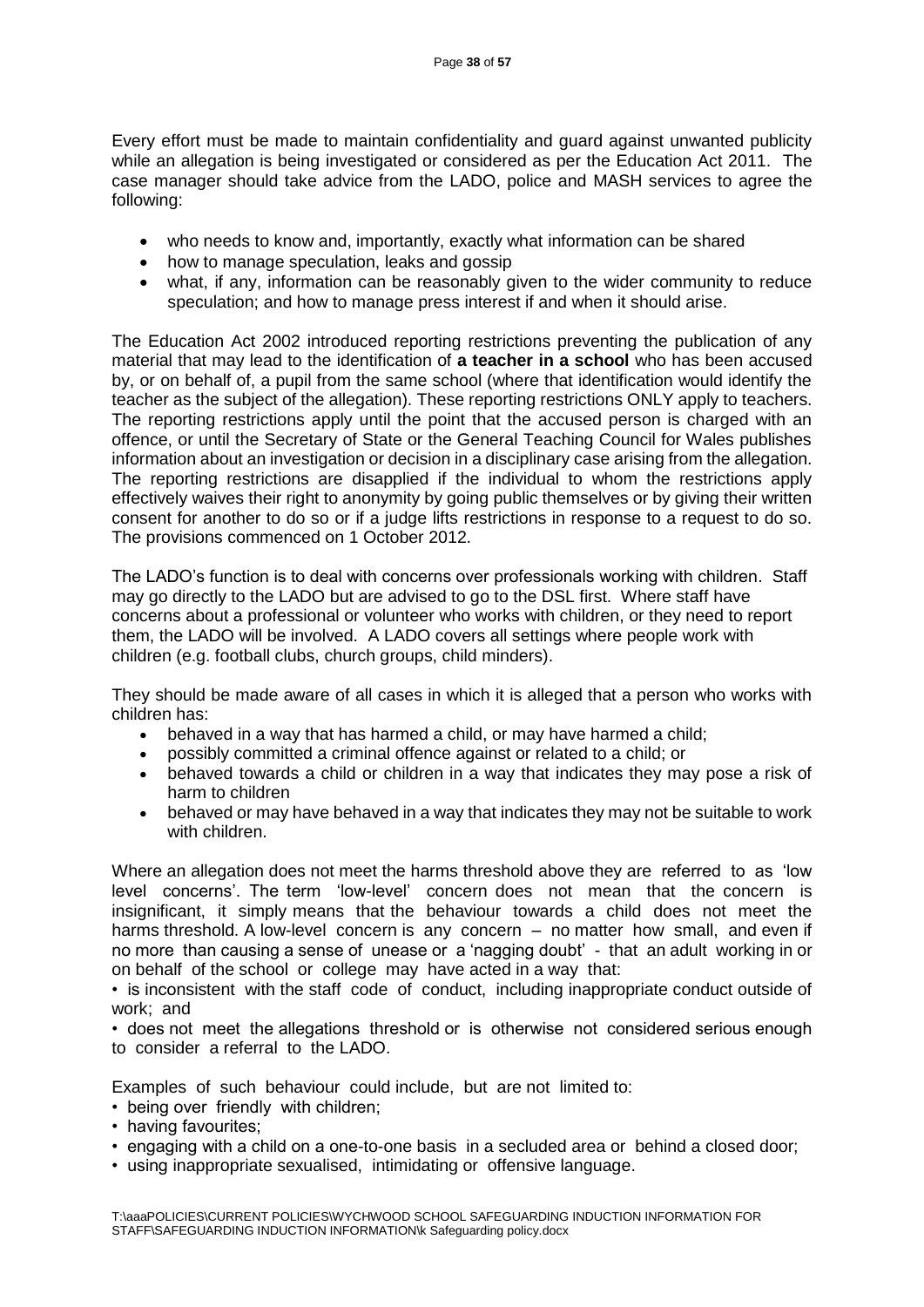Every effort must be made to maintain confidentiality and guard against unwanted publicity while an allegation is being investigated or considered as per the Education Act 2011. The case manager should take advice from the LADO, police and MASH services to agree the following:

- who needs to know and, importantly, exactly what information can be shared
- how to manage speculation, leaks and gossip
- what, if any, information can be reasonably given to the wider community to reduce speculation; and how to manage press interest if and when it should arise.

The Education Act 2002 introduced reporting restrictions preventing the publication of any material that may lead to the identification of **a teacher in a school** who has been accused by, or on behalf of, a pupil from the same school (where that identification would identify the teacher as the subject of the allegation). These reporting restrictions ONLY apply to teachers. The reporting restrictions apply until the point that the accused person is charged with an offence, or until the Secretary of State or the General Teaching Council for Wales publishes information about an investigation or decision in a disciplinary case arising from the allegation. The reporting restrictions are disapplied if the individual to whom the restrictions apply effectively waives their right to anonymity by going public themselves or by giving their written consent for another to do so or if a judge lifts restrictions in response to a request to do so. The provisions commenced on 1 October 2012.

The LADO's function is to deal with concerns over professionals working with children. Staff may go directly to the LADO but are advised to go to the DSL first. Where staff have concerns about a professional or volunteer who works with children, or they need to report them, the LADO will be involved. A LADO covers all settings where people work with children (e.g. football clubs, church groups, child minders).

They should be made aware of all cases in which it is alleged that a person who works with children has:

- behaved in a way that has harmed a child, or may have harmed a child;
- possibly committed a criminal offence against or related to a child; or
- behaved towards a child or children in a way that indicates they may pose a risk of harm to children
- behaved or may have behaved in a way that indicates they may not be suitable to work with children.

Where an allegation does not meet the harms threshold above they are referred to as 'low level concerns'. The term 'low-level' concern does not mean that the concern is insignificant, it simply means that the behaviour towards a child does not meet the harms threshold. A low-level concern is any concern – no matter how small, and even if no more than causing a sense of unease or a 'nagging doubt' - that an adult working in or on behalf of the school or college may have acted in a way that:

- is inconsistent with the staff code of conduct, including inappropriate conduct outside of work; and
- does not meet the allegations threshold or is otherwise not considered serious enough to consider a referral to the LADO.

Examples of such behaviour could include, but are not limited to:

- being over friendly with children;
- having favourites;
- engaging with a child on a one-to-one basis in a secluded area or behind a closed door;
- using inappropriate sexualised, intimidating or offensive language.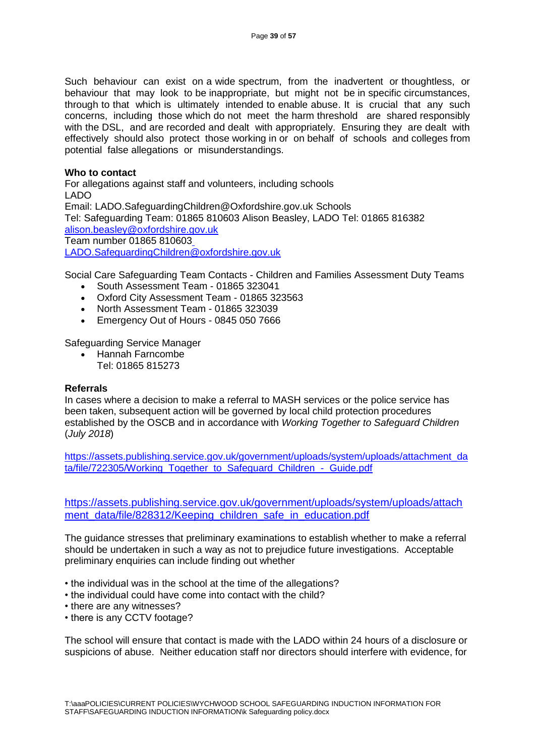Such behaviour can exist on a wide spectrum, from the inadvertent or thoughtless, or behaviour that may look to be inappropriate, but might not be in specific circumstances, through to that which is ultimately intended to enable abuse. It is crucial that any such concerns, including those which do not meet the harm threshold are shared responsibly with the DSL, and are recorded and dealt with appropriately. Ensuring they are dealt with effectively should also protect those working in or on behalf of schools and colleges from potential false allegations or misunderstandings.

**Who to contact**

For allegations against staff and volunteers, including schools
LADO
Email: LADO.SafeguardingChildren@Oxfordshire.gov.uk Schools
Tel: Safeguarding Team: 01865 810603 Alison Beasley, LADO Tel: 01865 816382
alison.beasley@oxfordshire.gov.uk
Team number 01865 810603
LADO.SafeguardingChildren@oxfordshire.gov.uk

Social Care Safeguarding Team Contacts - Children and Families Assessment Duty Teams

- South Assessment Team - 01865 323041
- Oxford City Assessment Team - 01865 323563
- North Assessment Team - 01865 323039
- Emergency Out of Hours - 0845 050 7666

Safeguarding Service Manager

- Hannah Farncombe
  Tel: 01865 815273

**Referrals**

In cases where a decision to make a referral to MASH services or the police service has been taken, subsequent action will be governed by local child protection procedures established by the OSCB and in accordance with *Working Together to Safeguard Children* (*July 2018*)

https://assets.publishing.service.gov.uk/government/uploads/system/uploads/attachment_data/file/722305/Working_Together_to_Safeguard_Children_-_Guide.pdf

https://assets.publishing.service.gov.uk/government/uploads/system/uploads/attachment_data/file/828312/Keeping_children_safe_in_education.pdf

The guidance stresses that preliminary examinations to establish whether to make a referral should be undertaken in such a way as not to prejudice future investigations. Acceptable preliminary enquiries can include finding out whether

- the individual was in the school at the time of the allegations?
- the individual could have come into contact with the child?
- there are any witnesses?
- there is any CCTV footage?

The school will ensure that contact is made with the LADO within 24 hours of a disclosure or suspicions of abuse. Neither education staff nor directors should interfere with evidence, for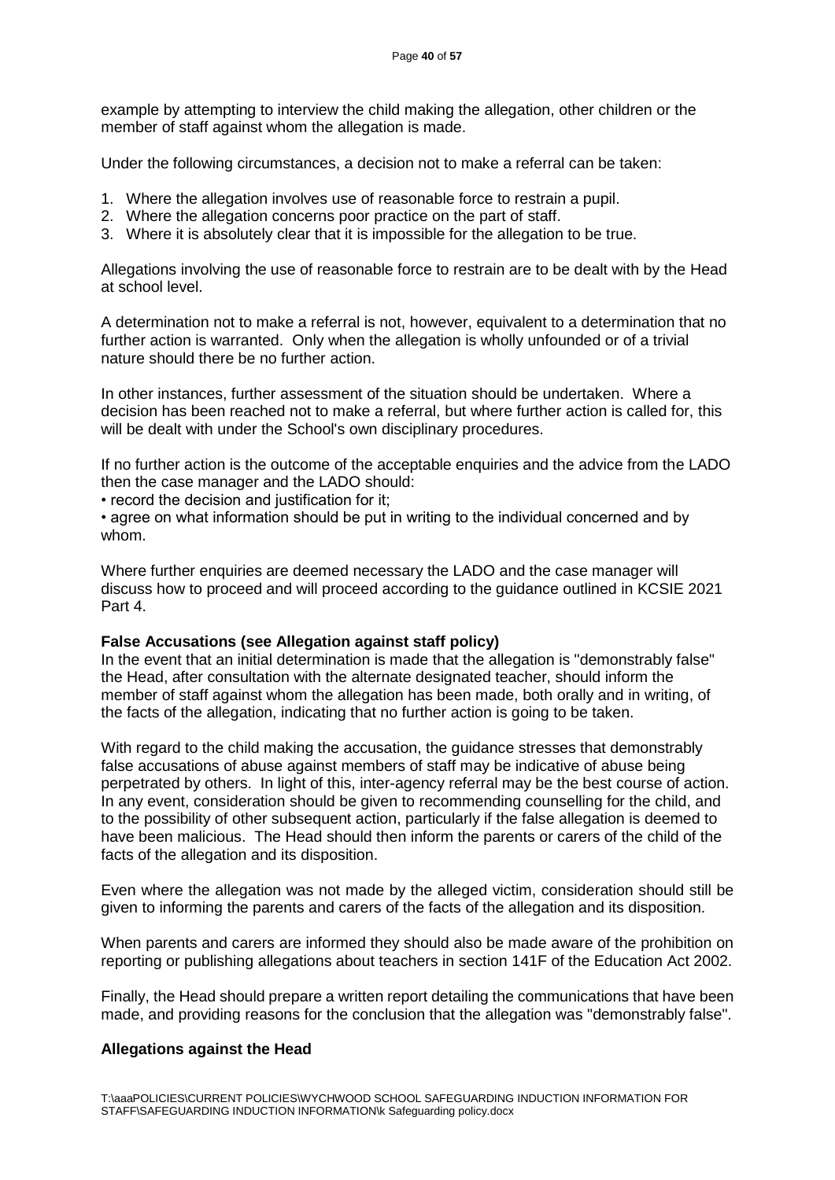example by attempting to interview the child making the allegation, other children or the member of staff against whom the allegation is made.

Under the following circumstances, a decision not to make a referral can be taken:

1. Where the allegation involves use of reasonable force to restrain a pupil.
2. Where the allegation concerns poor practice on the part of staff.
3. Where it is absolutely clear that it is impossible for the allegation to be true.

Allegations involving the use of reasonable force to restrain are to be dealt with by the Head at school level.

A determination not to make a referral is not, however, equivalent to a determination that no further action is warranted. Only when the allegation is wholly unfounded or of a trivial nature should there be no further action.

In other instances, further assessment of the situation should be undertaken. Where a decision has been reached not to make a referral, but where further action is called for, this will be dealt with under the School's own disciplinary procedures.

If no further action is the outcome of the acceptable enquiries and the advice from the LADO then the case manager and the LADO should:

- record the decision and justification for it;
- agree on what information should be put in writing to the individual concerned and by whom.

Where further enquiries are deemed necessary the LADO and the case manager will discuss how to proceed and will proceed according to the guidance outlined in KCSIE 2021 Part 4.

**False Accusations (see Allegation against staff policy)**

In the event that an initial determination is made that the allegation is "demonstrably false" the Head, after consultation with the alternate designated teacher, should inform the member of staff against whom the allegation has been made, both orally and in writing, of the facts of the allegation, indicating that no further action is going to be taken.

With regard to the child making the accusation, the guidance stresses that demonstrably false accusations of abuse against members of staff may be indicative of abuse being perpetrated by others. In light of this, inter-agency referral may be the best course of action. In any event, consideration should be given to recommending counselling for the child, and to the possibility of other subsequent action, particularly if the false allegation is deemed to have been malicious. The Head should then inform the parents or carers of the child of the facts of the allegation and its disposition.

Even where the allegation was not made by the alleged victim, consideration should still be given to informing the parents and carers of the facts of the allegation and its disposition.

When parents and carers are informed they should also be made aware of the prohibition on reporting or publishing allegations about teachers in section 141F of the Education Act 2002.

Finally, the Head should prepare a written report detailing the communications that have been made, and providing reasons for the conclusion that the allegation was "demonstrably false".

**Allegations against the Head**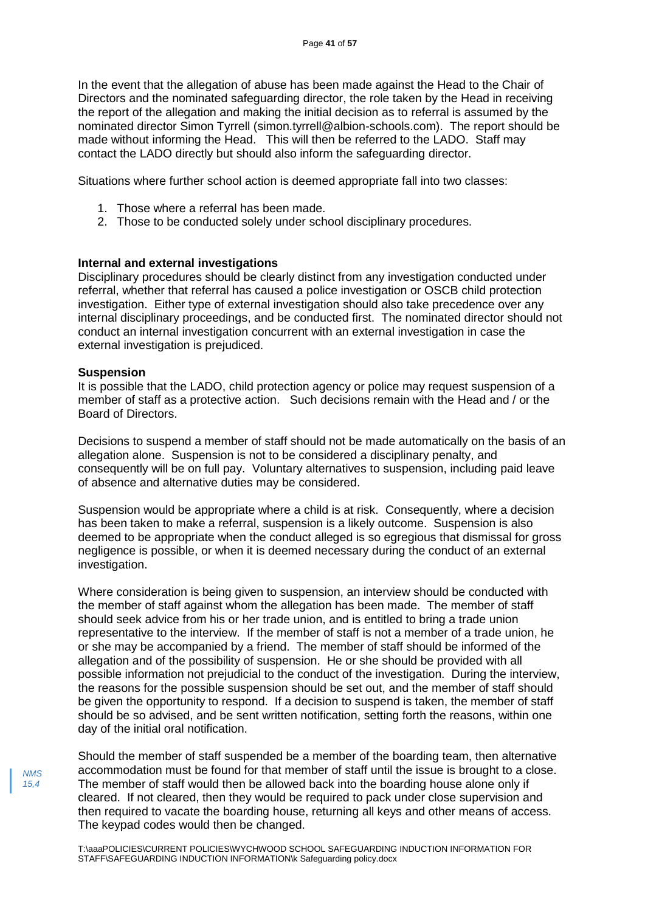In the event that the allegation of abuse has been made against the Head to the Chair of Directors and the nominated safeguarding director, the role taken by the Head in receiving the report of the allegation and making the initial decision as to referral is assumed by the nominated director Simon Tyrrell (simon.tyrrell@albion-schools.com). The report should be made without informing the Head. This will then be referred to the LADO. Staff may contact the LADO directly but should also inform the safeguarding director.

Situations where further school action is deemed appropriate fall into two classes:

1. Those where a referral has been made.
2. Those to be conducted solely under school disciplinary procedures.

**Internal and external investigations**

Disciplinary procedures should be clearly distinct from any investigation conducted under referral, whether that referral has caused a police investigation or OSCB child protection investigation. Either type of external investigation should also take precedence over any internal disciplinary proceedings, and be conducted first. The nominated director should not conduct an internal investigation concurrent with an external investigation in case the external investigation is prejudiced.

**Suspension**

It is possible that the LADO, child protection agency or police may request suspension of a member of staff as a protective action. Such decisions remain with the Head and / or the Board of Directors.

Decisions to suspend a member of staff should not be made automatically on the basis of an allegation alone. Suspension is not to be considered a disciplinary penalty, and consequently will be on full pay. Voluntary alternatives to suspension, including paid leave of absence and alternative duties may be considered.

Suspension would be appropriate where a child is at risk. Consequently, where a decision has been taken to make a referral, suspension is a likely outcome. Suspension is also deemed to be appropriate when the conduct alleged is so egregious that dismissal for gross negligence is possible, or when it is deemed necessary during the conduct of an external investigation.

Where consideration is being given to suspension, an interview should be conducted with the member of staff against whom the allegation has been made. The member of staff should seek advice from his or her trade union, and is entitled to bring a trade union representative to the interview. If the member of staff is not a member of a trade union, he or she may be accompanied by a friend. The member of staff should be informed of the allegation and of the possibility of suspension. He or she should be provided with all possible information not prejudicial to the conduct of the investigation. During the interview, the reasons for the possible suspension should be set out, and the member of staff should be given the opportunity to respond. If a decision to suspend is taken, the member of staff should be so advised, and be sent written notification, setting forth the reasons, within one day of the initial oral notification.

*NMS 15,4*

Should the member of staff suspended be a member of the boarding team, then alternative accommodation must be found for that member of staff until the issue is brought to a close. The member of staff would then be allowed back into the boarding house alone only if cleared. If not cleared, then they would be required to pack under close supervision and then required to vacate the boarding house, returning all keys and other means of access. The keypad codes would then be changed.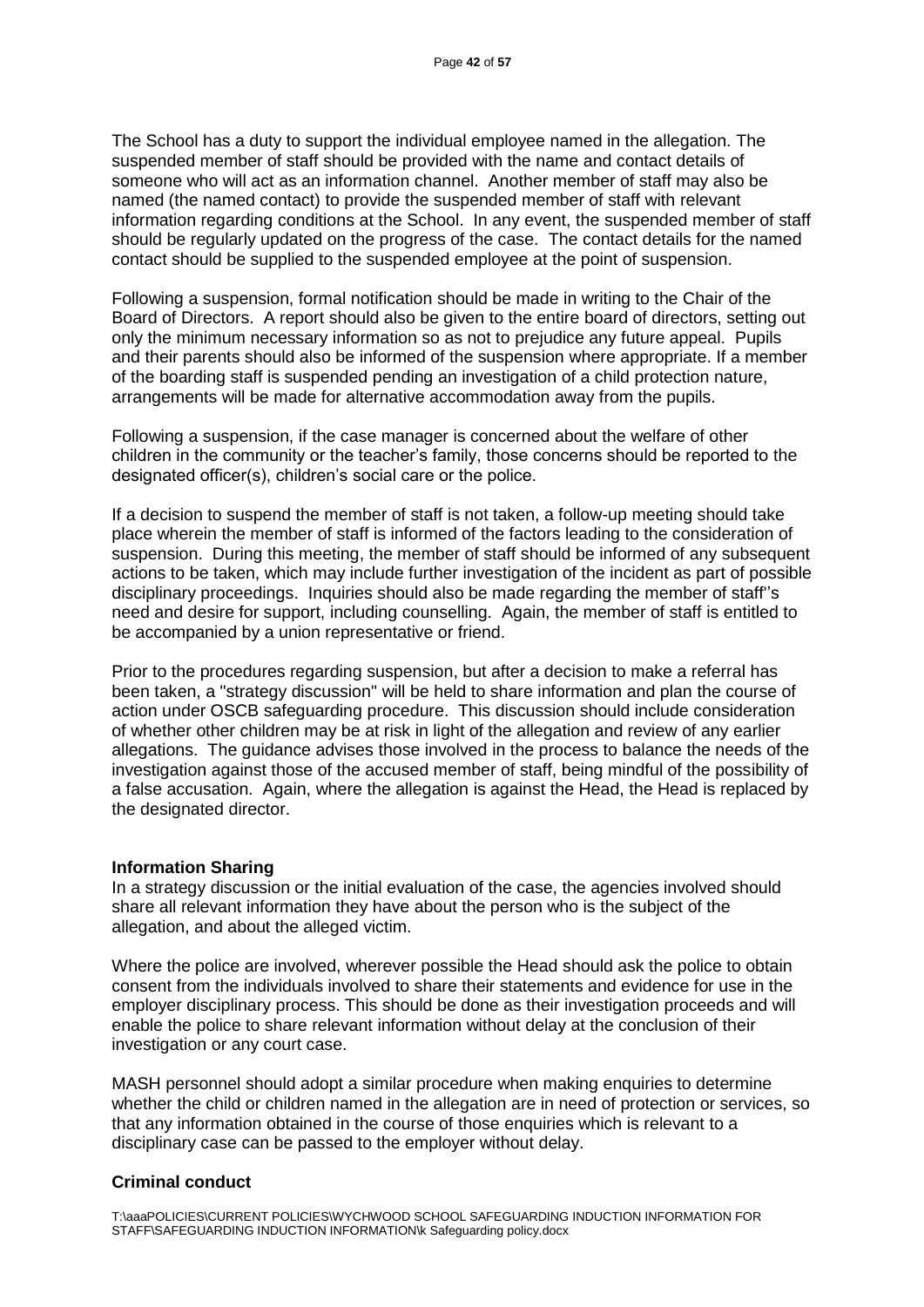The School has a duty to support the individual employee named in the allegation. The suspended member of staff should be provided with the name and contact details of someone who will act as an information channel. Another member of staff may also be named (the named contact) to provide the suspended member of staff with relevant information regarding conditions at the School. In any event, the suspended member of staff should be regularly updated on the progress of the case. The contact details for the named contact should be supplied to the suspended employee at the point of suspension.

Following a suspension, formal notification should be made in writing to the Chair of the Board of Directors. A report should also be given to the entire board of directors, setting out only the minimum necessary information so as not to prejudice any future appeal. Pupils and their parents should also be informed of the suspension where appropriate. If a member of the boarding staff is suspended pending an investigation of a child protection nature, arrangements will be made for alternative accommodation away from the pupils.

Following a suspension, if the case manager is concerned about the welfare of other children in the community or the teacher's family, those concerns should be reported to the designated officer(s), children's social care or the police.

If a decision to suspend the member of staff is not taken, a follow-up meeting should take place wherein the member of staff is informed of the factors leading to the consideration of suspension. During this meeting, the member of staff should be informed of any subsequent actions to be taken, which may include further investigation of the incident as part of possible disciplinary proceedings. Inquiries should also be made regarding the member of staff''s need and desire for support, including counselling. Again, the member of staff is entitled to be accompanied by a union representative or friend.

Prior to the procedures regarding suspension, but after a decision to make a referral has been taken, a "strategy discussion" will be held to share information and plan the course of action under OSCB safeguarding procedure. This discussion should include consideration of whether other children may be at risk in light of the allegation and review of any earlier allegations. The guidance advises those involved in the process to balance the needs of the investigation against those of the accused member of staff, being mindful of the possibility of a false accusation. Again, where the allegation is against the Head, the Head is replaced by the designated director.

**Information Sharing**

In a strategy discussion or the initial evaluation of the case, the agencies involved should share all relevant information they have about the person who is the subject of the allegation, and about the alleged victim.

Where the police are involved, wherever possible the Head should ask the police to obtain consent from the individuals involved to share their statements and evidence for use in the employer disciplinary process. This should be done as their investigation proceeds and will enable the police to share relevant information without delay at the conclusion of their investigation or any court case.

MASH personnel should adopt a similar procedure when making enquiries to determine whether the child or children named in the allegation are in need of protection or services, so that any information obtained in the course of those enquiries which is relevant to a disciplinary case can be passed to the employer without delay.

**Criminal conduct**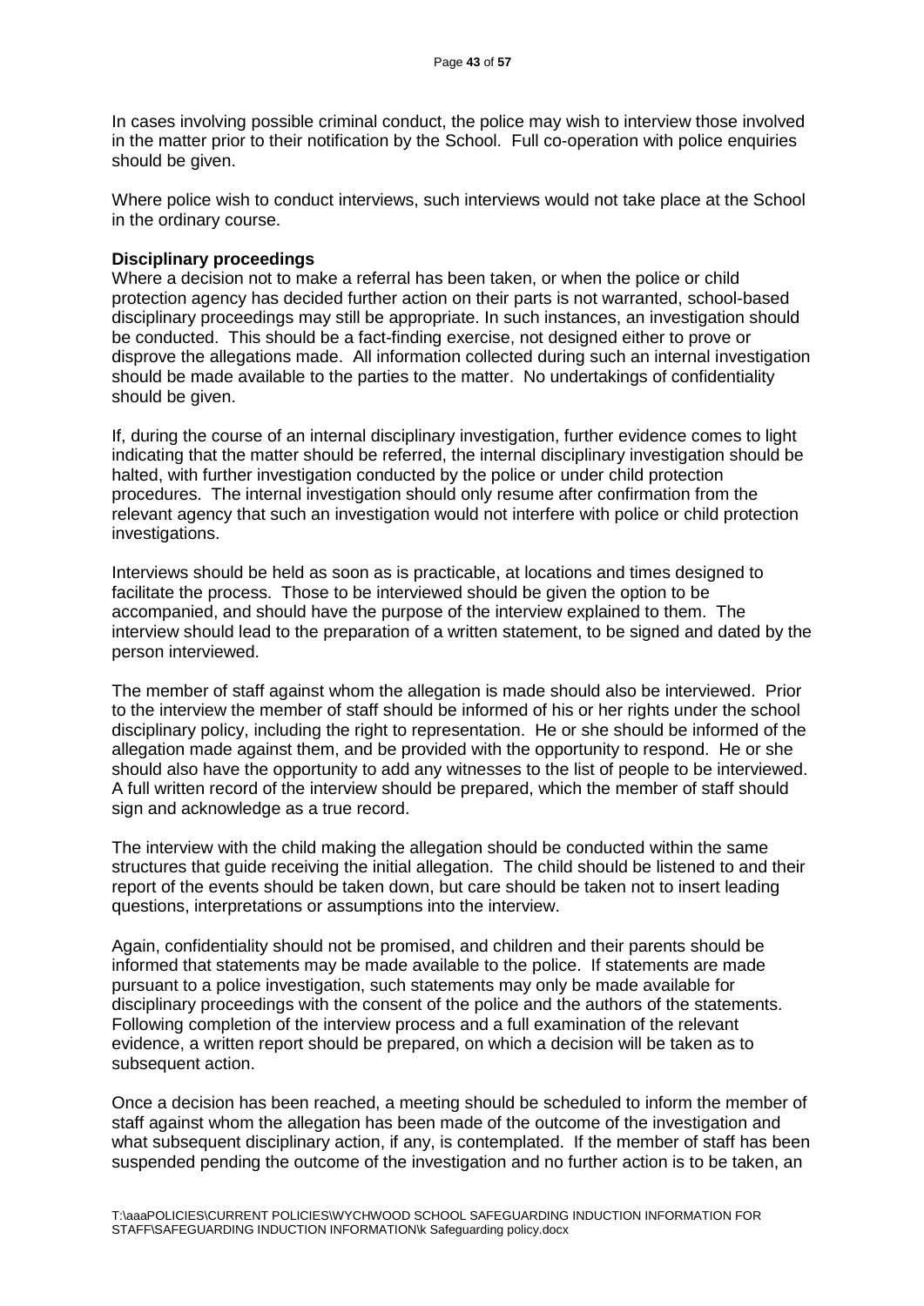In cases involving possible criminal conduct, the police may wish to interview those involved in the matter prior to their notification by the School. Full co-operation with police enquiries should be given.

Where police wish to conduct interviews, such interviews would not take place at the School in the ordinary course.

**Disciplinary proceedings**

Where a decision not to make a referral has been taken, or when the police or child protection agency has decided further action on their parts is not warranted, school-based disciplinary proceedings may still be appropriate. In such instances, an investigation should be conducted. This should be a fact-finding exercise, not designed either to prove or disprove the allegations made. All information collected during such an internal investigation should be made available to the parties to the matter. No undertakings of confidentiality should be given.

If, during the course of an internal disciplinary investigation, further evidence comes to light indicating that the matter should be referred, the internal disciplinary investigation should be halted, with further investigation conducted by the police or under child protection procedures. The internal investigation should only resume after confirmation from the relevant agency that such an investigation would not interfere with police or child protection investigations.

Interviews should be held as soon as is practicable, at locations and times designed to facilitate the process. Those to be interviewed should be given the option to be accompanied, and should have the purpose of the interview explained to them. The interview should lead to the preparation of a written statement, to be signed and dated by the person interviewed.

The member of staff against whom the allegation is made should also be interviewed. Prior to the interview the member of staff should be informed of his or her rights under the school disciplinary policy, including the right to representation. He or she should be informed of the allegation made against them, and be provided with the opportunity to respond. He or she should also have the opportunity to add any witnesses to the list of people to be interviewed. A full written record of the interview should be prepared, which the member of staff should sign and acknowledge as a true record.

The interview with the child making the allegation should be conducted within the same structures that guide receiving the initial allegation. The child should be listened to and their report of the events should be taken down, but care should be taken not to insert leading questions, interpretations or assumptions into the interview.

Again, confidentiality should not be promised, and children and their parents should be informed that statements may be made available to the police. If statements are made pursuant to a police investigation, such statements may only be made available for disciplinary proceedings with the consent of the police and the authors of the statements. Following completion of the interview process and a full examination of the relevant evidence, a written report should be prepared, on which a decision will be taken as to subsequent action.

Once a decision has been reached, a meeting should be scheduled to inform the member of staff against whom the allegation has been made of the outcome of the investigation and what subsequent disciplinary action, if any, is contemplated. If the member of staff has been suspended pending the outcome of the investigation and no further action is to be taken, an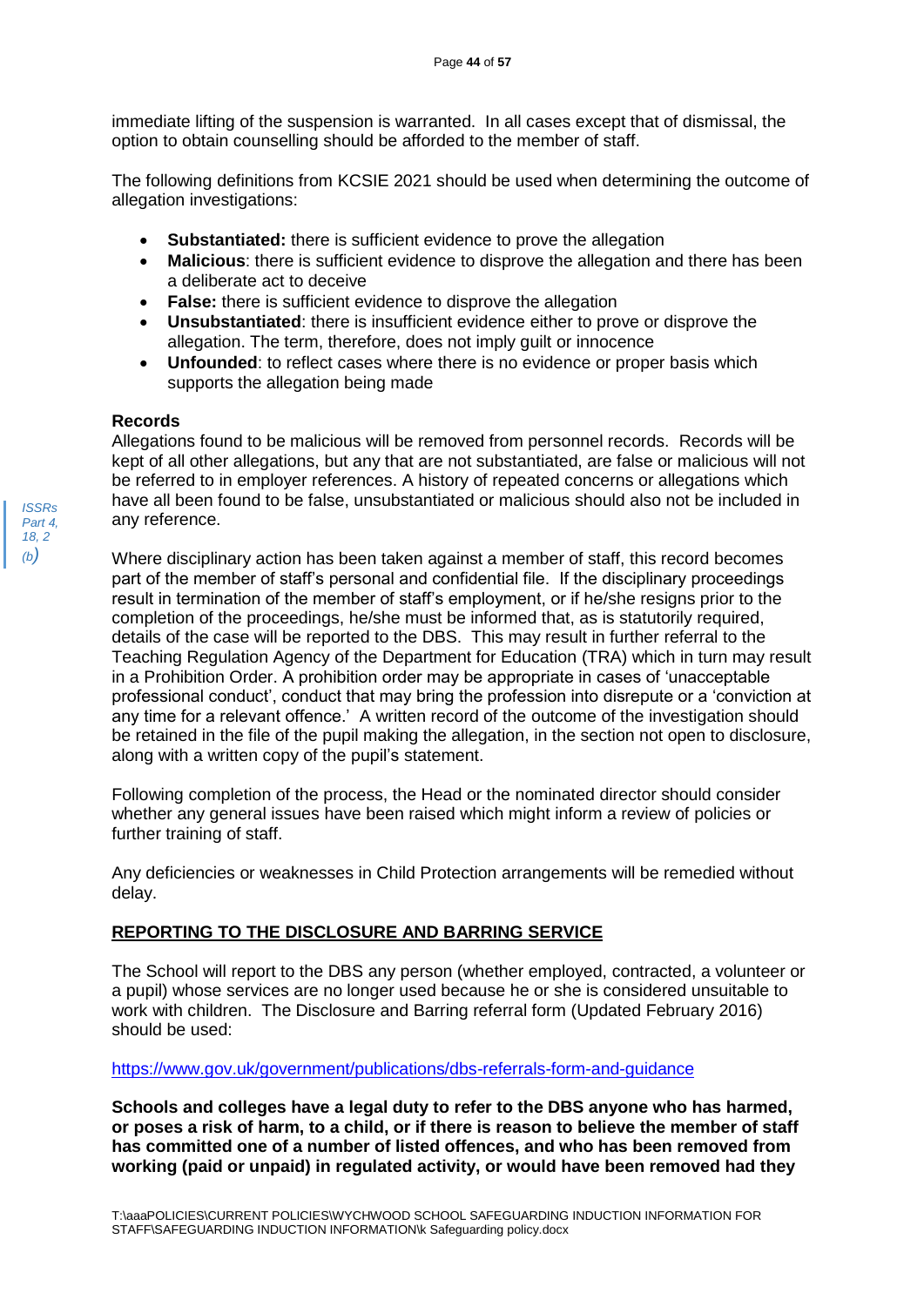immediate lifting of the suspension is warranted. In all cases except that of dismissal, the option to obtain counselling should be afforded to the member of staff.

The following definitions from KCSIE 2021 should be used when determining the outcome of allegation investigations:

- **Substantiated:** there is sufficient evidence to prove the allegation
- **Malicious**: there is sufficient evidence to disprove the allegation and there has been a deliberate act to deceive
- **False:** there is sufficient evidence to disprove the allegation
- **Unsubstantiated**: there is insufficient evidence either to prove or disprove the allegation. The term, therefore, does not imply guilt or innocence
- **Unfounded**: to reflect cases where there is no evidence or proper basis which supports the allegation being made

**Records**

Allegations found to be malicious will be removed from personnel records. Records will be kept of all other allegations, but any that are not substantiated, are false or malicious will not be referred to in employer references. A history of repeated concerns or allegations which have all been found to be false, unsubstantiated or malicious should also not be included in any reference.

*ISSRs Part 4, 18, 2 (b)*

Where disciplinary action has been taken against a member of staff, this record becomes part of the member of staff's personal and confidential file. If the disciplinary proceedings result in termination of the member of staff's employment, or if he/she resigns prior to the completion of the proceedings, he/she must be informed that, as is statutorily required, details of the case will be reported to the DBS. This may result in further referral to the Teaching Regulation Agency of the Department for Education (TRA) which in turn may result in a Prohibition Order. A prohibition order may be appropriate in cases of 'unacceptable professional conduct', conduct that may bring the profession into disrepute or a 'conviction at any time for a relevant offence.' A written record of the outcome of the investigation should be retained in the file of the pupil making the allegation, in the section not open to disclosure, along with a written copy of the pupil's statement.

Following completion of the process, the Head or the nominated director should consider whether any general issues have been raised which might inform a review of policies or further training of staff.

Any deficiencies or weaknesses in Child Protection arrangements will be remedied without delay.

**REPORTING TO THE DISCLOSURE AND BARRING SERVICE**

The School will report to the DBS any person (whether employed, contracted, a volunteer or a pupil) whose services are no longer used because he or she is considered unsuitable to work with children. The Disclosure and Barring referral form (Updated February 2016) should be used:

https://www.gov.uk/government/publications/dbs-referrals-form-and-guidance

**Schools and colleges have a legal duty to refer to the DBS anyone who has harmed, or poses a risk of harm, to a child, or if there is reason to believe the member of staff has committed one of a number of listed offences, and who has been removed from working (paid or unpaid) in regulated activity, or would have been removed had they**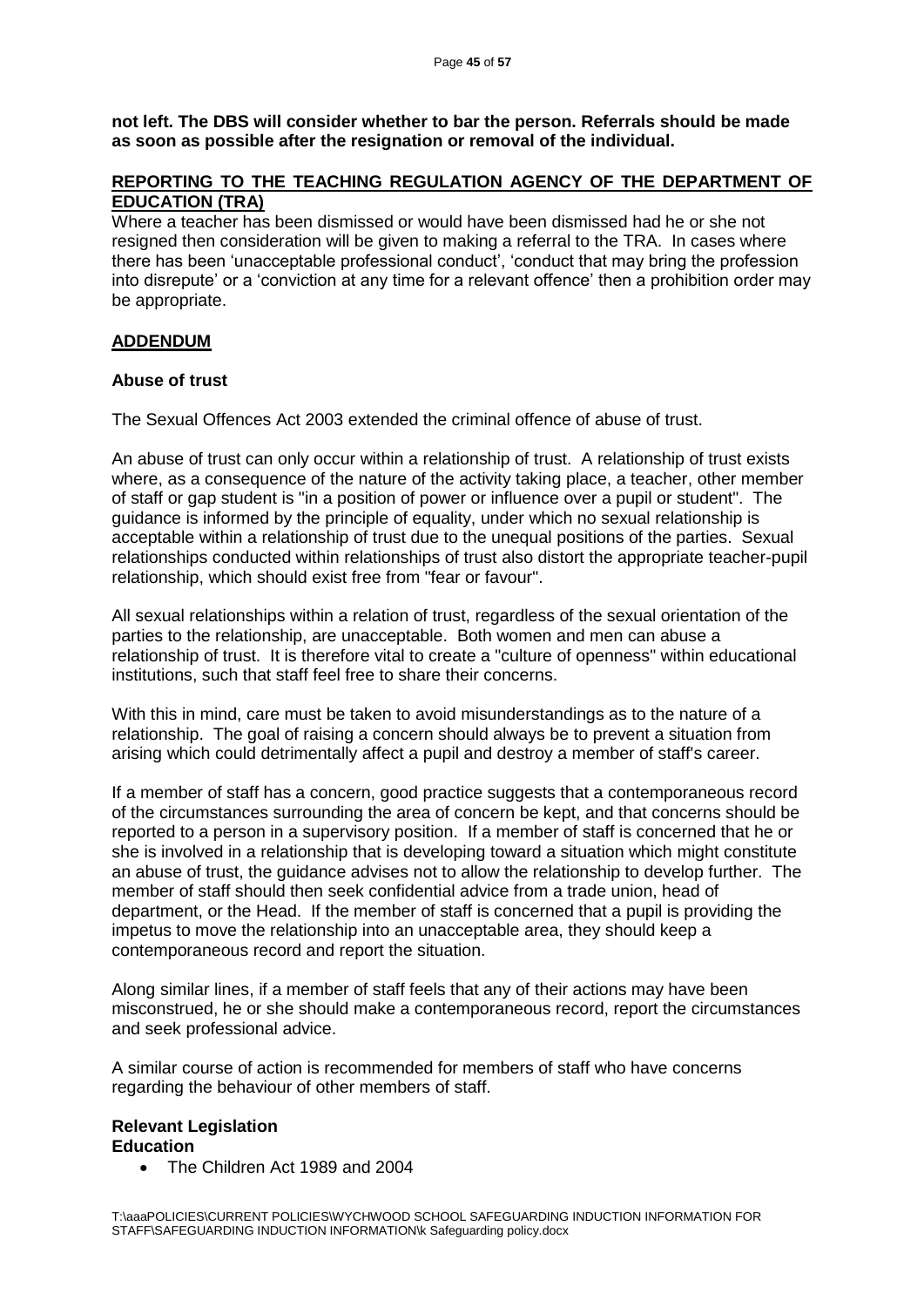**not left. The DBS will consider whether to bar the person. Referrals should be made as soon as possible after the resignation or removal of the individual.**

## REPORTING TO THE TEACHING REGULATION AGENCY OF THE DEPARTMENT OF EDUCATION (TRA)

Where a teacher has been dismissed or would have been dismissed had he or she not resigned then consideration will be given to making a referral to the TRA. In cases where there has been 'unacceptable professional conduct', 'conduct that may bring the profession into disrepute' or a 'conviction at any time for a relevant offence' then a prohibition order may be appropriate.

## ADDENDUM

### Abuse of trust

The Sexual Offences Act 2003 extended the criminal offence of abuse of trust.

An abuse of trust can only occur within a relationship of trust. A relationship of trust exists where, as a consequence of the nature of the activity taking place, a teacher, other member of staff or gap student is "in a position of power or influence over a pupil or student". The guidance is informed by the principle of equality, under which no sexual relationship is acceptable within a relationship of trust due to the unequal positions of the parties. Sexual relationships conducted within relationships of trust also distort the appropriate teacher-pupil relationship, which should exist free from "fear or favour".

All sexual relationships within a relation of trust, regardless of the sexual orientation of the parties to the relationship, are unacceptable. Both women and men can abuse a relationship of trust. It is therefore vital to create a "culture of openness" within educational institutions, such that staff feel free to share their concerns.

With this in mind, care must be taken to avoid misunderstandings as to the nature of a relationship. The goal of raising a concern should always be to prevent a situation from arising which could detrimentally affect a pupil and destroy a member of staff's career.

If a member of staff has a concern, good practice suggests that a contemporaneous record of the circumstances surrounding the area of concern be kept, and that concerns should be reported to a person in a supervisory position. If a member of staff is concerned that he or she is involved in a relationship that is developing toward a situation which might constitute an abuse of trust, the guidance advises not to allow the relationship to develop further. The member of staff should then seek confidential advice from a trade union, head of department, or the Head. If the member of staff is concerned that a pupil is providing the impetus to move the relationship into an unacceptable area, they should keep a contemporaneous record and report the situation.

Along similar lines, if a member of staff feels that any of their actions may have been misconstrued, he or she should make a contemporaneous record, report the circumstances and seek professional advice.

A similar course of action is recommended for members of staff who have concerns regarding the behaviour of other members of staff.

### Relevant Legislation

**Education**

- The Children Act 1989 and 2004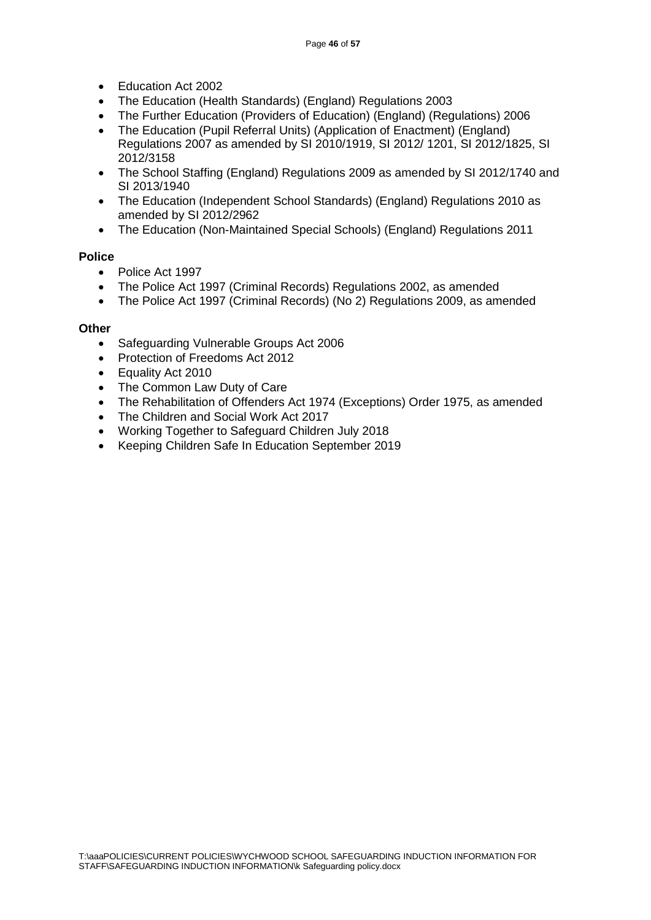- Education Act 2002
- The Education (Health Standards) (England) Regulations 2003
- The Further Education (Providers of Education) (England) (Regulations) 2006
- The Education (Pupil Referral Units) (Application of Enactment) (England) Regulations 2007 as amended by SI 2010/1919, SI 2012/ 1201, SI 2012/1825, SI 2012/3158
- The School Staffing (England) Regulations 2009 as amended by SI 2012/1740 and SI 2013/1940
- The Education (Independent School Standards) (England) Regulations 2010 as amended by SI 2012/2962
- The Education (Non-Maintained Special Schools) (England) Regulations 2011

**Police**

- Police Act 1997
- The Police Act 1997 (Criminal Records) Regulations 2002, as amended
- The Police Act 1997 (Criminal Records) (No 2) Regulations 2009, as amended

**Other**

- Safeguarding Vulnerable Groups Act 2006
- Protection of Freedoms Act 2012
- Equality Act 2010
- The Common Law Duty of Care
- The Rehabilitation of Offenders Act 1974 (Exceptions) Order 1975, as amended
- The Children and Social Work Act 2017
- Working Together to Safeguard Children July 2018
- Keeping Children Safe In Education September 2019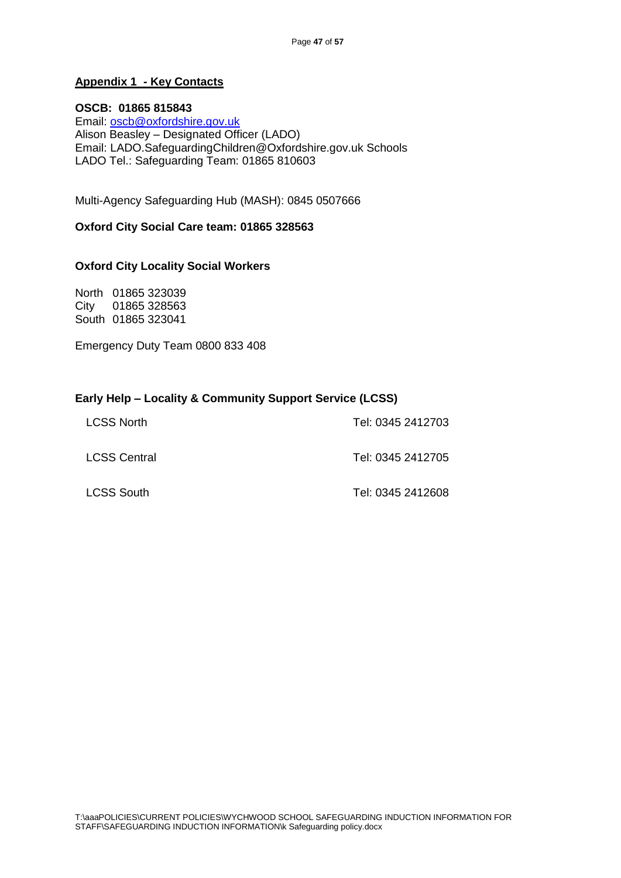## Appendix 1 - Key Contacts

**OSCB: 01865 815843**
Email: oscb@oxfordshire.gov.uk
Alison Beasley – Designated Officer (LADO)
Email: LADO.SafeguardingChildren@Oxfordshire.gov.uk Schools
LADO Tel.: Safeguarding Team: 01865 810603

Multi-Agency Safeguarding Hub (MASH): 0845 0507666

**Oxford City Social Care team: 01865 328563**

**Oxford City Locality Social Workers**

North 01865 323039
City 01865 328563
South 01865 323041

Emergency Duty Team 0800 833 408

**Early Help – Locality & Community Support Service (LCSS)**

| | |
|---|---|
| LCSS North | Tel: 0345 2412703 |
| LCSS Central | Tel: 0345 2412705 |
| LCSS South | Tel: 0345 2412608 |

T:\aaaPOLICIES\CURRENT POLICIES\WYCHWOOD SCHOOL SAFEGUARDING INDUCTION INFORMATION FOR STAFF\SAFEGUARDING INDUCTION INFORMATION\k Safeguarding policy.docx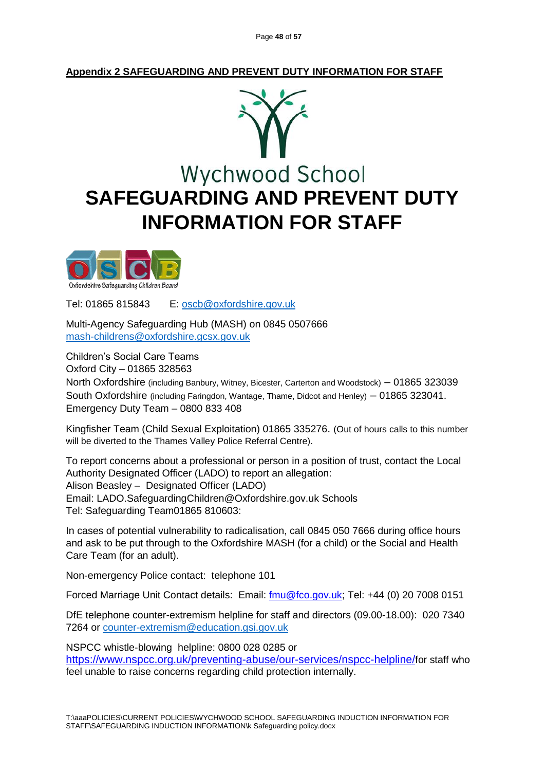**Appendix 2 SAFEGUARDING AND PREVENT DUTY INFORMATION FOR STAFF**

Wychwood School

# SAFEGUARDING AND PREVENT DUTY INFORMATION FOR STAFF

Oxfordshire Safeguarding Children Board

Tel: 01865 815843 E: oscb@oxfordshire.gov.uk

Multi-Agency Safeguarding Hub (MASH) on 0845 0507666
mash-childrens@oxfordshire.gcsx.gov.uk

Children's Social Care Teams
Oxford City – 01865 328563
North Oxfordshire (including Banbury, Witney, Bicester, Carterton and Woodstock) – 01865 323039
South Oxfordshire (including Faringdon, Wantage, Thame, Didcot and Henley) – 01865 323041.
Emergency Duty Team – 0800 833 408

Kingfisher Team (Child Sexual Exploitation) 01865 335276. (Out of hours calls to this number will be diverted to the Thames Valley Police Referral Centre).

To report concerns about a professional or person in a position of trust, contact the Local Authority Designated Officer (LADO) to report an allegation:
Alison Beasley – Designated Officer (LADO)
Email: LADO.SafeguardingChildren@Oxfordshire.gov.uk Schools
Tel: Safeguarding Team01865 810603:

In cases of potential vulnerability to radicalisation, call 0845 050 7666 during office hours and ask to be put through to the Oxfordshire MASH (for a child) or the Social and Health Care Team (for an adult).

Non-emergency Police contact: telephone 101

Forced Marriage Unit Contact details: Email: fmu@fco.gov.uk; Tel: +44 (0) 20 7008 0151

DfE telephone counter-extremism helpline for staff and directors (09.00-18.00): 020 7340 7264 or counter-extremism@education.gsi.gov.uk

NSPCC whistle-blowing helpline: 0800 028 0285 or https://www.nspcc.org.uk/preventing-abuse/our-services/nspcc-helpline/for staff who feel unable to raise concerns regarding child protection internally.

T:\aaaPOLICIES\CURRENT POLICIES\WYCHWOOD SCHOOL SAFEGUARDING INDUCTION INFORMATION FOR STAFF\SAFEGUARDING INDUCTION INFORMATION\k Safeguarding policy.docx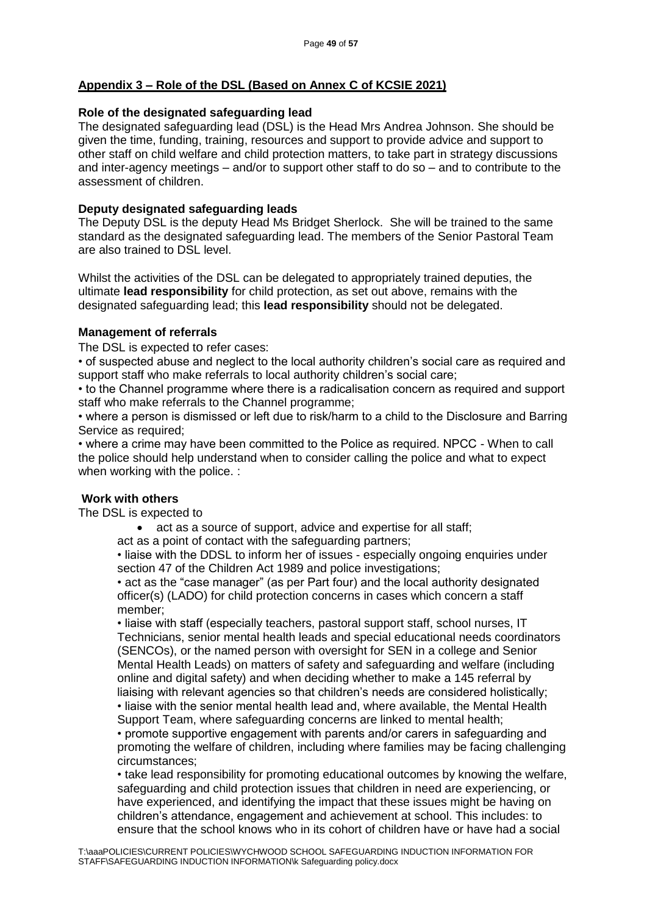## Appendix 3 – Role of the DSL (Based on Annex C of KCSIE 2021)

**Role of the designated safeguarding lead**

The designated safeguarding lead (DSL) is the Head Mrs Andrea Johnson. She should be given the time, funding, training, resources and support to provide advice and support to other staff on child welfare and child protection matters, to take part in strategy discussions and inter-agency meetings – and/or to support other staff to do so – and to contribute to the assessment of children.

**Deputy designated safeguarding leads**

The Deputy DSL is the deputy Head Ms Bridget Sherlock. She will be trained to the same standard as the designated safeguarding lead. The members of the Senior Pastoral Team are also trained to DSL level.

Whilst the activities of the DSL can be delegated to appropriately trained deputies, the ultimate **lead responsibility** for child protection, as set out above, remains with the designated safeguarding lead; this **lead responsibility** should not be delegated.

**Management of referrals**

The DSL is expected to refer cases:

• of suspected abuse and neglect to the local authority children's social care as required and support staff who make referrals to local authority children's social care;

• to the Channel programme where there is a radicalisation concern as required and support staff who make referrals to the Channel programme;

• where a person is dismissed or left due to risk/harm to a child to the Disclosure and Barring Service as required;

• where a crime may have been committed to the Police as required. NPCC - When to call the police should help understand when to consider calling the police and what to expect when working with the police. :

**Work with others**

The DSL is expected to

- act as a source of support, advice and expertise for all staff;

act as a point of contact with the safeguarding partners;

• liaise with the DDSL to inform her of issues - especially ongoing enquiries under section 47 of the Children Act 1989 and police investigations;

• act as the "case manager" (as per Part four) and the local authority designated officer(s) (LADO) for child protection concerns in cases which concern a staff member;

• liaise with staff (especially teachers, pastoral support staff, school nurses, IT Technicians, senior mental health leads and special educational needs coordinators (SENCOs), or the named person with oversight for SEN in a college and Senior Mental Health Leads) on matters of safety and safeguarding and welfare (including online and digital safety) and when deciding whether to make a 145 referral by liaising with relevant agencies so that children's needs are considered holistically;

• liaise with the senior mental health lead and, where available, the Mental Health Support Team, where safeguarding concerns are linked to mental health;

• promote supportive engagement with parents and/or carers in safeguarding and promoting the welfare of children, including where families may be facing challenging circumstances;

• take lead responsibility for promoting educational outcomes by knowing the welfare, safeguarding and child protection issues that children in need are experiencing, or have experienced, and identifying the impact that these issues might be having on children's attendance, engagement and achievement at school. This includes: to ensure that the school knows who in its cohort of children have or have had a social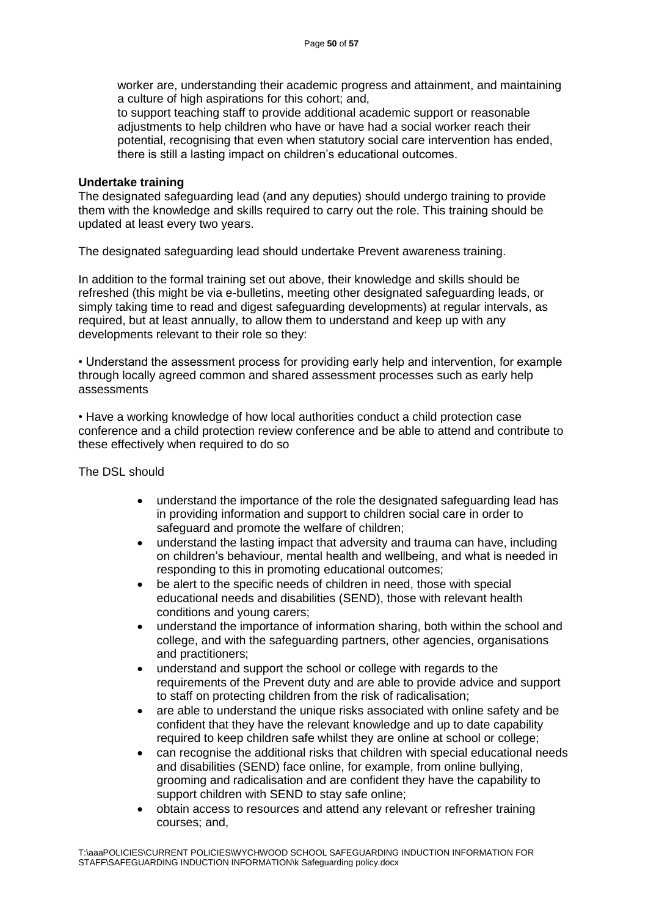worker are, understanding their academic progress and attainment, and maintaining a culture of high aspirations for this cohort; and,

to support teaching staff to provide additional academic support or reasonable adjustments to help children who have or have had a social worker reach their potential, recognising that even when statutory social care intervention has ended, there is still a lasting impact on children's educational outcomes.

**Undertake training**

The designated safeguarding lead (and any deputies) should undergo training to provide them with the knowledge and skills required to carry out the role. This training should be updated at least every two years.

The designated safeguarding lead should undertake Prevent awareness training.

In addition to the formal training set out above, their knowledge and skills should be refreshed (this might be via e-bulletins, meeting other designated safeguarding leads, or simply taking time to read and digest safeguarding developments) at regular intervals, as required, but at least annually, to allow them to understand and keep up with any developments relevant to their role so they:

• Understand the assessment process for providing early help and intervention, for example through locally agreed common and shared assessment processes such as early help assessments

• Have a working knowledge of how local authorities conduct a child protection case conference and a child protection review conference and be able to attend and contribute to these effectively when required to do so

The DSL should

- understand the importance of the role the designated safeguarding lead has in providing information and support to children social care in order to safeguard and promote the welfare of children;
- understand the lasting impact that adversity and trauma can have, including on children's behaviour, mental health and wellbeing, and what is needed in responding to this in promoting educational outcomes;
- be alert to the specific needs of children in need, those with special educational needs and disabilities (SEND), those with relevant health conditions and young carers;
- understand the importance of information sharing, both within the school and college, and with the safeguarding partners, other agencies, organisations and practitioners;
- understand and support the school or college with regards to the requirements of the Prevent duty and are able to provide advice and support to staff on protecting children from the risk of radicalisation;
- are able to understand the unique risks associated with online safety and be confident that they have the relevant knowledge and up to date capability required to keep children safe whilst they are online at school or college;
- can recognise the additional risks that children with special educational needs and disabilities (SEND) face online, for example, from online bullying, grooming and radicalisation and are confident they have the capability to support children with SEND to stay safe online;
- obtain access to resources and attend any relevant or refresher training courses; and,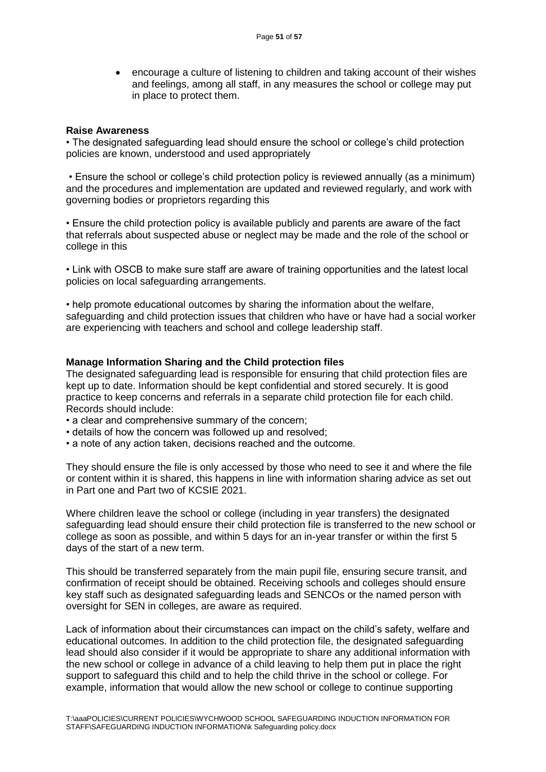- encourage a culture of listening to children and taking account of their wishes and feelings, among all staff, in any measures the school or college may put in place to protect them.

**Raise Awareness**

• The designated safeguarding lead should ensure the school or college's child protection policies are known, understood and used appropriately

• Ensure the school or college's child protection policy is reviewed annually (as a minimum) and the procedures and implementation are updated and reviewed regularly, and work with governing bodies or proprietors regarding this

• Ensure the child protection policy is available publicly and parents are aware of the fact that referrals about suspected abuse or neglect may be made and the role of the school or college in this

• Link with OSCB to make sure staff are aware of training opportunities and the latest local policies on local safeguarding arrangements.

• help promote educational outcomes by sharing the information about the welfare, safeguarding and child protection issues that children who have or have had a social worker are experiencing with teachers and school and college leadership staff.

**Manage Information Sharing and the Child protection files**

The designated safeguarding lead is responsible for ensuring that child protection files are kept up to date. Information should be kept confidential and stored securely. It is good practice to keep concerns and referrals in a separate child protection file for each child. Records should include:

• a clear and comprehensive summary of the concern;
• details of how the concern was followed up and resolved;
• a note of any action taken, decisions reached and the outcome.

They should ensure the file is only accessed by those who need to see it and where the file or content within it is shared, this happens in line with information sharing advice as set out in Part one and Part two of KCSIE 2021.

Where children leave the school or college (including in year transfers) the designated safeguarding lead should ensure their child protection file is transferred to the new school or college as soon as possible, and within 5 days for an in-year transfer or within the first 5 days of the start of a new term.

This should be transferred separately from the main pupil file, ensuring secure transit, and confirmation of receipt should be obtained. Receiving schools and colleges should ensure key staff such as designated safeguarding leads and SENCOs or the named person with oversight for SEN in colleges, are aware as required.

Lack of information about their circumstances can impact on the child's safety, welfare and educational outcomes. In addition to the child protection file, the designated safeguarding lead should also consider if it would be appropriate to share any additional information with the new school or college in advance of a child leaving to help them put in place the right support to safeguard this child and to help the child thrive in the school or college. For example, information that would allow the new school or college to continue supporting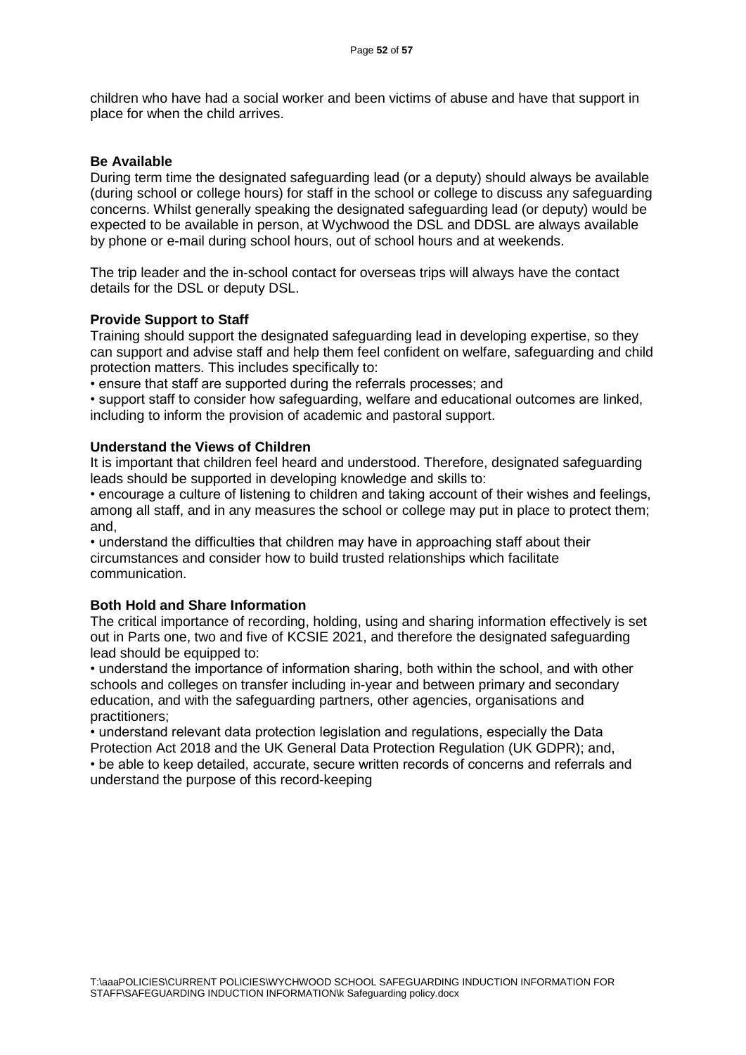children who have had a social worker and been victims of abuse and have that support in place for when the child arrives.

**Be Available**

During term time the designated safeguarding lead (or a deputy) should always be available (during school or college hours) for staff in the school or college to discuss any safeguarding concerns. Whilst generally speaking the designated safeguarding lead (or deputy) would be expected to be available in person, at Wychwood the DSL and DDSL are always available by phone or e-mail during school hours, out of school hours and at weekends.

The trip leader and the in-school contact for overseas trips will always have the contact details for the DSL or deputy DSL.

**Provide Support to Staff**

Training should support the designated safeguarding lead in developing expertise, so they can support and advise staff and help them feel confident on welfare, safeguarding and child protection matters. This includes specifically to:

- ensure that staff are supported during the referrals processes; and
- support staff to consider how safeguarding, welfare and educational outcomes are linked, including to inform the provision of academic and pastoral support.

**Understand the Views of Children**

It is important that children feel heard and understood. Therefore, designated safeguarding leads should be supported in developing knowledge and skills to:

- encourage a culture of listening to children and taking account of their wishes and feelings, among all staff, and in any measures the school or college may put in place to protect them; and,
- understand the difficulties that children may have in approaching staff about their circumstances and consider how to build trusted relationships which facilitate communication.

**Both Hold and Share Information**

The critical importance of recording, holding, using and sharing information effectively is set out in Parts one, two and five of KCSIE 2021, and therefore the designated safeguarding lead should be equipped to:

- understand the importance of information sharing, both within the school, and with other schools and colleges on transfer including in-year and between primary and secondary education, and with the safeguarding partners, other agencies, organisations and practitioners;
- understand relevant data protection legislation and regulations, especially the Data Protection Act 2018 and the UK General Data Protection Regulation (UK GDPR); and,
- be able to keep detailed, accurate, secure written records of concerns and referrals and understand the purpose of this record-keeping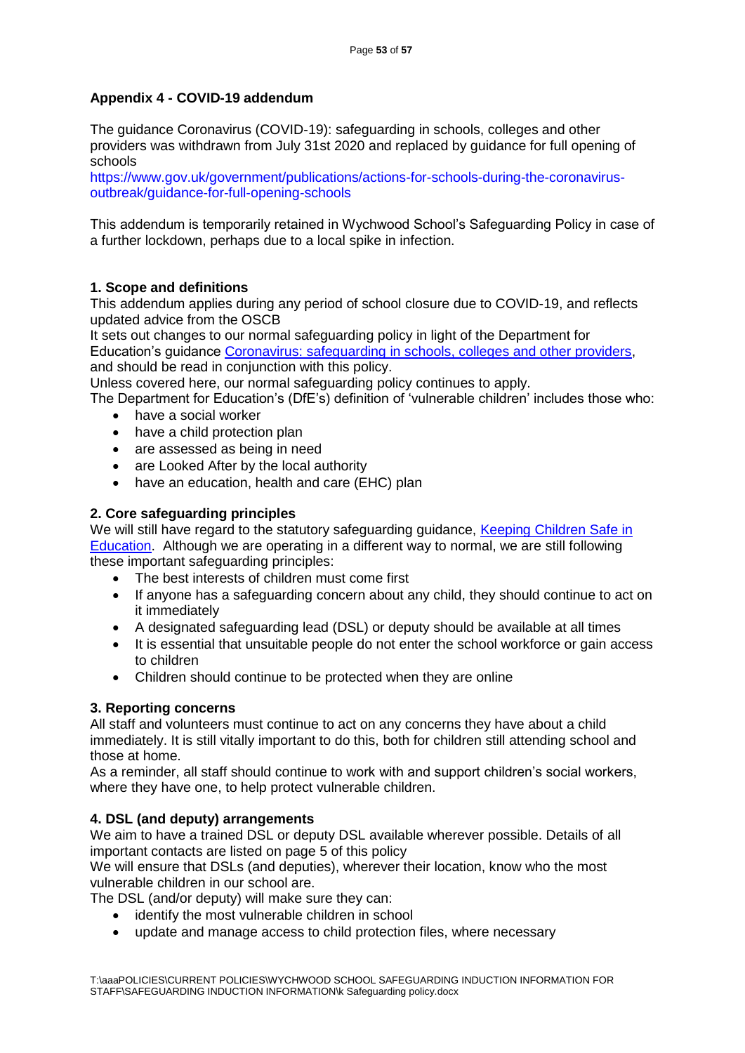## Appendix 4 - COVID-19 addendum

The guidance Coronavirus (COVID-19): safeguarding in schools, colleges and other providers was withdrawn from July 31st 2020 and replaced by guidance for full opening of schools
https://www.gov.uk/government/publications/actions-for-schools-during-the-coronavirus-outbreak/guidance-for-full-opening-schools

This addendum is temporarily retained in Wychwood School's Safeguarding Policy in case of a further lockdown, perhaps due to a local spike in infection.

### 1. Scope and definitions

This addendum applies during any period of school closure due to COVID-19, and reflects updated advice from the OSCB

It sets out changes to our normal safeguarding policy in light of the Department for Education's guidance [Coronavirus: safeguarding in schools, colleges and other providers](), and should be read in conjunction with this policy.

Unless covered here, our normal safeguarding policy continues to apply.

The Department for Education's (DfE's) definition of 'vulnerable children' includes those who:

- have a social worker
- have a child protection plan
- are assessed as being in need
- are Looked After by the local authority
- have an education, health and care (EHC) plan

### 2. Core safeguarding principles

We will still have regard to the statutory safeguarding guidance, [Keeping Children Safe in Education](). Although we are operating in a different way to normal, we are still following these important safeguarding principles:

- The best interests of children must come first
- If anyone has a safeguarding concern about any child, they should continue to act on it immediately
- A designated safeguarding lead (DSL) or deputy should be available at all times
- It is essential that unsuitable people do not enter the school workforce or gain access to children
- Children should continue to be protected when they are online

### 3. Reporting concerns

All staff and volunteers must continue to act on any concerns they have about a child immediately. It is still vitally important to do this, both for children still attending school and those at home.

As a reminder, all staff should continue to work with and support children's social workers, where they have one, to help protect vulnerable children.

### 4. DSL (and deputy) arrangements

We aim to have a trained DSL or deputy DSL available wherever possible. Details of all important contacts are listed on page 5 of this policy

We will ensure that DSLs (and deputies), wherever their location, know who the most vulnerable children in our school are.

The DSL (and/or deputy) will make sure they can:

- identify the most vulnerable children in school
- update and manage access to child protection files, where necessary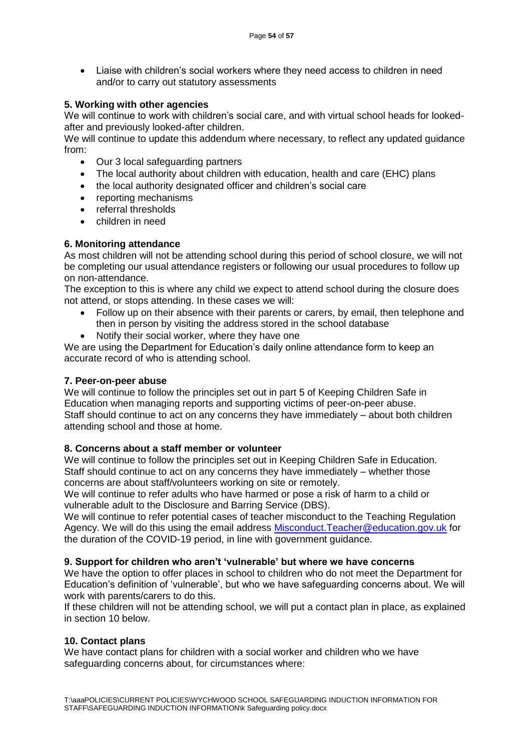- Liaise with children's social workers where they need access to children in need and/or to carry out statutory assessments

**5. Working with other agencies**

We will continue to work with children's social care, and with virtual school heads for looked-after and previously looked-after children.

We will continue to update this addendum where necessary, to reflect any updated guidance from:

- Our 3 local safeguarding partners
- The local authority about children with education, health and care (EHC) plans
- the local authority designated officer and children's social care
- reporting mechanisms
- referral thresholds
- children in need

**6. Monitoring attendance**

As most children will not be attending school during this period of school closure, we will not be completing our usual attendance registers or following our usual procedures to follow up on non-attendance.

The exception to this is where any child we expect to attend school during the closure does not attend, or stops attending. In these cases we will:

- Follow up on their absence with their parents or carers, by email, then telephone and then in person by visiting the address stored in the school database
- Notify their social worker, where they have one

We are using the Department for Education's daily online attendance form to keep an accurate record of who is attending school.

**7. Peer-on-peer abuse**

We will continue to follow the principles set out in part 5 of Keeping Children Safe in Education when managing reports and supporting victims of peer-on-peer abuse.

Staff should continue to act on any concerns they have immediately – about both children attending school and those at home.

**8. Concerns about a staff member or volunteer**

We will continue to follow the principles set out in Keeping Children Safe in Education.

Staff should continue to act on any concerns they have immediately – whether those concerns are about staff/volunteers working on site or remotely.

We will continue to refer adults who have harmed or pose a risk of harm to a child or vulnerable adult to the Disclosure and Barring Service (DBS).

We will continue to refer potential cases of teacher misconduct to the Teaching Regulation Agency. We will do this using the email address Misconduct.Teacher@education.gov.uk for the duration of the COVID-19 period, in line with government guidance.

**9. Support for children who aren't 'vulnerable' but where we have concerns**

We have the option to offer places in school to children who do not meet the Department for Education's definition of 'vulnerable', but who we have safeguarding concerns about. We will work with parents/carers to do this.

If these children will not be attending school, we will put a contact plan in place, as explained in section 10 below.

**10. Contact plans**

We have contact plans for children with a social worker and children who we have safeguarding concerns about, for circumstances where:

T:\aaaPOLICIES\CURRENT POLICIES\WYCHWOOD SCHOOL SAFEGUARDING INDUCTION INFORMATION FOR STAFF\SAFEGUARDING INDUCTION INFORMATION\k Safeguarding policy.docx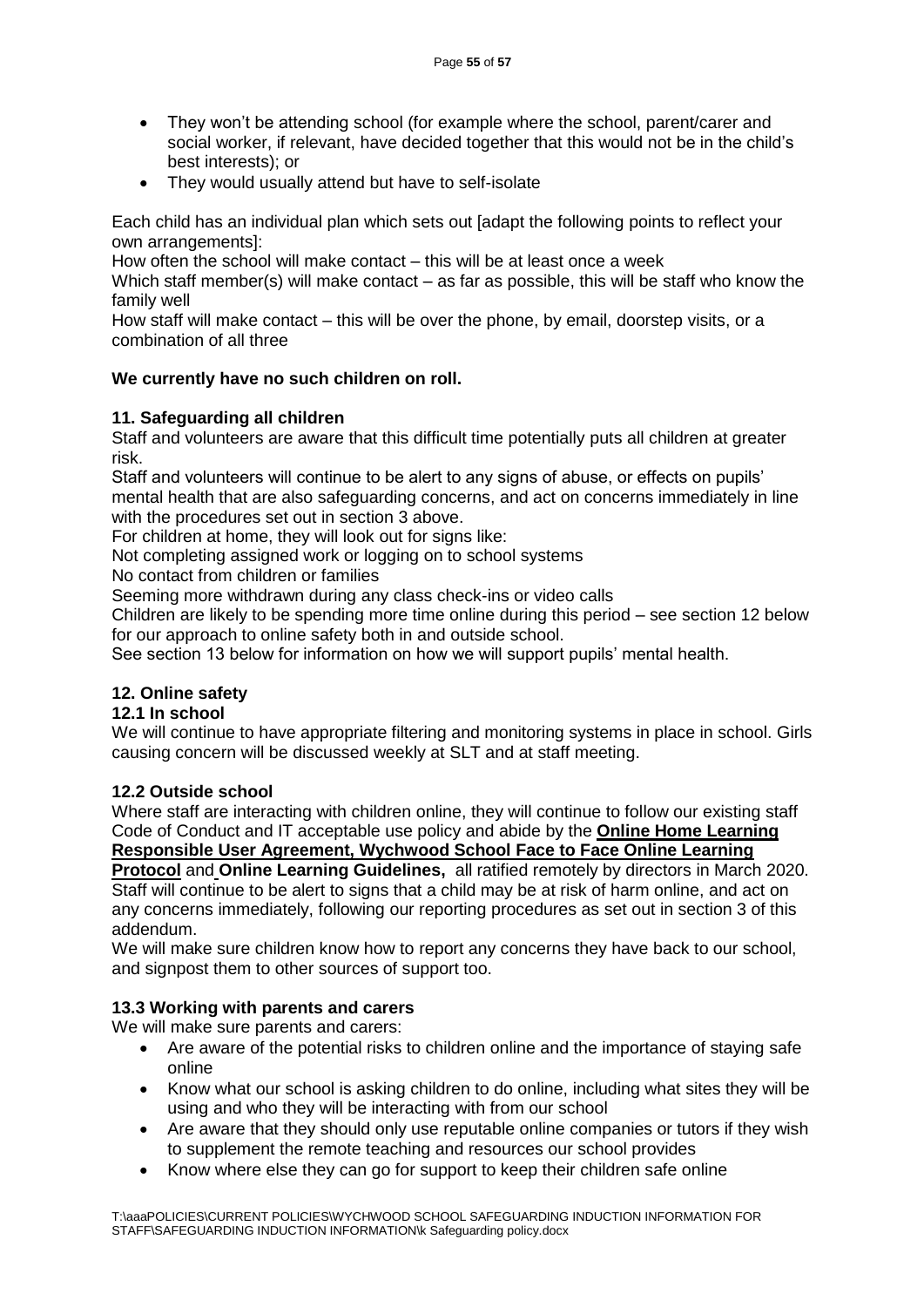- They won't be attending school (for example where the school, parent/carer and social worker, if relevant, have decided together that this would not be in the child's best interests); or
- They would usually attend but have to self-isolate

Each child has an individual plan which sets out [adapt the following points to reflect your own arrangements]:

How often the school will make contact – this will be at least once a week

Which staff member(s) will make contact – as far as possible, this will be staff who know the family well

How staff will make contact – this will be over the phone, by email, doorstep visits, or a combination of all three

**We currently have no such children on roll.**

### 11. Safeguarding all children

Staff and volunteers are aware that this difficult time potentially puts all children at greater risk.

Staff and volunteers will continue to be alert to any signs of abuse, or effects on pupils' mental health that are also safeguarding concerns, and act on concerns immediately in line with the procedures set out in section 3 above.

For children at home, they will look out for signs like:

Not completing assigned work or logging on to school systems

No contact from children or families

Seeming more withdrawn during any class check-ins or video calls

Children are likely to be spending more time online during this period – see section 12 below for our approach to online safety both in and outside school.

See section 13 below for information on how we will support pupils' mental health.

### 12. Online safety

#### 12.1 In school

We will continue to have appropriate filtering and monitoring systems in place in school. Girls causing concern will be discussed weekly at SLT and at staff meeting.

#### 12.2 Outside school

Where staff are interacting with children online, they will continue to follow our existing staff Code of Conduct and IT acceptable use policy and abide by the **Online Home Learning Responsible User Agreement, Wychwood School Face to Face Online Learning Protocol** and **Online Learning Guidelines,** all ratified remotely by directors in March 2020.

Staff will continue to be alert to signs that a child may be at risk of harm online, and act on any concerns immediately, following our reporting procedures as set out in section 3 of this addendum.

We will make sure children know how to report any concerns they have back to our school, and signpost them to other sources of support too.

#### 13.3 Working with parents and carers

We will make sure parents and carers:

- Are aware of the potential risks to children online and the importance of staying safe online
- Know what our school is asking children to do online, including what sites they will be using and who they will be interacting with from our school
- Are aware that they should only use reputable online companies or tutors if they wish to supplement the remote teaching and resources our school provides
- Know where else they can go for support to keep their children safe online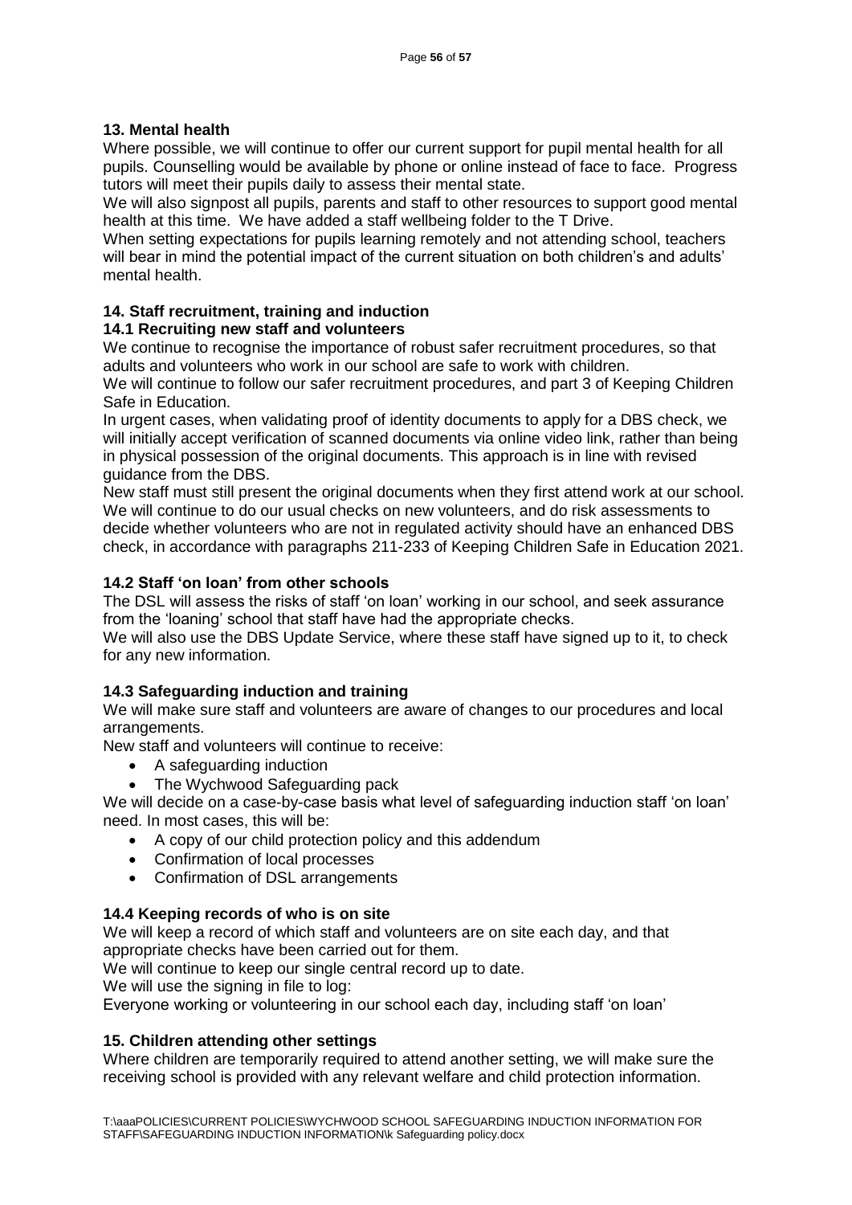## 13. Mental health

Where possible, we will continue to offer our current support for pupil mental health for all pupils. Counselling would be available by phone or online instead of face to face. Progress tutors will meet their pupils daily to assess their mental state.

We will also signpost all pupils, parents and staff to other resources to support good mental health at this time. We have added a staff wellbeing folder to the T Drive.

When setting expectations for pupils learning remotely and not attending school, teachers will bear in mind the potential impact of the current situation on both children's and adults' mental health.

## 14. Staff recruitment, training and induction

### 14.1 Recruiting new staff and volunteers

We continue to recognise the importance of robust safer recruitment procedures, so that adults and volunteers who work in our school are safe to work with children.

We will continue to follow our safer recruitment procedures, and part 3 of Keeping Children Safe in Education.

In urgent cases, when validating proof of identity documents to apply for a DBS check, we will initially accept verification of scanned documents via online video link, rather than being in physical possession of the original documents. This approach is in line with revised guidance from the DBS.

New staff must still present the original documents when they first attend work at our school.

We will continue to do our usual checks on new volunteers, and do risk assessments to decide whether volunteers who are not in regulated activity should have an enhanced DBS check, in accordance with paragraphs 211-233 of Keeping Children Safe in Education 2021.

### 14.2 Staff 'on loan' from other schools

The DSL will assess the risks of staff 'on loan' working in our school, and seek assurance from the 'loaning' school that staff have had the appropriate checks.

We will also use the DBS Update Service, where these staff have signed up to it, to check for any new information.

### 14.3 Safeguarding induction and training

We will make sure staff and volunteers are aware of changes to our procedures and local arrangements.

New staff and volunteers will continue to receive:

- A safeguarding induction
- The Wychwood Safeguarding pack

We will decide on a case-by-case basis what level of safeguarding induction staff 'on loan' need. In most cases, this will be:

- A copy of our child protection policy and this addendum
- Confirmation of local processes
- Confirmation of DSL arrangements

### 14.4 Keeping records of who is on site

We will keep a record of which staff and volunteers are on site each day, and that appropriate checks have been carried out for them.

We will continue to keep our single central record up to date.

We will use the signing in file to log:

Everyone working or volunteering in our school each day, including staff 'on loan'

## 15. Children attending other settings

Where children are temporarily required to attend another setting, we will make sure the receiving school is provided with any relevant welfare and child protection information.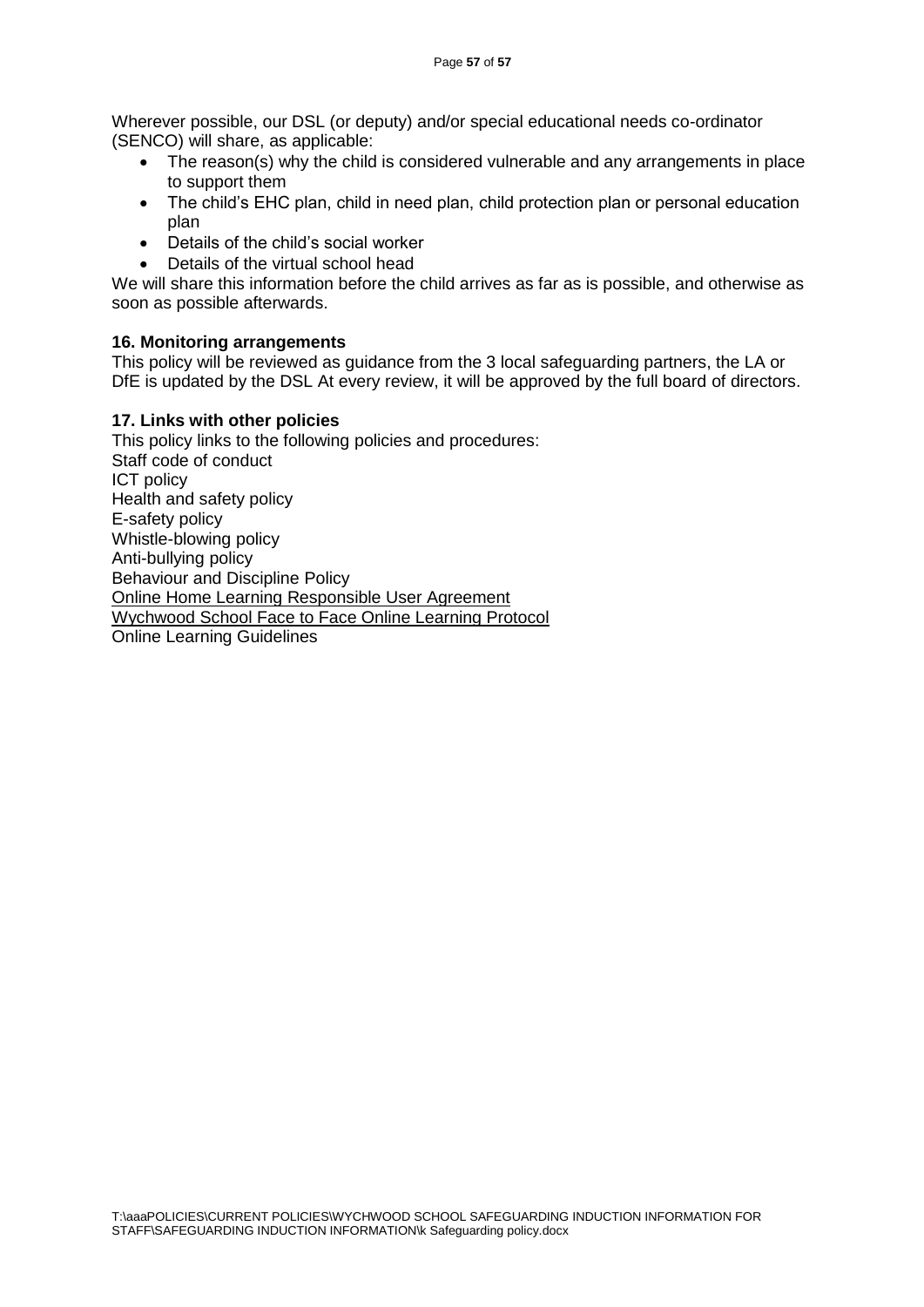Wherever possible, our DSL (or deputy) and/or special educational needs co-ordinator (SENCO) will share, as applicable:

- The reason(s) why the child is considered vulnerable and any arrangements in place to support them
- The child's EHC plan, child in need plan, child protection plan or personal education plan
- Details of the child's social worker
- Details of the virtual school head

We will share this information before the child arrives as far as is possible, and otherwise as soon as possible afterwards.

**16. Monitoring arrangements**

This policy will be reviewed as guidance from the 3 local safeguarding partners, the LA or DfE is updated by the DSL At every review, it will be approved by the full board of directors.

**17. Links with other policies**

This policy links to the following policies and procedures:
Staff code of conduct
ICT policy
Health and safety policy
E-safety policy
Whistle-blowing policy
Anti-bullying policy
Behaviour and Discipline Policy
Online Home Learning Responsible User Agreement
Wychwood School Face to Face Online Learning Protocol
Online Learning Guidelines